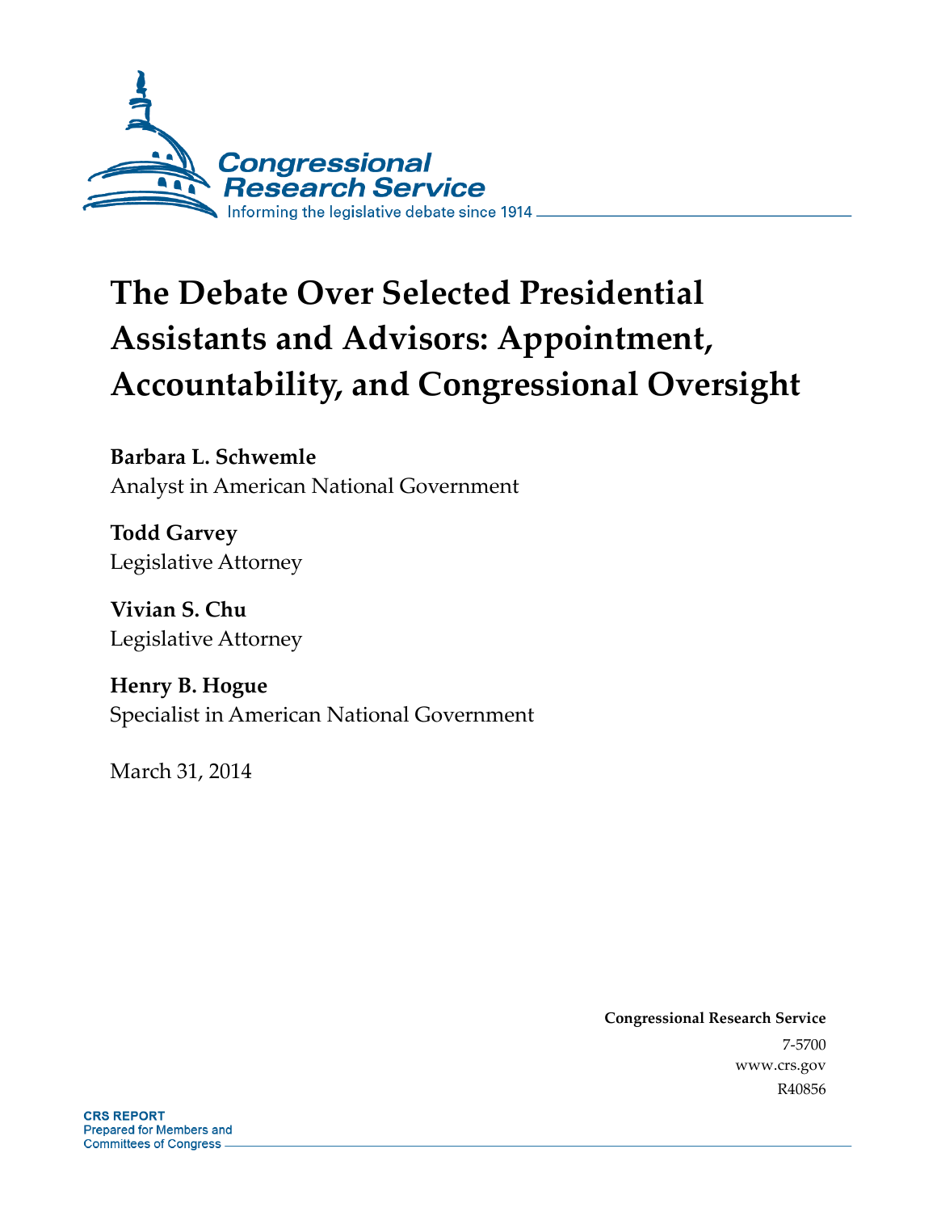Congressional Research Service

Informing the legislative debate since 1914

# The Debate Over Selected Presidential Assistants and Advisors: Appointment, Accountability, and Congressional Oversight

**Barbara L. Schwemle**
Analyst in American National Government

**Todd Garvey**
Legislative Attorney

**Vivian S. Chu**
Legislative Attorney

**Henry B. Hogue**
Specialist in American National Government

March 31, 2014

**Congressional Research Service**
7-5700
www.crs.gov
R40856

**CRS REPORT**
Prepared for Members and Committees of Congress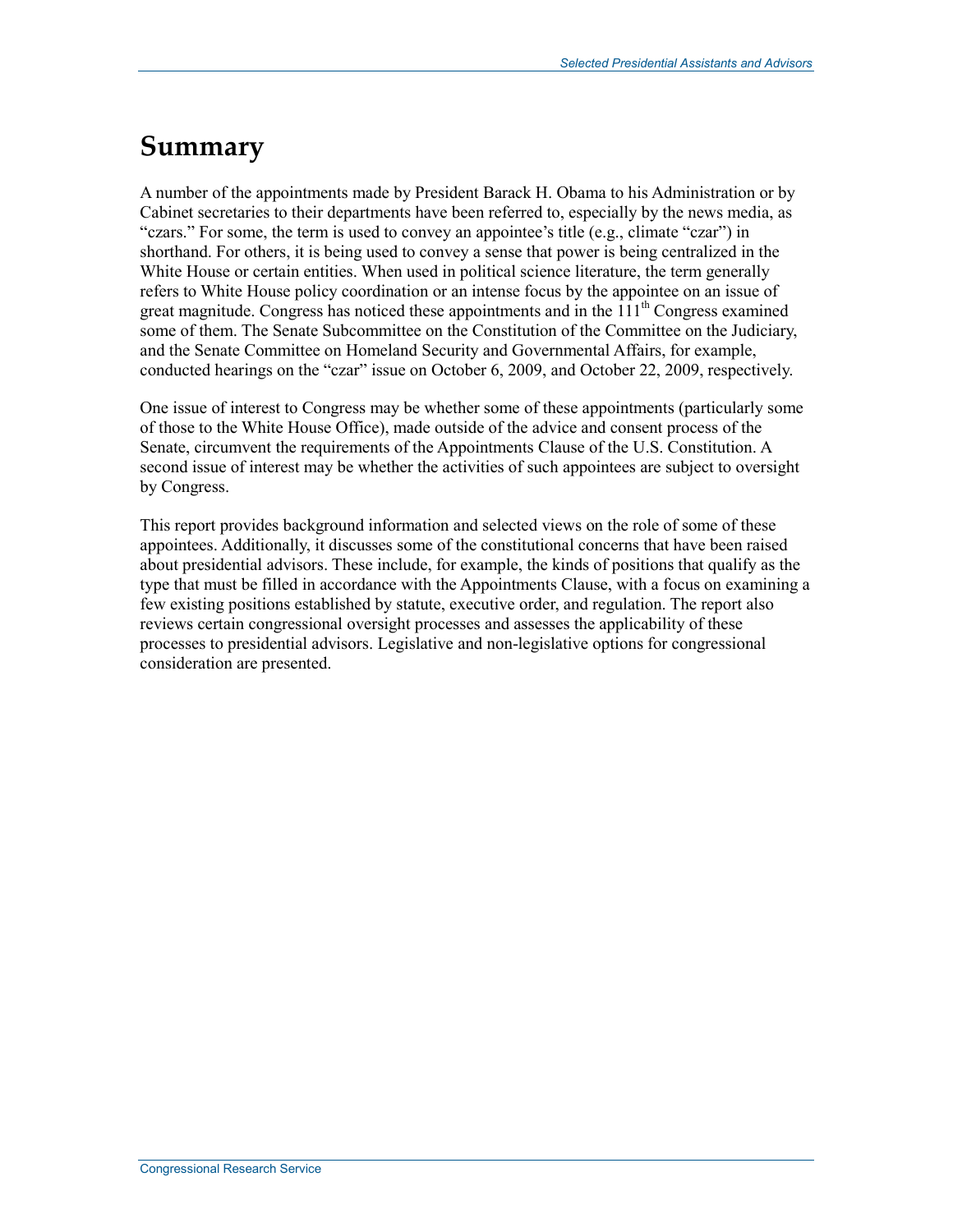# Summary

A number of the appointments made by President Barack H. Obama to his Administration or by Cabinet secretaries to their departments have been referred to, especially by the news media, as "czars." For some, the term is used to convey an appointee's title (e.g., climate "czar") in shorthand. For others, it is being used to convey a sense that power is being centralized in the White House or certain entities. When used in political science literature, the term generally refers to White House policy coordination or an intense focus by the appointee on an issue of great magnitude. Congress has noticed these appointments and in the 111th Congress examined some of them. The Senate Subcommittee on the Constitution of the Committee on the Judiciary, and the Senate Committee on Homeland Security and Governmental Affairs, for example, conducted hearings on the "czar" issue on October 6, 2009, and October 22, 2009, respectively.

One issue of interest to Congress may be whether some of these appointments (particularly some of those to the White House Office), made outside of the advice and consent process of the Senate, circumvent the requirements of the Appointments Clause of the U.S. Constitution. A second issue of interest may be whether the activities of such appointees are subject to oversight by Congress.

This report provides background information and selected views on the role of some of these appointees. Additionally, it discusses some of the constitutional concerns that have been raised about presidential advisors. These include, for example, the kinds of positions that qualify as the type that must be filled in accordance with the Appointments Clause, with a focus on examining a few existing positions established by statute, executive order, and regulation. The report also reviews certain congressional oversight processes and assesses the applicability of these processes to presidential advisors. Legislative and non-legislative options for congressional consideration are presented.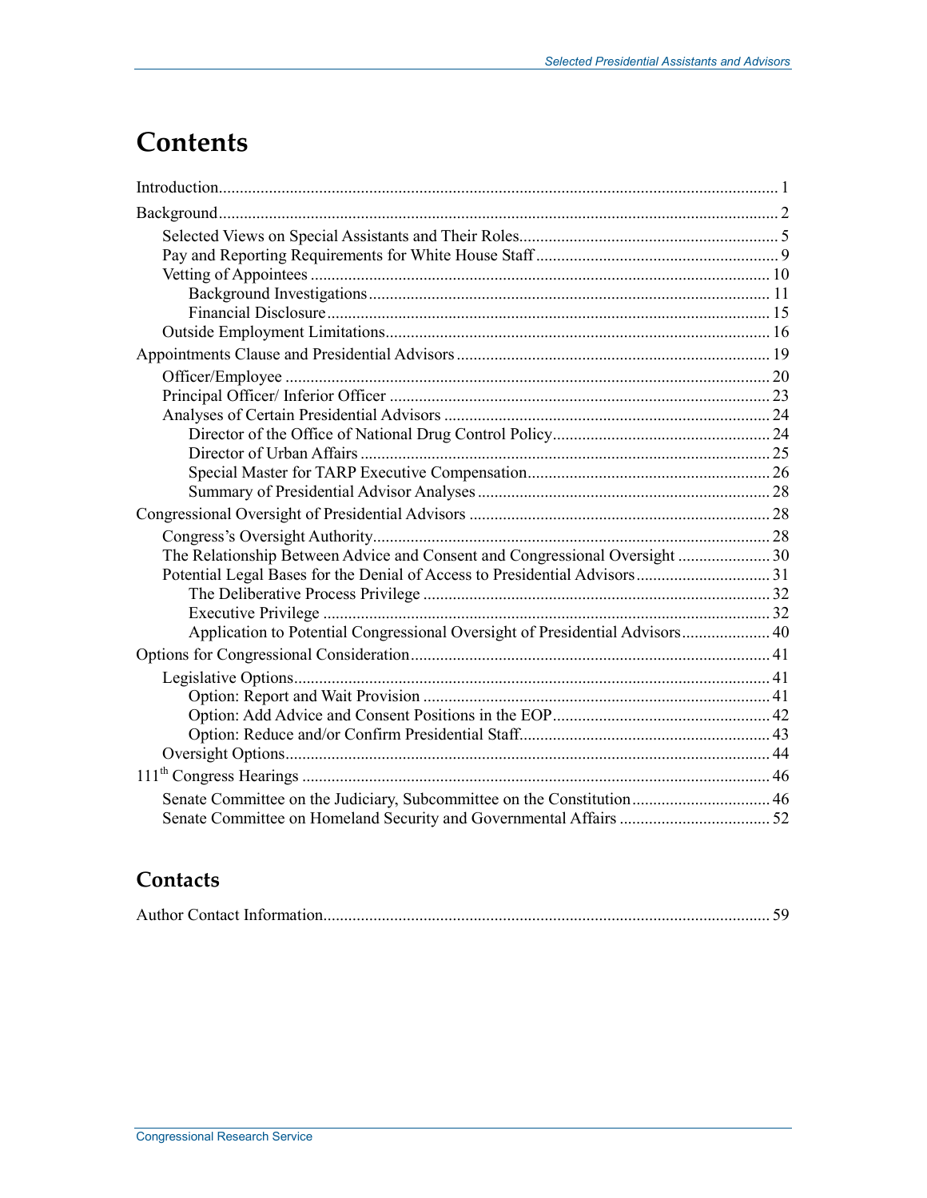# Contents

Introduction .................................................................................................................................... 1

Background .................................................................................................................................... 2

- Selected Views on Special Assistants and Their Roles ............................................................ 5
- Pay and Reporting Requirements for White House Staff ......................................................... 9
- Vetting of Appointees ............................................................................................................ 10
  - Background Investigations ............................................................................................... 11
  - Financial Disclosure ........................................................................................................ 15
- Outside Employment Limitations ........................................................................................... 16

Appointments Clause and Presidential Advisors ........................................................................... 19

- Officer/Employee ................................................................................................................... 20
- Principal Officer/ Inferior Officer .......................................................................................... 23
- Analyses of Certain Presidential Advisors ............................................................................. 24
  - Director of the Office of National Drug Control Policy .................................................... 24
  - Director of Urban Affairs ................................................................................................. 25
  - Special Master for TARP Executive Compensation .......................................................... 26
  - Summary of Presidential Advisor Analyses ..................................................................... 28

Congressional Oversight of Presidential Advisors ........................................................................ 28

- Congress's Oversight Authority .............................................................................................. 28
- The Relationship Between Advice and Consent and Congressional Oversight ...................... 30
- Potential Legal Bases for the Denial of Access to Presidential Advisors ................................ 31
  - The Deliberative Process Privilege .................................................................................. 32
  - Executive Privilege .......................................................................................................... 32
  - Application to Potential Congressional Oversight of Presidential Advisors ..................... 40

Options for Congressional Consideration ..................................................................................... 41

- Legislative Options ................................................................................................................. 41
  - Option: Report and Wait Provision .................................................................................. 41
  - Option: Add Advice and Consent Positions in the EOP .................................................... 42
  - Option: Reduce and/or Confirm Presidential Staff ........................................................... 43
- Oversight Options ................................................................................................................... 44

111th Congress Hearings ............................................................................................................... 46

- Senate Committee on the Judiciary, Subcommittee on the Constitution ................................. 46
- Senate Committee on Homeland Security and Governmental Affairs .................................... 52

## Contacts

Author Contact Information .......................................................................................................... 59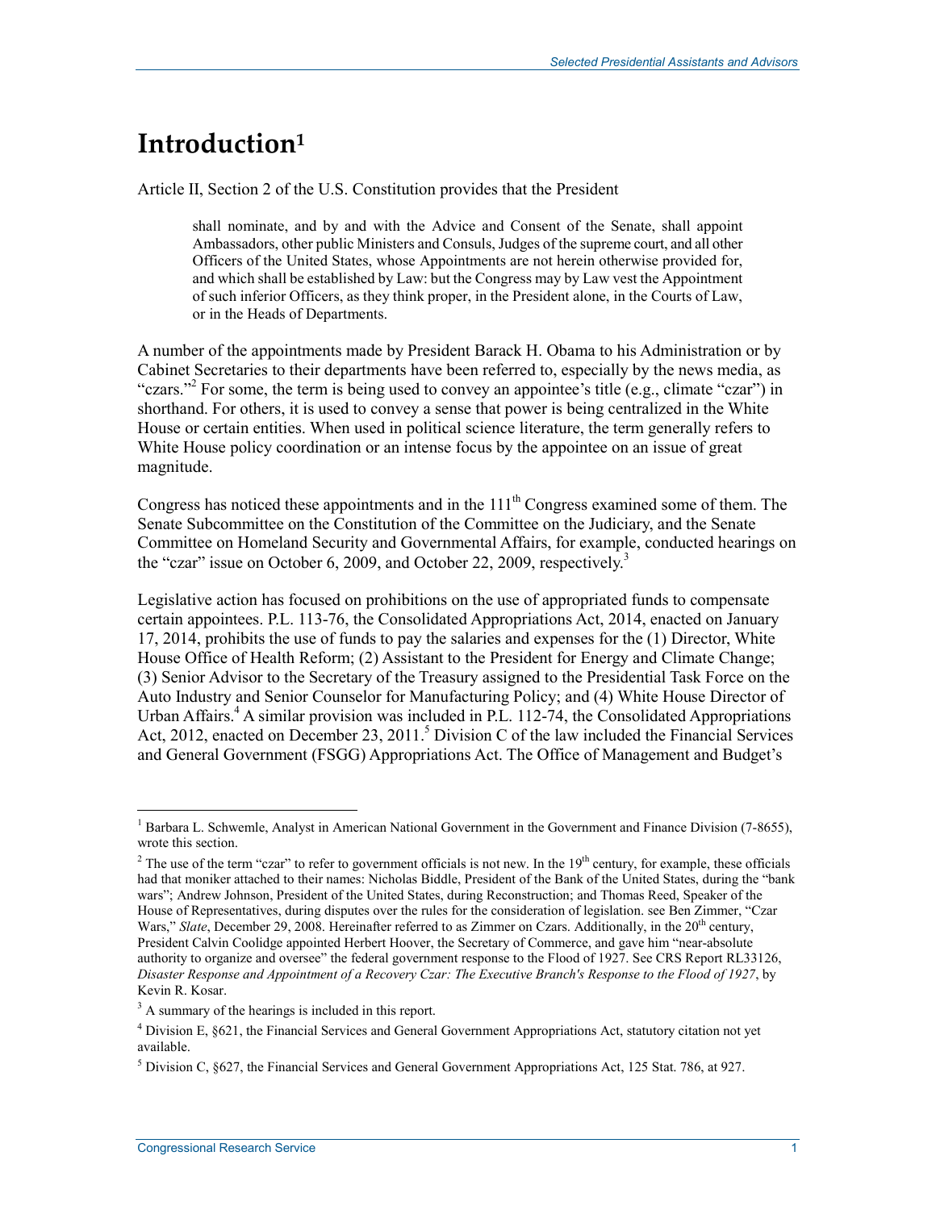# Introduction[1]

Article II, Section 2 of the U.S. Constitution provides that the President

> shall nominate, and by and with the Advice and Consent of the Senate, shall appoint Ambassadors, other public Ministers and Consuls, Judges of the supreme court, and all other Officers of the United States, whose Appointments are not herein otherwise provided for, and which shall be established by Law: but the Congress may by Law vest the Appointment of such inferior Officers, as they think proper, in the President alone, in the Courts of Law, or in the Heads of Departments.

A number of the appointments made by President Barack H. Obama to his Administration or by Cabinet Secretaries to their departments have been referred to, especially by the news media, as "czars."[2] For some, the term is being used to convey an appointee's title (e.g., climate "czar") in shorthand. For others, it is used to convey a sense that power is being centralized in the White House or certain entities. When used in political science literature, the term generally refers to White House policy coordination or an intense focus by the appointee on an issue of great magnitude.

Congress has noticed these appointments and in the 111th Congress examined some of them. The Senate Subcommittee on the Constitution of the Committee on the Judiciary, and the Senate Committee on Homeland Security and Governmental Affairs, for example, conducted hearings on the "czar" issue on October 6, 2009, and October 22, 2009, respectively.[3]

Legislative action has focused on prohibitions on the use of appropriated funds to compensate certain appointees. P.L. 113-76, the Consolidated Appropriations Act, 2014, enacted on January 17, 2014, prohibits the use of funds to pay the salaries and expenses for the (1) Director, White House Office of Health Reform; (2) Assistant to the President for Energy and Climate Change; (3) Senior Advisor to the Secretary of the Treasury assigned to the Presidential Task Force on the Auto Industry and Senior Counselor for Manufacturing Policy; and (4) White House Director of Urban Affairs.[4] A similar provision was included in P.L. 112-74, the Consolidated Appropriations Act, 2012, enacted on December 23, 2011.[5] Division C of the law included the Financial Services and General Government (FSGG) Appropriations Act. The Office of Management and Budget's

---

[1] Barbara L. Schwemle, Analyst in American National Government in the Government and Finance Division (7-8655), wrote this section.

[2] The use of the term "czar" to refer to government officials is not new. In the 19th century, for example, these officials had that moniker attached to their names: Nicholas Biddle, President of the Bank of the United States, during the "bank wars"; Andrew Johnson, President of the United States, during Reconstruction; and Thomas Reed, Speaker of the House of Representatives, during disputes over the rules for the consideration of legislation. see Ben Zimmer, "Czar Wars," *Slate*, December 29, 2008. Hereinafter referred to as Zimmer on Czars. Additionally, in the 20th century, President Calvin Coolidge appointed Herbert Hoover, the Secretary of Commerce, and gave him "near-absolute authority to organize and oversee" the federal government response to the Flood of 1927. See CRS Report RL33126, *Disaster Response and Appointment of a Recovery Czar: The Executive Branch's Response to the Flood of 1927*, by Kevin R. Kosar.

[3] A summary of the hearings is included in this report.

[4] Division E, §621, the Financial Services and General Government Appropriations Act, statutory citation not yet available.

[5] Division C, §627, the Financial Services and General Government Appropriations Act, 125 Stat. 786, at 927.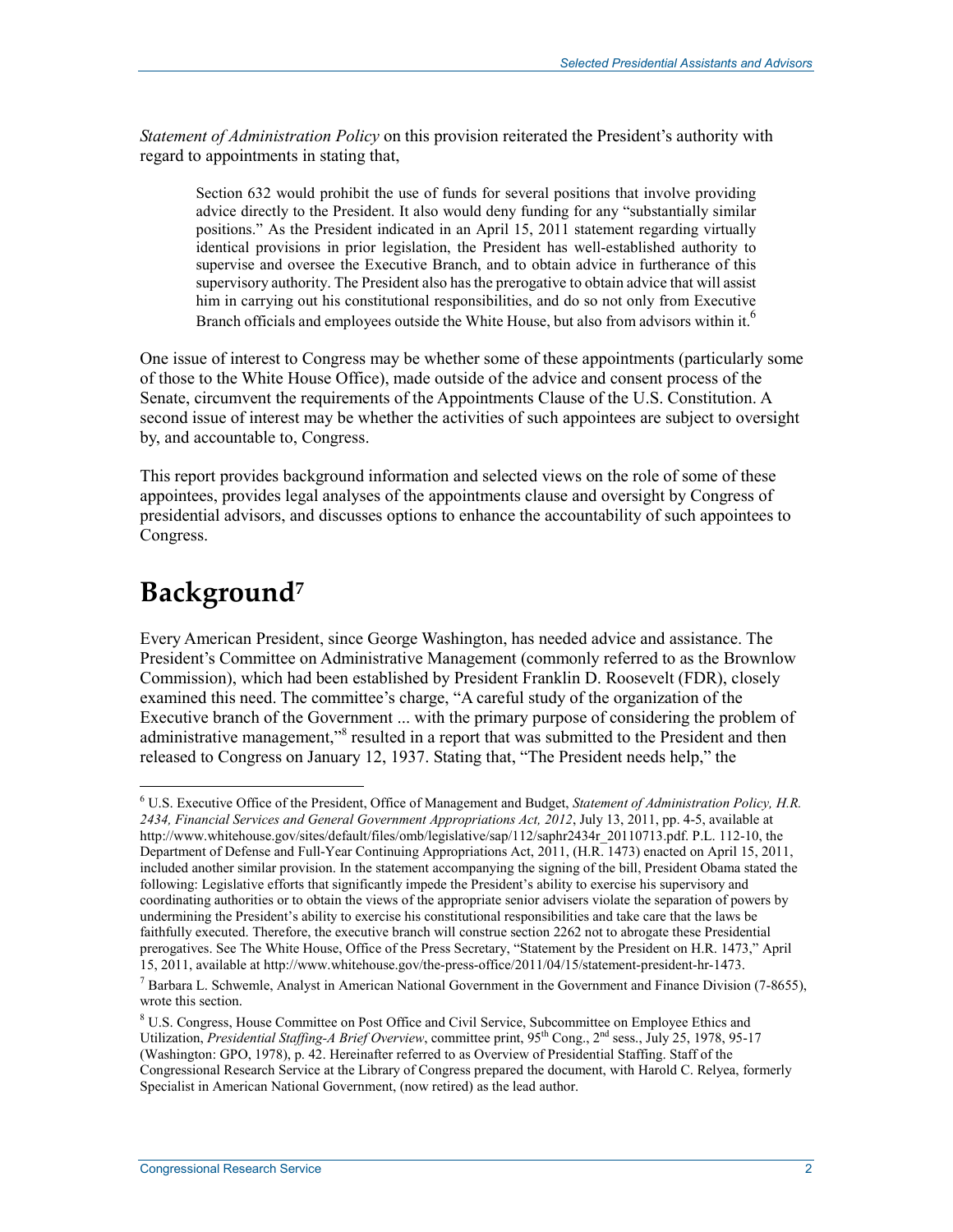*Statement of Administration Policy* on this provision reiterated the President's authority with regard to appointments in stating that,

> Section 632 would prohibit the use of funds for several positions that involve providing advice directly to the President. It also would deny funding for any "substantially similar positions." As the President indicated in an April 15, 2011 statement regarding virtually identical provisions in prior legislation, the President has well-established authority to supervise and oversee the Executive Branch, and to obtain advice in furtherance of this supervisory authority. The President also has the prerogative to obtain advice that will assist him in carrying out his constitutional responsibilities, and do so not only from Executive Branch officials and employees outside the White House, but also from advisors within it.[6]

One issue of interest to Congress may be whether some of these appointments (particularly some of those to the White House Office), made outside of the advice and consent process of the Senate, circumvent the requirements of the Appointments Clause of the U.S. Constitution. A second issue of interest may be whether the activities of such appointees are subject to oversight by, and accountable to, Congress.

This report provides background information and selected views on the role of some of these appointees, provides legal analyses of the appointments clause and oversight by Congress of presidential advisors, and discusses options to enhance the accountability of such appointees to Congress.

# Background[7]

Every American President, since George Washington, has needed advice and assistance. The President's Committee on Administrative Management (commonly referred to as the Brownlow Commission), which had been established by President Franklin D. Roosevelt (FDR), closely examined this need. The committee's charge, "A careful study of the organization of the Executive branch of the Government ... with the primary purpose of considering the problem of administrative management,"[8] resulted in a report that was submitted to the President and then released to Congress on January 12, 1937. Stating that, "The President needs help," the

---

[6] U.S. Executive Office of the President, Office of Management and Budget, *Statement of Administration Policy, H.R. 2434, Financial Services and General Government Appropriations Act, 2012*, July 13, 2011, pp. 4-5, available at http://www.whitehouse.gov/sites/default/files/omb/legislative/sap/112/saphr2434r_20110713.pdf. P.L. 112-10, the Department of Defense and Full-Year Continuing Appropriations Act, 2011, (H.R. 1473) enacted on April 15, 2011, included another similar provision. In the statement accompanying the signing of the bill, President Obama stated the following: Legislative efforts that significantly impede the President's ability to exercise his supervisory and coordinating authorities or to obtain the views of the appropriate senior advisers violate the separation of powers by undermining the President's ability to exercise his constitutional responsibilities and take care that the laws be faithfully executed. Therefore, the executive branch will construe section 2262 not to abrogate these Presidential prerogatives. See The White House, Office of the Press Secretary, "Statement by the President on H.R. 1473," April 15, 2011, available at http://www.whitehouse.gov/the-press-office/2011/04/15/statement-president-hr-1473.

[7] Barbara L. Schwemle, Analyst in American National Government in the Government and Finance Division (7-8655), wrote this section.

[8] U.S. Congress, House Committee on Post Office and Civil Service, Subcommittee on Employee Ethics and Utilization, *Presidential Staffing-A Brief Overview*, committee print, 95th Cong., 2nd sess., July 25, 1978, 95-17 (Washington: GPO, 1978), p. 42. Hereinafter referred to as Overview of Presidential Staffing. Staff of the Congressional Research Service at the Library of Congress prepared the document, with Harold C. Relyea, formerly Specialist in American National Government, (now retired) as the lead author.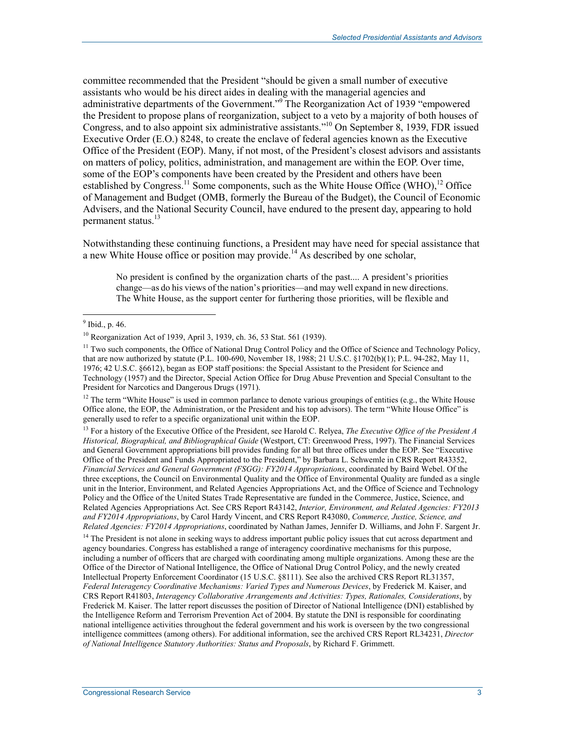committee recommended that the President "should be given a small number of executive assistants who would be his direct aides in dealing with the managerial agencies and administrative departments of the Government."[9] The Reorganization Act of 1939 "empowered the President to propose plans of reorganization, subject to a veto by a majority of both houses of Congress, and to also appoint six administrative assistants."[10] On September 8, 1939, FDR issued Executive Order (E.O.) 8248, to create the enclave of federal agencies known as the Executive Office of the President (EOP). Many, if not most, of the President's closest advisors and assistants on matters of policy, politics, administration, and management are within the EOP. Over time, some of the EOP's components have been created by the President and others have been established by Congress.[11] Some components, such as the White House Office (WHO),[12] Office of Management and Budget (OMB, formerly the Bureau of the Budget), the Council of Economic Advisers, and the National Security Council, have endured to the present day, appearing to hold permanent status.[13]

Notwithstanding these continuing functions, a President may have need for special assistance that a new White House office or position may provide.[14] As described by one scholar,

> No president is confined by the organization charts of the past.... A president's priorities change—as do his views of the nation's priorities—and may well expand in new directions. The White House, as the support center for furthering those priorities, will be flexible and

---

[9] Ibid., p. 46.

[10] Reorganization Act of 1939, April 3, 1939, ch. 36, 53 Stat. 561 (1939).

[11] Two such components, the Office of National Drug Control Policy and the Office of Science and Technology Policy, that are now authorized by statute (P.L. 100-690, November 18, 1988; 21 U.S.C. §1702(b)(1); P.L. 94-282, May 11, 1976; 42 U.S.C. §6612), began as EOP staff positions: the Special Assistant to the President for Science and Technology (1957) and the Director, Special Action Office for Drug Abuse Prevention and Special Consultant to the President for Narcotics and Dangerous Drugs (1971).

[12] The term "White House" is used in common parlance to denote various groupings of entities (e.g., the White House Office alone, the EOP, the Administration, or the President and his top advisors). The term "White House Office" is generally used to refer to a specific organizational unit within the EOP.

[13] For a history of the Executive Office of the President, see Harold C. Relyea, *The Executive Office of the President A Historical, Biographical, and Bibliographical Guide* (Westport, CT: Greenwood Press, 1997). The Financial Services and General Government appropriations bill provides funding for all but three offices under the EOP. See "Executive Office of the President and Funds Appropriated to the President," by Barbara L. Schwemle in CRS Report R43352, *Financial Services and General Government (FSGG): FY2014 Appropriations*, coordinated by Baird Webel. Of the three exceptions, the Council on Environmental Quality and the Office of Environmental Quality are funded as a single unit in the Interior, Environment, and Related Agencies Appropriations Act, and the Office of Science and Technology Policy and the Office of the United States Trade Representative are funded in the Commerce, Justice, Science, and Related Agencies Appropriations Act. See CRS Report R43142, *Interior, Environment, and Related Agencies: FY2013 and FY2014 Appropriations*, by Carol Hardy Vincent, and CRS Report R43080, *Commerce, Justice, Science, and Related Agencies: FY2014 Appropriations*, coordinated by Nathan James, Jennifer D. Williams, and John F. Sargent Jr.

[14] The President is not alone in seeking ways to address important public policy issues that cut across department and agency boundaries. Congress has established a range of interagency coordinative mechanisms for this purpose, including a number of officers that are charged with coordinating among multiple organizations. Among these are the Office of the Director of National Intelligence, the Office of National Drug Control Policy, and the newly created Intellectual Property Enforcement Coordinator (15 U.S.C. §8111). See also the archived CRS Report RL31357, *Federal Interagency Coordinative Mechanisms: Varied Types and Numerous Devices*, by Frederick M. Kaiser, and CRS Report R41803, *Interagency Collaborative Arrangements and Activities: Types, Rationales, Considerations*, by Frederick M. Kaiser. The latter report discusses the position of Director of National Intelligence (DNI) established by the Intelligence Reform and Terrorism Prevention Act of 2004. By statute the DNI is responsible for coordinating national intelligence activities throughout the federal government and his work is overseen by the two congressional intelligence committees (among others). For additional information, see the archived CRS Report RL34231, *Director of National Intelligence Statutory Authorities: Status and Proposals*, by Richard F. Grimmett.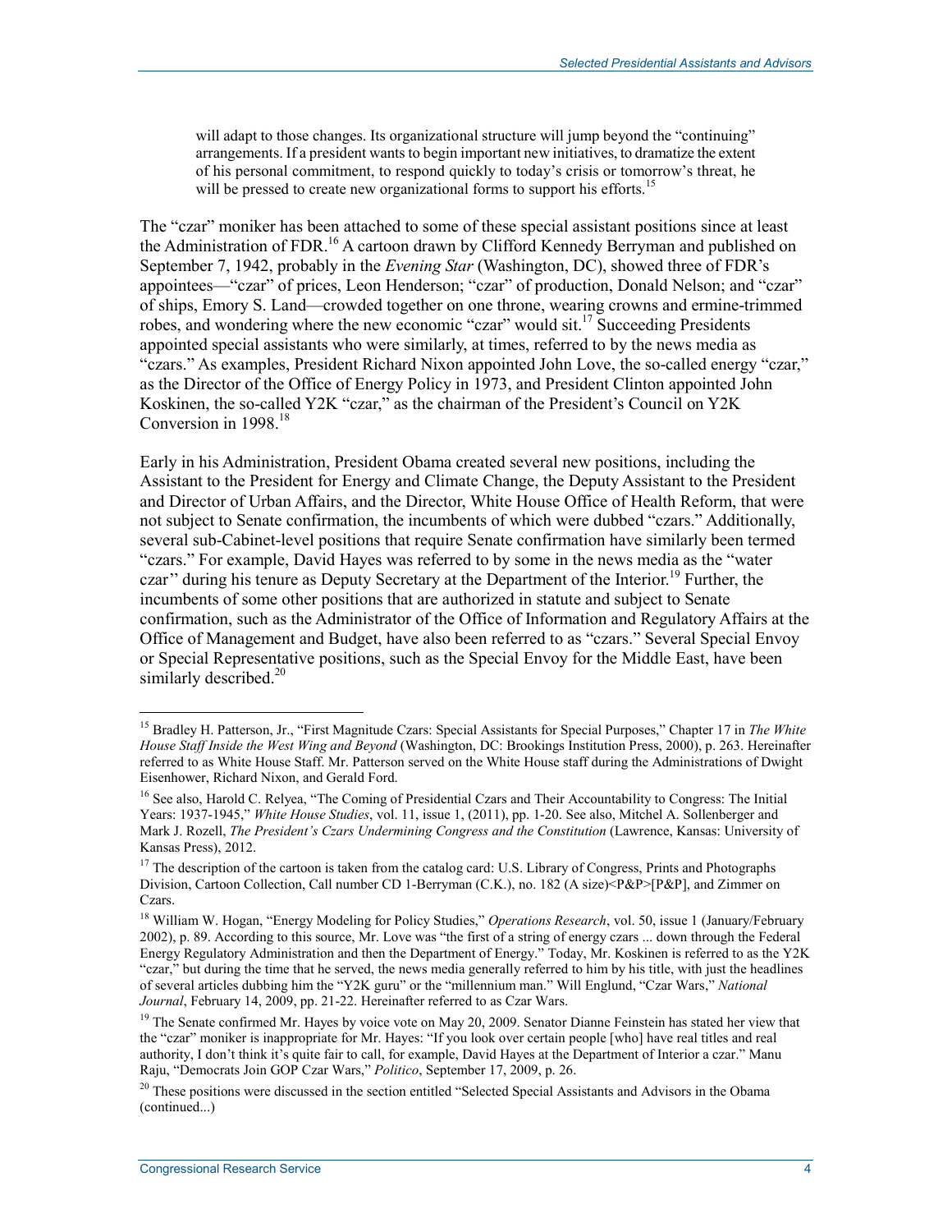> will adapt to those changes. Its organizational structure will jump beyond the "continuing" arrangements. If a president wants to begin important new initiatives, to dramatize the extent of his personal commitment, to respond quickly to today's crisis or tomorrow's threat, he will be pressed to create new organizational forms to support his efforts.[15]

The "czar" moniker has been attached to some of these special assistant positions since at least the Administration of FDR.[16] A cartoon drawn by Clifford Kennedy Berryman and published on September 7, 1942, probably in the *Evening Star* (Washington, DC), showed three of FDR's appointees—"czar" of prices, Leon Henderson; "czar" of production, Donald Nelson; and "czar" of ships, Emory S. Land—crowded together on one throne, wearing crowns and ermine-trimmed robes, and wondering where the new economic "czar" would sit.[17] Succeeding Presidents appointed special assistants who were similarly, at times, referred to by the news media as "czars." As examples, President Richard Nixon appointed John Love, the so-called energy "czar," as the Director of the Office of Energy Policy in 1973, and President Clinton appointed John Koskinen, the so-called Y2K "czar," as the chairman of the President's Council on Y2K Conversion in 1998.[18]

Early in his Administration, President Obama created several new positions, including the Assistant to the President for Energy and Climate Change, the Deputy Assistant to the President and Director of Urban Affairs, and the Director, White House Office of Health Reform, that were not subject to Senate confirmation, the incumbents of which were dubbed "czars." Additionally, several sub-Cabinet-level positions that require Senate confirmation have similarly been termed "czars." For example, David Hayes was referred to by some in the news media as the "water czar" during his tenure as Deputy Secretary at the Department of the Interior.[19] Further, the incumbents of some other positions that are authorized in statute and subject to Senate confirmation, such as the Administrator of the Office of Information and Regulatory Affairs at the Office of Management and Budget, have also been referred to as "czars." Several Special Envoy or Special Representative positions, such as the Special Envoy for the Middle East, have been similarly described.[20]

---

[15] Bradley H. Patterson, Jr., "First Magnitude Czars: Special Assistants for Special Purposes," Chapter 17 in *The White House Staff Inside the West Wing and Beyond* (Washington, DC: Brookings Institution Press, 2000), p. 263. Hereinafter referred to as White House Staff. Mr. Patterson served on the White House staff during the Administrations of Dwight Eisenhower, Richard Nixon, and Gerald Ford.

[16] See also, Harold C. Relyea, "The Coming of Presidential Czars and Their Accountability to Congress: The Initial Years: 1937-1945," *White House Studies*, vol. 11, issue 1, (2011), pp. 1-20. See also, Mitchel A. Sollenberger and Mark J. Rozell, *The President's Czars Undermining Congress and the Constitution* (Lawrence, Kansas: University of Kansas Press), 2012.

[17] The description of the cartoon is taken from the catalog card: U.S. Library of Congress, Prints and Photographs Division, Cartoon Collection, Call number CD 1-Berryman (C.K.), no. 182 (A size)<P&P>[P&P], and Zimmer on Czars.

[18] William W. Hogan, "Energy Modeling for Policy Studies," *Operations Research*, vol. 50, issue 1 (January/February 2002), p. 89. According to this source, Mr. Love was "the first of a string of energy czars ... down through the Federal Energy Regulatory Administration and then the Department of Energy." Today, Mr. Koskinen is referred to as the Y2K "czar," but during the time that he served, the news media generally referred to him by his title, with just the headlines of several articles dubbing him the "Y2K guru" or the "millennium man." Will Englund, "Czar Wars," *National Journal*, February 14, 2009, pp. 21-22. Hereinafter referred to as Czar Wars.

[19] The Senate confirmed Mr. Hayes by voice vote on May 20, 2009. Senator Dianne Feinstein has stated her view that the "czar" moniker is inappropriate for Mr. Hayes: "If you look over certain people [who] have real titles and real authority, I don't think it's quite fair to call, for example, David Hayes at the Department of Interior a czar." Manu Raju, "Democrats Join GOP Czar Wars," *Politico*, September 17, 2009, p. 26.

[20] These positions were discussed in the section entitled "Selected Special Assistants and Advisors in the Obama (continued...)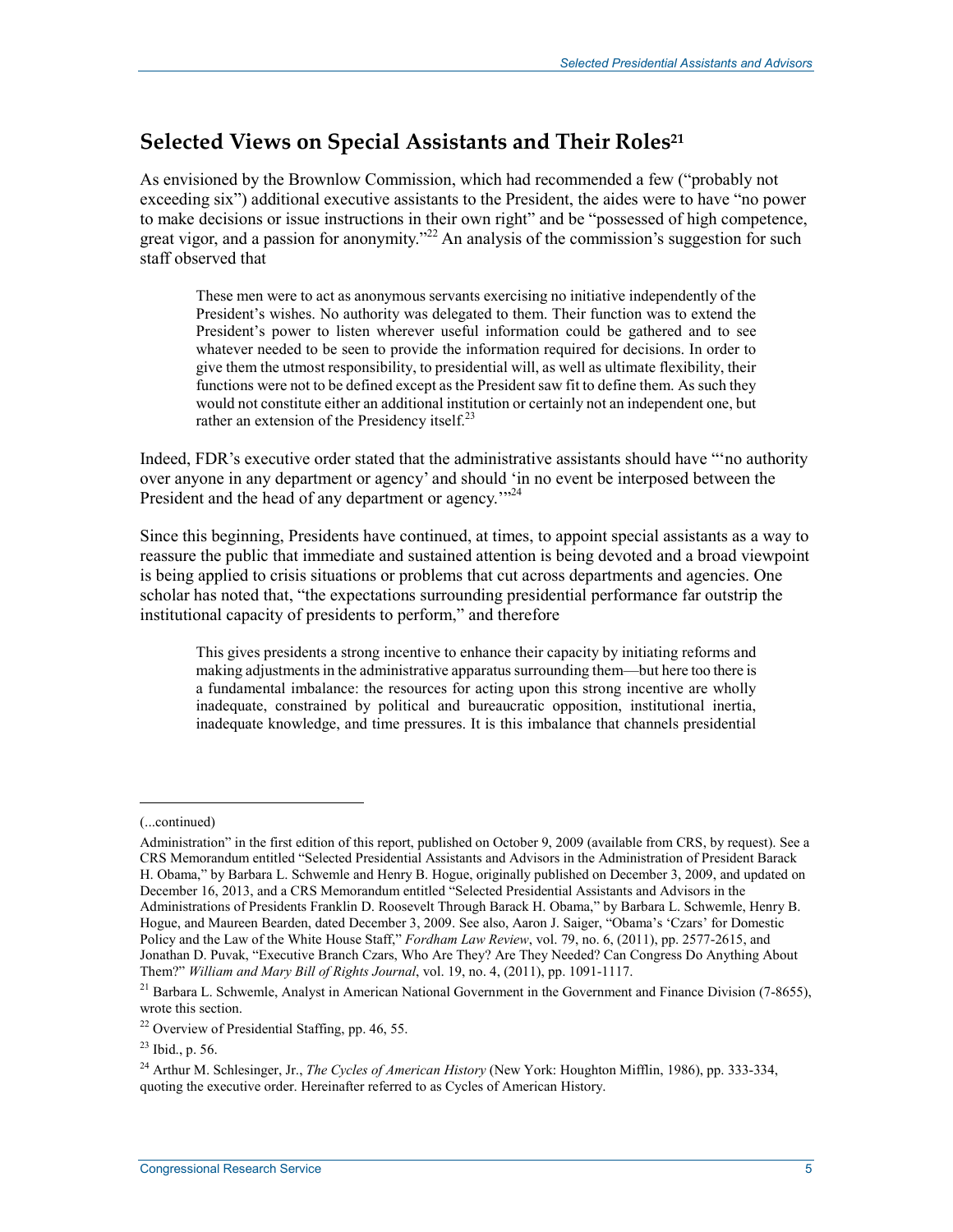## Selected Views on Special Assistants and Their Roles[21]

As envisioned by the Brownlow Commission, which had recommended a few ("probably not exceeding six") additional executive assistants to the President, the aides were to have "no power to make decisions or issue instructions in their own right" and be "possessed of high competence, great vigor, and a passion for anonymity."[22] An analysis of the commission's suggestion for such staff observed that

> These men were to act as anonymous servants exercising no initiative independently of the President's wishes. No authority was delegated to them. Their function was to extend the President's power to listen wherever useful information could be gathered and to see whatever needed to be seen to provide the information required for decisions. In order to give them the utmost responsibility, to presidential will, as well as ultimate flexibility, their functions were not to be defined except as the President saw fit to define them. As such they would not constitute either an additional institution or certainly not an independent one, but rather an extension of the Presidency itself.[23]

Indeed, FDR's executive order stated that the administrative assistants should have "'no authority over anyone in any department or agency' and should 'in no event be interposed between the President and the head of any department or agency.'"[24]

Since this beginning, Presidents have continued, at times, to appoint special assistants as a way to reassure the public that immediate and sustained attention is being devoted and a broad viewpoint is being applied to crisis situations or problems that cut across departments and agencies. One scholar has noted that, "the expectations surrounding presidential performance far outstrip the institutional capacity of presidents to perform," and therefore

> This gives presidents a strong incentive to enhance their capacity by initiating reforms and making adjustments in the administrative apparatus surrounding them—but here too there is a fundamental imbalance: the resources for acting upon this strong incentive are wholly inadequate, constrained by political and bureaucratic opposition, institutional inertia, inadequate knowledge, and time pressures. It is this imbalance that channels presidential

---

(...continued)

Administration" in the first edition of this report, published on October 9, 2009 (available from CRS, by request). See a CRS Memorandum entitled "Selected Presidential Assistants and Advisors in the Administration of President Barack H. Obama," by Barbara L. Schwemle and Henry B. Hogue, originally published on December 3, 2009, and updated on December 16, 2013, and a CRS Memorandum entitled "Selected Presidential Assistants and Advisors in the Administrations of Presidents Franklin D. Roosevelt Through Barack H. Obama," by Barbara L. Schwemle, Henry B. Hogue, and Maureen Bearden, dated December 3, 2009. See also, Aaron J. Saiger, "Obama's 'Czars' for Domestic Policy and the Law of the White House Staff," *Fordham Law Review*, vol. 79, no. 6, (2011), pp. 2577-2615, and Jonathan D. Puvak, "Executive Branch Czars, Who Are They? Are They Needed? Can Congress Do Anything About Them?" *William and Mary Bill of Rights Journal*, vol. 19, no. 4, (2011), pp. 1091-1117.

[21] Barbara L. Schwemle, Analyst in American National Government in the Government and Finance Division (7-8655), wrote this section.

[22] Overview of Presidential Staffing, pp. 46, 55.

[23] Ibid., p. 56.

[24] Arthur M. Schlesinger, Jr., *The Cycles of American History* (New York: Houghton Mifflin, 1986), pp. 333-334, quoting the executive order. Hereinafter referred to as Cycles of American History.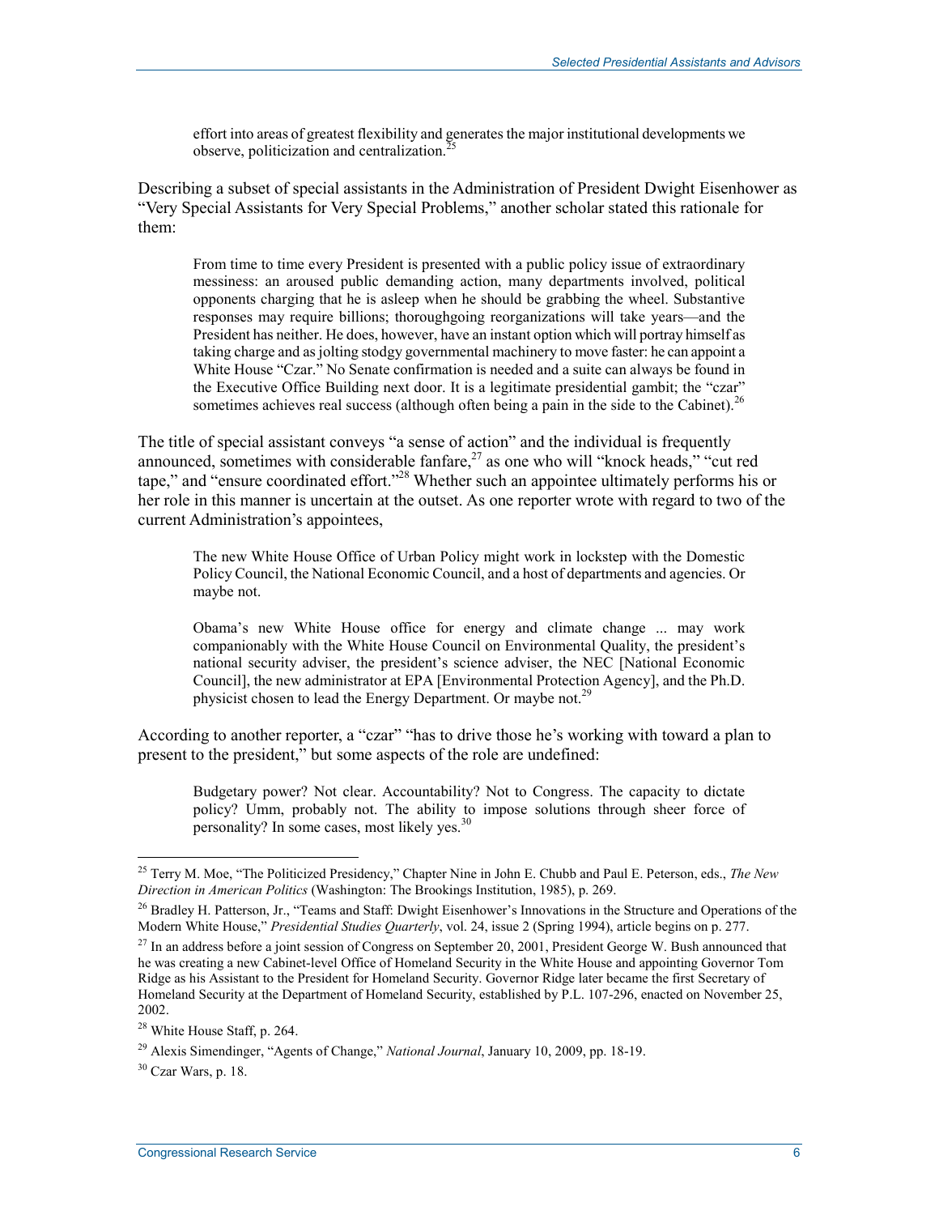> effort into areas of greatest flexibility and generates the major institutional developments we observe, politicization and centralization.[25]

Describing a subset of special assistants in the Administration of President Dwight Eisenhower as "Very Special Assistants for Very Special Problems," another scholar stated this rationale for them:

> From time to time every President is presented with a public policy issue of extraordinary messiness: an aroused public demanding action, many departments involved, political opponents charging that he is asleep when he should be grabbing the wheel. Substantive responses may require billions; thoroughgoing reorganizations will take years—and the President has neither. He does, however, have an instant option which will portray himself as taking charge and as jolting stodgy governmental machinery to move faster: he can appoint a White House "Czar." No Senate confirmation is needed and a suite can always be found in the Executive Office Building next door. It is a legitimate presidential gambit; the "czar" sometimes achieves real success (although often being a pain in the side to the Cabinet).[26]

The title of special assistant conveys "a sense of action" and the individual is frequently announced, sometimes with considerable fanfare,[27] as one who will "knock heads," "cut red tape," and "ensure coordinated effort."[28] Whether such an appointee ultimately performs his or her role in this manner is uncertain at the outset. As one reporter wrote with regard to two of the current Administration's appointees,

> The new White House Office of Urban Policy might work in lockstep with the Domestic Policy Council, the National Economic Council, and a host of departments and agencies. Or maybe not.
>
> Obama's new White House office for energy and climate change ... may work companionably with the White House Council on Environmental Quality, the president's national security adviser, the president's science adviser, the NEC [National Economic Council], the new administrator at EPA [Environmental Protection Agency], and the Ph.D. physicist chosen to lead the Energy Department. Or maybe not.[29]

According to another reporter, a "czar" "has to drive those he's working with toward a plan to present to the president," but some aspects of the role are undefined:

> Budgetary power? Not clear. Accountability? Not to Congress. The capacity to dictate policy? Umm, probably not. The ability to impose solutions through sheer force of personality? In some cases, most likely yes.[30]

---

[25] Terry M. Moe, "The Politicized Presidency," Chapter Nine in John E. Chubb and Paul E. Peterson, eds., *The New Direction in American Politics* (Washington: The Brookings Institution, 1985), p. 269.

[26] Bradley H. Patterson, Jr., "Teams and Staff: Dwight Eisenhower's Innovations in the Structure and Operations of the Modern White House," *Presidential Studies Quarterly*, vol. 24, issue 2 (Spring 1994), article begins on p. 277.

[27] In an address before a joint session of Congress on September 20, 2001, President George W. Bush announced that he was creating a new Cabinet-level Office of Homeland Security in the White House and appointing Governor Tom Ridge as his Assistant to the President for Homeland Security. Governor Ridge later became the first Secretary of Homeland Security at the Department of Homeland Security, established by P.L. 107-296, enacted on November 25, 2002.

[28] White House Staff, p. 264.

[29] Alexis Simendinger, "Agents of Change," *National Journal*, January 10, 2009, pp. 18-19.

[30] Czar Wars, p. 18.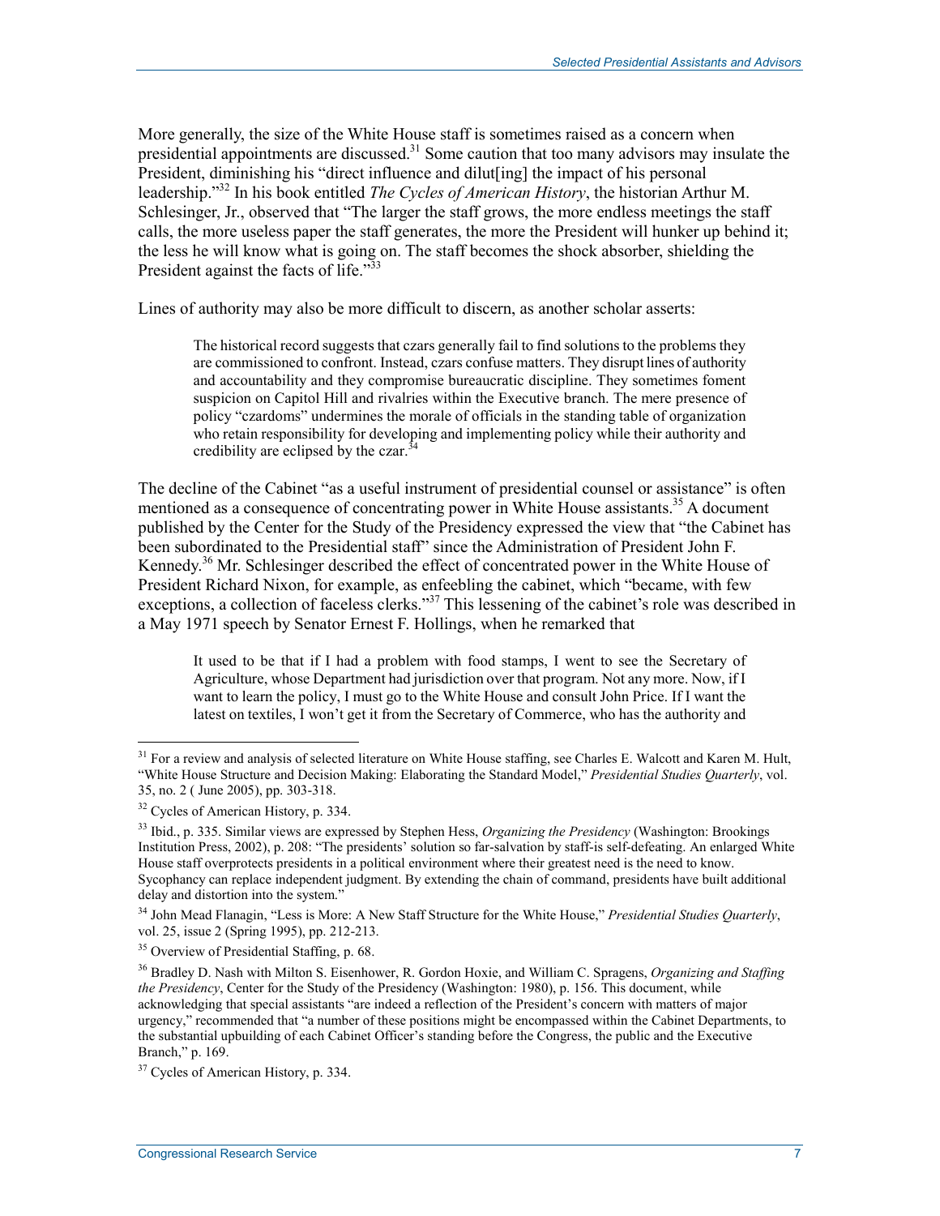More generally, the size of the White House staff is sometimes raised as a concern when presidential appointments are discussed.[31] Some caution that too many advisors may insulate the President, diminishing his "direct influence and dilut[ing] the impact of his personal leadership."[32] In his book entitled *The Cycles of American History*, the historian Arthur M. Schlesinger, Jr., observed that "The larger the staff grows, the more endless meetings the staff calls, the more useless paper the staff generates, the more the President will hunker up behind it; the less he will know what is going on. The staff becomes the shock absorber, shielding the President against the facts of life."[33]

Lines of authority may also be more difficult to discern, as another scholar asserts:

> The historical record suggests that czars generally fail to find solutions to the problems they are commissioned to confront. Instead, czars confuse matters. They disrupt lines of authority and accountability and they compromise bureaucratic discipline. They sometimes foment suspicion on Capitol Hill and rivalries within the Executive branch. The mere presence of policy "czardoms" undermines the morale of officials in the standing table of organization who retain responsibility for developing and implementing policy while their authority and credibility are eclipsed by the czar.[34]

The decline of the Cabinet "as a useful instrument of presidential counsel or assistance" is often mentioned as a consequence of concentrating power in White House assistants.[35] A document published by the Center for the Study of the Presidency expressed the view that "the Cabinet has been subordinated to the Presidential staff" since the Administration of President John F. Kennedy.[36] Mr. Schlesinger described the effect of concentrated power in the White House of President Richard Nixon, for example, as enfeebling the cabinet, which "became, with few exceptions, a collection of faceless clerks."[37] This lessening of the cabinet's role was described in a May 1971 speech by Senator Ernest F. Hollings, when he remarked that

> It used to be that if I had a problem with food stamps, I went to see the Secretary of Agriculture, whose Department had jurisdiction over that program. Not any more. Now, if I want to learn the policy, I must go to the White House and consult John Price. If I want the latest on textiles, I won't get it from the Secretary of Commerce, who has the authority and

---

[31] For a review and analysis of selected literature on White House staffing, see Charles E. Walcott and Karen M. Hult, "White House Structure and Decision Making: Elaborating the Standard Model," *Presidential Studies Quarterly*, vol. 35, no. 2 ( June 2005), pp. 303-318.

[32] Cycles of American History, p. 334.

[33] Ibid., p. 335. Similar views are expressed by Stephen Hess, *Organizing the Presidency* (Washington: Brookings Institution Press, 2002), p. 208: "The presidents' solution so far-salvation by staff-is self-defeating. An enlarged White House staff overprotects presidents in a political environment where their greatest need is the need to know. Sycophancy can replace independent judgment. By extending the chain of command, presidents have built additional delay and distortion into the system."

[34] John Mead Flanagin, "Less is More: A New Staff Structure for the White House," *Presidential Studies Quarterly*, vol. 25, issue 2 (Spring 1995), pp. 212-213.

[35] Overview of Presidential Staffing, p. 68.

[36] Bradley D. Nash with Milton S. Eisenhower, R. Gordon Hoxie, and William C. Spragens, *Organizing and Staffing the Presidency*, Center for the Study of the Presidency (Washington: 1980), p. 156. This document, while acknowledging that special assistants "are indeed a reflection of the President's concern with matters of major urgency," recommended that "a number of these positions might be encompassed within the Cabinet Departments, to the substantial upbuilding of each Cabinet Officer's standing before the Congress, the public and the Executive Branch," p. 169.

[37] Cycles of American History, p. 334.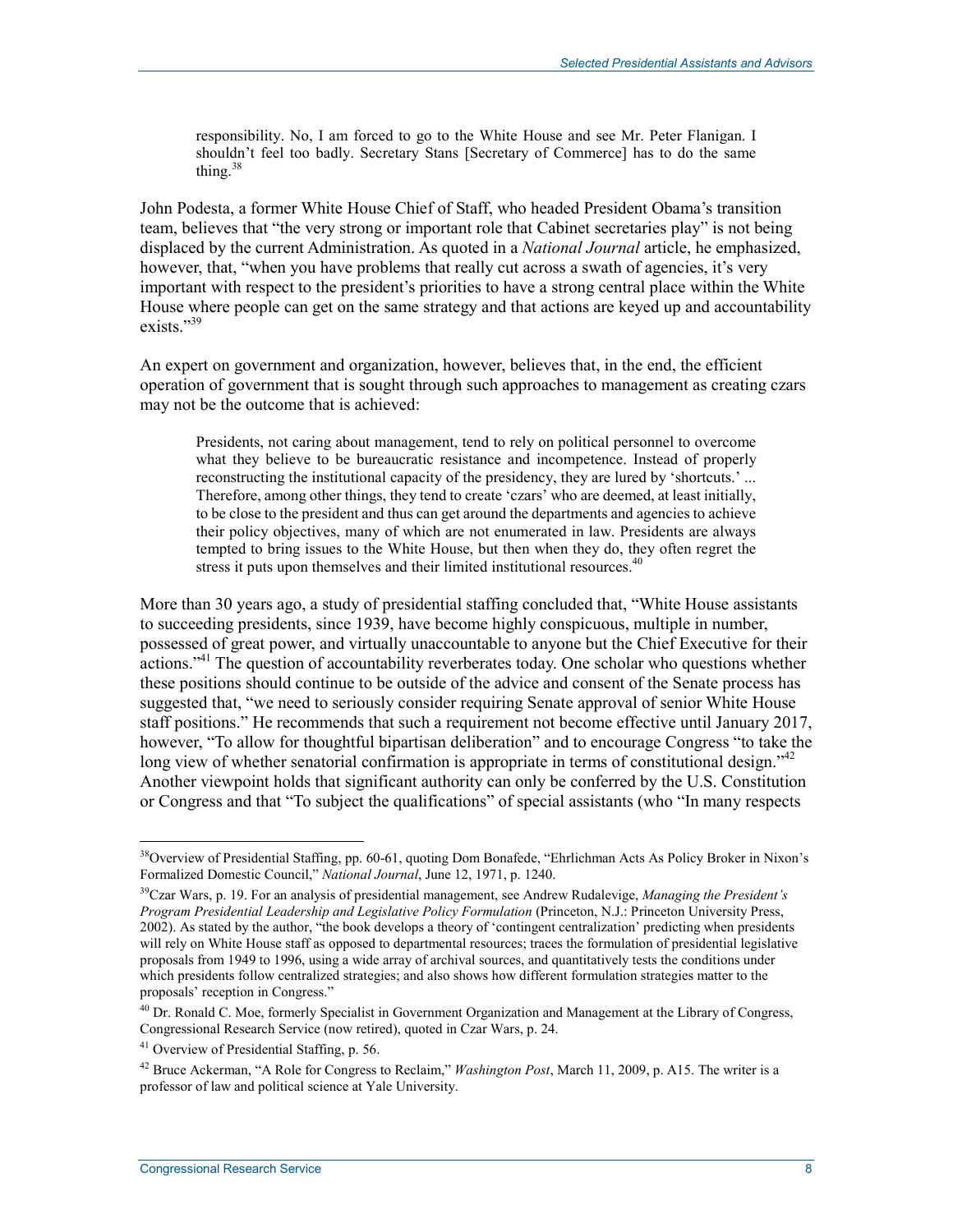> responsibility. No, I am forced to go to the White House and see Mr. Peter Flanigan. I shouldn't feel too badly. Secretary Stans [Secretary of Commerce] has to do the same thing.[38]

John Podesta, a former White House Chief of Staff, who headed President Obama's transition team, believes that "the very strong or important role that Cabinet secretaries play" is not being displaced by the current Administration. As quoted in a *National Journal* article, he emphasized, however, that, "when you have problems that really cut across a swath of agencies, it's very important with respect to the president's priorities to have a strong central place within the White House where people can get on the same strategy and that actions are keyed up and accountability exists."[39]

An expert on government and organization, however, believes that, in the end, the efficient operation of government that is sought through such approaches to management as creating czars may not be the outcome that is achieved:

> Presidents, not caring about management, tend to rely on political personnel to overcome what they believe to be bureaucratic resistance and incompetence. Instead of properly reconstructing the institutional capacity of the presidency, they are lured by 'shortcuts.' ... Therefore, among other things, they tend to create 'czars' who are deemed, at least initially, to be close to the president and thus can get around the departments and agencies to achieve their policy objectives, many of which are not enumerated in law. Presidents are always tempted to bring issues to the White House, but then when they do, they often regret the stress it puts upon themselves and their limited institutional resources.[40]

More than 30 years ago, a study of presidential staffing concluded that, "White House assistants to succeeding presidents, since 1939, have become highly conspicuous, multiple in number, possessed of great power, and virtually unaccountable to anyone but the Chief Executive for their actions."[41] The question of accountability reverberates today. One scholar who questions whether these positions should continue to be outside of the advice and consent of the Senate process has suggested that, "we need to seriously consider requiring Senate approval of senior White House staff positions." He recommends that such a requirement not become effective until January 2017, however, "To allow for thoughtful bipartisan deliberation" and to encourage Congress "to take the long view of whether senatorial confirmation is appropriate in terms of constitutional design."[42] Another viewpoint holds that significant authority can only be conferred by the U.S. Constitution or Congress and that "To subject the qualifications" of special assistants (who "In many respects

---

[38] Overview of Presidential Staffing, pp. 60-61, quoting Dom Bonafede, "Ehrlichman Acts As Policy Broker in Nixon's Formalized Domestic Council," *National Journal*, June 12, 1971, p. 1240.

[39] Czar Wars, p. 19. For an analysis of presidential management, see Andrew Rudalevige, *Managing the President's Program Presidential Leadership and Legislative Policy Formulation* (Princeton, N.J.: Princeton University Press, 2002). As stated by the author, "the book develops a theory of 'contingent centralization' predicting when presidents will rely on White House staff as opposed to departmental resources; traces the formulation of presidential legislative proposals from 1949 to 1996, using a wide array of archival sources, and quantitatively tests the conditions under which presidents follow centralized strategies; and also shows how different formulation strategies matter to the proposals' reception in Congress."

[40] Dr. Ronald C. Moe, formerly Specialist in Government Organization and Management at the Library of Congress, Congressional Research Service (now retired), quoted in Czar Wars, p. 24.

[41] Overview of Presidential Staffing, p. 56.

[42] Bruce Ackerman, "A Role for Congress to Reclaim," *Washington Post*, March 11, 2009, p. A15. The writer is a professor of law and political science at Yale University.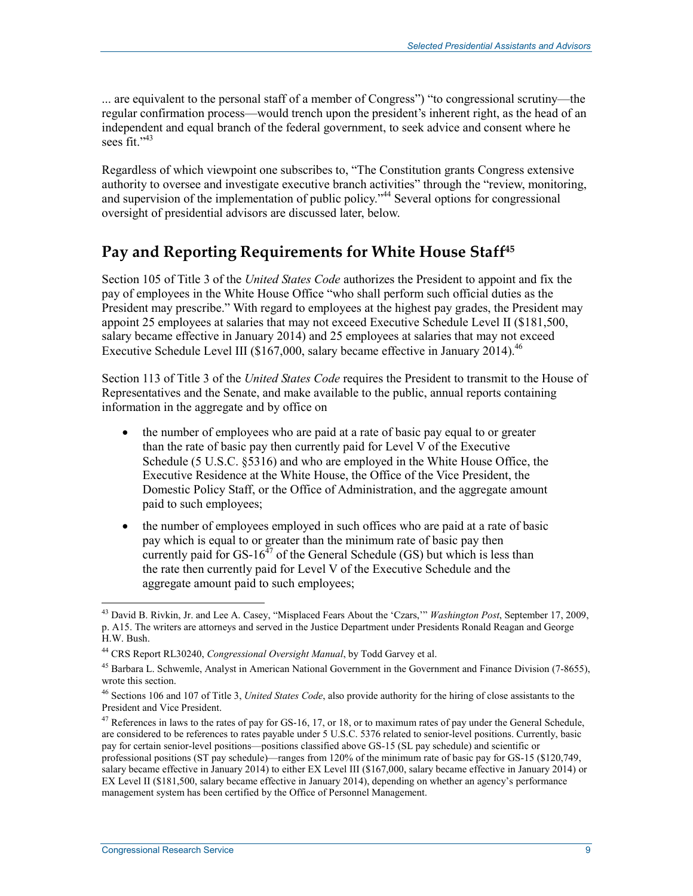... are equivalent to the personal staff of a member of Congress") "to congressional scrutiny—the regular confirmation process—would trench upon the president's inherent right, as the head of an independent and equal branch of the federal government, to seek advice and consent where he sees fit."[43]

Regardless of which viewpoint one subscribes to, "The Constitution grants Congress extensive authority to oversee and investigate executive branch activities" through the "review, monitoring, and supervision of the implementation of public policy."[44] Several options for congressional oversight of presidential advisors are discussed later, below.

## Pay and Reporting Requirements for White House Staff[45]

Section 105 of Title 3 of the *United States Code* authorizes the President to appoint and fix the pay of employees in the White House Office "who shall perform such official duties as the President may prescribe." With regard to employees at the highest pay grades, the President may appoint 25 employees at salaries that may not exceed Executive Schedule Level II ($181,500, salary became effective in January 2014) and 25 employees at salaries that may not exceed Executive Schedule Level III ($167,000, salary became effective in January 2014).[46]

Section 113 of Title 3 of the *United States Code* requires the President to transmit to the House of Representatives and the Senate, and make available to the public, annual reports containing information in the aggregate and by office on

- the number of employees who are paid at a rate of basic pay equal to or greater than the rate of basic pay then currently paid for Level V of the Executive Schedule (5 U.S.C. §5316) and who are employed in the White House Office, the Executive Residence at the White House, the Office of the Vice President, the Domestic Policy Staff, or the Office of Administration, and the aggregate amount paid to such employees;
- the number of employees employed in such offices who are paid at a rate of basic pay which is equal to or greater than the minimum rate of basic pay then currently paid for GS-16[47] of the General Schedule (GS) but which is less than the rate then currently paid for Level V of the Executive Schedule and the aggregate amount paid to such employees;

---

[43] David B. Rivkin, Jr. and Lee A. Casey, "Misplaced Fears About the 'Czars,'" *Washington Post*, September 17, 2009, p. A15. The writers are attorneys and served in the Justice Department under Presidents Ronald Reagan and George H.W. Bush.

[44] CRS Report RL30240, *Congressional Oversight Manual*, by Todd Garvey et al.

[45] Barbara L. Schwemle, Analyst in American National Government in the Government and Finance Division (7-8655), wrote this section.

[46] Sections 106 and 107 of Title 3, *United States Code*, also provide authority for the hiring of close assistants to the President and Vice President.

[47] References in laws to the rates of pay for GS-16, 17, or 18, or to maximum rates of pay under the General Schedule, are considered to be references to rates payable under 5 U.S.C. 5376 related to senior-level positions. Currently, basic pay for certain senior-level positions—positions classified above GS-15 (SL pay schedule) and scientific or professional positions (ST pay schedule)—ranges from 120% of the minimum rate of basic pay for GS-15 ($120,749, salary became effective in January 2014) to either EX Level III ($167,000, salary became effective in January 2014) or EX Level II ($181,500, salary became effective in January 2014), depending on whether an agency's performance management system has been certified by the Office of Personnel Management.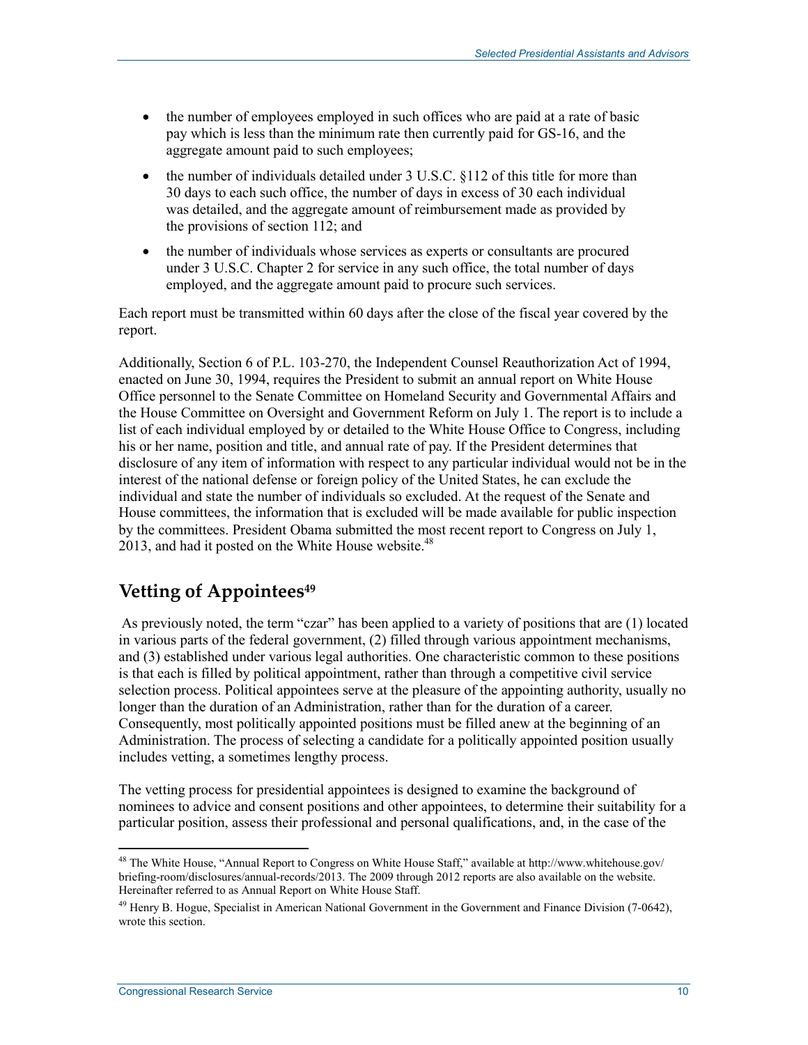- the number of employees employed in such offices who are paid at a rate of basic pay which is less than the minimum rate then currently paid for GS-16, and the aggregate amount paid to such employees;
- the number of individuals detailed under 3 U.S.C. §112 of this title for more than 30 days to each such office, the number of days in excess of 30 each individual was detailed, and the aggregate amount of reimbursement made as provided by the provisions of section 112; and
- the number of individuals whose services as experts or consultants are procured under 3 U.S.C. Chapter 2 for service in any such office, the total number of days employed, and the aggregate amount paid to procure such services.

Each report must be transmitted within 60 days after the close of the fiscal year covered by the report.

Additionally, Section 6 of P.L. 103-270, the Independent Counsel Reauthorization Act of 1994, enacted on June 30, 1994, requires the President to submit an annual report on White House Office personnel to the Senate Committee on Homeland Security and Governmental Affairs and the House Committee on Oversight and Government Reform on July 1. The report is to include a list of each individual employed by or detailed to the White House Office to Congress, including his or her name, position and title, and annual rate of pay. If the President determines that disclosure of any item of information with respect to any particular individual would not be in the interest of the national defense or foreign policy of the United States, he can exclude the individual and state the number of individuals so excluded. At the request of the Senate and House committees, the information that is excluded will be made available for public inspection by the committees. President Obama submitted the most recent report to Congress on July 1, 2013, and had it posted on the White House website.[48]

## Vetting of Appointees[49]

As previously noted, the term "czar" has been applied to a variety of positions that are (1) located in various parts of the federal government, (2) filled through various appointment mechanisms, and (3) established under various legal authorities. One characteristic common to these positions is that each is filled by political appointment, rather than through a competitive civil service selection process. Political appointees serve at the pleasure of the appointing authority, usually no longer than the duration of an Administration, rather than for the duration of a career. Consequently, most politically appointed positions must be filled anew at the beginning of an Administration. The process of selecting a candidate for a politically appointed position usually includes vetting, a sometimes lengthy process.

The vetting process for presidential appointees is designed to examine the background of nominees to advice and consent positions and other appointees, to determine their suitability for a particular position, assess their professional and personal qualifications, and, in the case of the

---

[48] The White House, "Annual Report to Congress on White House Staff," available at http://www.whitehouse.gov/briefing-room/disclosures/annual-records/2013. The 2009 through 2012 reports are also available on the website. Hereinafter referred to as Annual Report on White House Staff.

[49] Henry B. Hogue, Specialist in American National Government in the Government and Finance Division (7-0642), wrote this section.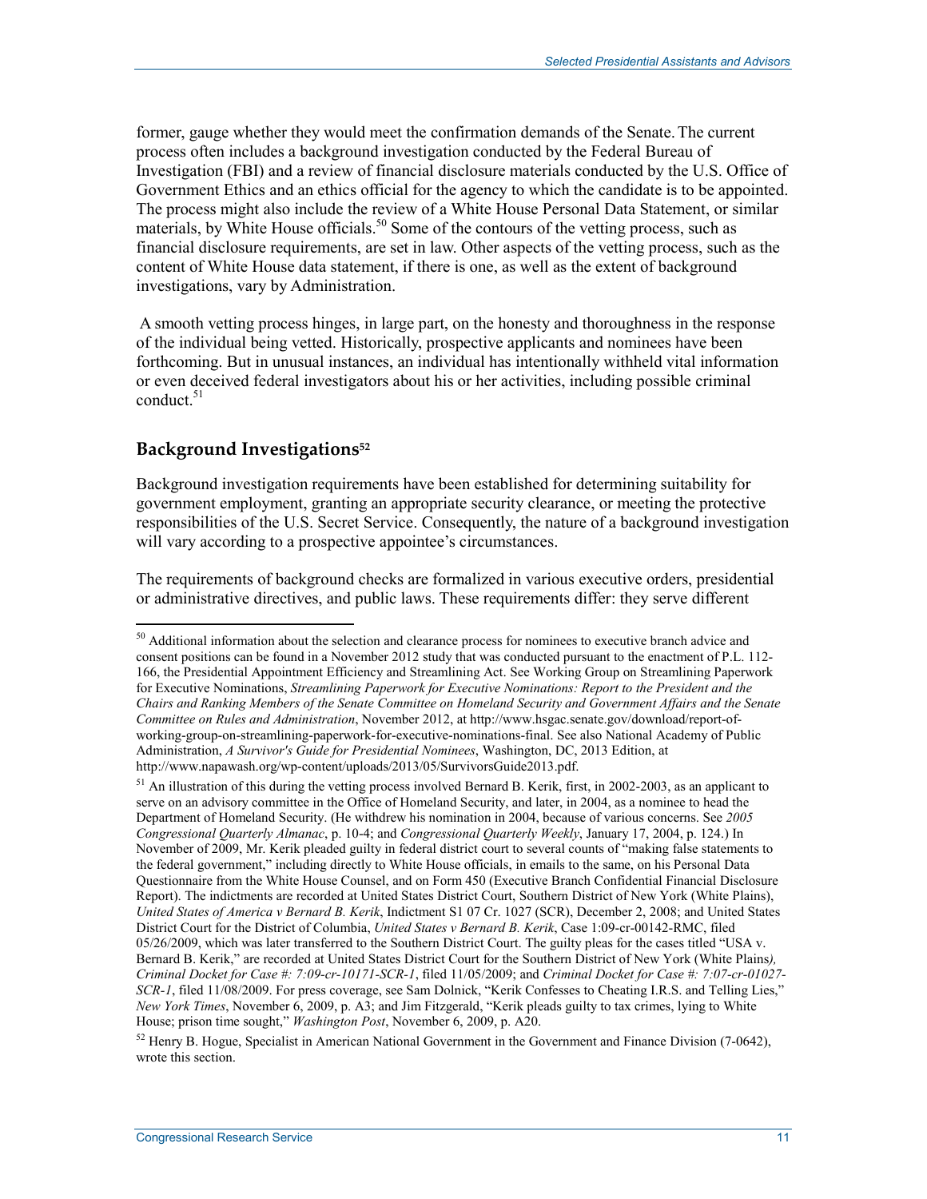former, gauge whether they would meet the confirmation demands of the Senate. The current process often includes a background investigation conducted by the Federal Bureau of Investigation (FBI) and a review of financial disclosure materials conducted by the U.S. Office of Government Ethics and an ethics official for the agency to which the candidate is to be appointed. The process might also include the review of a White House Personal Data Statement, or similar materials, by White House officials.[50] Some of the contours of the vetting process, such as financial disclosure requirements, are set in law. Other aspects of the vetting process, such as the content of White House data statement, if there is one, as well as the extent of background investigations, vary by Administration.

A smooth vetting process hinges, in large part, on the honesty and thoroughness in the response of the individual being vetted. Historically, prospective applicants and nominees have been forthcoming. But in unusual instances, an individual has intentionally withheld vital information or even deceived federal investigators about his or her activities, including possible criminal conduct.[51]

## Background Investigations[52]

Background investigation requirements have been established for determining suitability for government employment, granting an appropriate security clearance, or meeting the protective responsibilities of the U.S. Secret Service. Consequently, the nature of a background investigation will vary according to a prospective appointee's circumstances.

The requirements of background checks are formalized in various executive orders, presidential or administrative directives, and public laws. These requirements differ: they serve different

---

[50] Additional information about the selection and clearance process for nominees to executive branch advice and consent positions can be found in a November 2012 study that was conducted pursuant to the enactment of P.L. 112-166, the Presidential Appointment Efficiency and Streamlining Act. See Working Group on Streamlining Paperwork for Executive Nominations, *Streamlining Paperwork for Executive Nominations: Report to the President and the Chairs and Ranking Members of the Senate Committee on Homeland Security and Government Affairs and the Senate Committee on Rules and Administration*, November 2012, at http://www.hsgac.senate.gov/download/report-of-working-group-on-streamlining-paperwork-for-executive-nominations-final. See also National Academy of Public Administration, *A Survivor's Guide for Presidential Nominees*, Washington, DC, 2013 Edition, at http://www.napawash.org/wp-content/uploads/2013/05/SurvivorsGuide2013.pdf.

[51] An illustration of this during the vetting process involved Bernard B. Kerik, first, in 2002-2003, as an applicant to serve on an advisory committee in the Office of Homeland Security, and later, in 2004, as a nominee to head the Department of Homeland Security. (He withdrew his nomination in 2004, because of various concerns. See *2005 Congressional Quarterly Almanac*, p. 10-4; and *Congressional Quarterly Weekly*, January 17, 2004, p. 124.) In November of 2009, Mr. Kerik pleaded guilty in federal district court to several counts of "making false statements to the federal government," including directly to White House officials, in emails to the same, on his Personal Data Questionnaire from the White House Counsel, and on Form 450 (Executive Branch Confidential Financial Disclosure Report). The indictments are recorded at United States District Court, Southern District of New York (White Plains), *United States of America v Bernard B. Kerik*, Indictment S1 07 Cr. 1027 (SCR), December 2, 2008; and United States District Court for the District of Columbia, *United States v Bernard B. Kerik*, Case 1:09-cr-00142-RMC, filed 05/26/2009, which was later transferred to the Southern District Court. The guilty pleas for the cases titled "USA v. Bernard B. Kerik," are recorded at United States District Court for the Southern District of New York (White Plains*), Criminal Docket for Case #: 7:09-cr-10171-SCR-1*, filed 11/05/2009; and *Criminal Docket for Case #: 7:07-cr-01027-SCR-1*, filed 11/08/2009. For press coverage, see Sam Dolnick, "Kerik Confesses to Cheating I.R.S. and Telling Lies," *New York Times*, November 6, 2009, p. A3; and Jim Fitzgerald, "Kerik pleads guilty to tax crimes, lying to White House; prison time sought," *Washington Post*, November 6, 2009, p. A20.

[52] Henry B. Hogue, Specialist in American National Government in the Government and Finance Division (7-0642), wrote this section.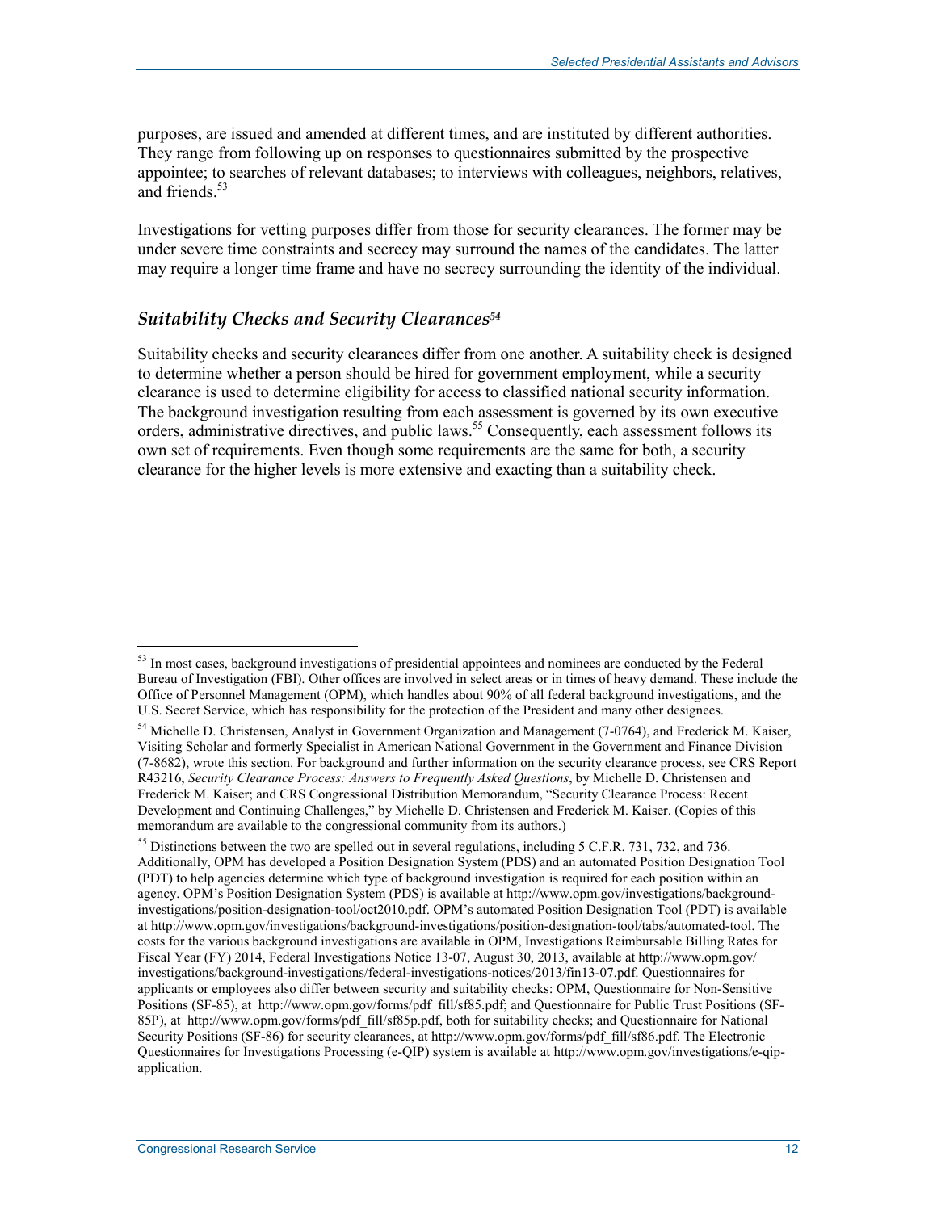purposes, are issued and amended at different times, and are instituted by different authorities. They range from following up on responses to questionnaires submitted by the prospective appointee; to searches of relevant databases; to interviews with colleagues, neighbors, relatives, and friends.[53]

Investigations for vetting purposes differ from those for security clearances. The former may be under severe time constraints and secrecy may surround the names of the candidates. The latter may require a longer time frame and have no secrecy surrounding the identity of the individual.

### *Suitability Checks and Security Clearances*[54]

Suitability checks and security clearances differ from one another. A suitability check is designed to determine whether a person should be hired for government employment, while a security clearance is used to determine eligibility for access to classified national security information. The background investigation resulting from each assessment is governed by its own executive orders, administrative directives, and public laws.[55] Consequently, each assessment follows its own set of requirements. Even though some requirements are the same for both, a security clearance for the higher levels is more extensive and exacting than a suitability check.

---

[53] In most cases, background investigations of presidential appointees and nominees are conducted by the Federal Bureau of Investigation (FBI). Other offices are involved in select areas or in times of heavy demand. These include the Office of Personnel Management (OPM), which handles about 90% of all federal background investigations, and the U.S. Secret Service, which has responsibility for the protection of the President and many other designees.

[54] Michelle D. Christensen, Analyst in Government Organization and Management (7-0764), and Frederick M. Kaiser, Visiting Scholar and formerly Specialist in American National Government in the Government and Finance Division (7-8682), wrote this section. For background and further information on the security clearance process, see CRS Report R43216, *Security Clearance Process: Answers to Frequently Asked Questions*, by Michelle D. Christensen and Frederick M. Kaiser; and CRS Congressional Distribution Memorandum, "Security Clearance Process: Recent Development and Continuing Challenges," by Michelle D. Christensen and Frederick M. Kaiser. (Copies of this memorandum are available to the congressional community from its authors.)

[55] Distinctions between the two are spelled out in several regulations, including 5 C.F.R. 731, 732, and 736. Additionally, OPM has developed a Position Designation System (PDS) and an automated Position Designation Tool (PDT) to help agencies determine which type of background investigation is required for each position within an agency. OPM's Position Designation System (PDS) is available at http://www.opm.gov/investigations/background-investigations/position-designation-tool/oct2010.pdf. OPM's automated Position Designation Tool (PDT) is available at http://www.opm.gov/investigations/background-investigations/position-designation-tool/tabs/automated-tool. The costs for the various background investigations are available in OPM, Investigations Reimbursable Billing Rates for Fiscal Year (FY) 2014, Federal Investigations Notice 13-07, August 30, 2013, available at http://www.opm.gov/investigations/background-investigations/federal-investigations-notices/2013/fin13-07.pdf. Questionnaires for applicants or employees also differ between security and suitability checks: OPM, Questionnaire for Non-Sensitive Positions (SF-85), at http://www.opm.gov/forms/pdf_fill/sf85.pdf; and Questionnaire for Public Trust Positions (SF-85P), at http://www.opm.gov/forms/pdf_fill/sf85p.pdf, both for suitability checks; and Questionnaire for National Security Positions (SF-86) for security clearances, at http://www.opm.gov/forms/pdf_fill/sf86.pdf. The Electronic Questionnaires for Investigations Processing (e-QIP) system is available at http://www.opm.gov/investigations/e-qip-application.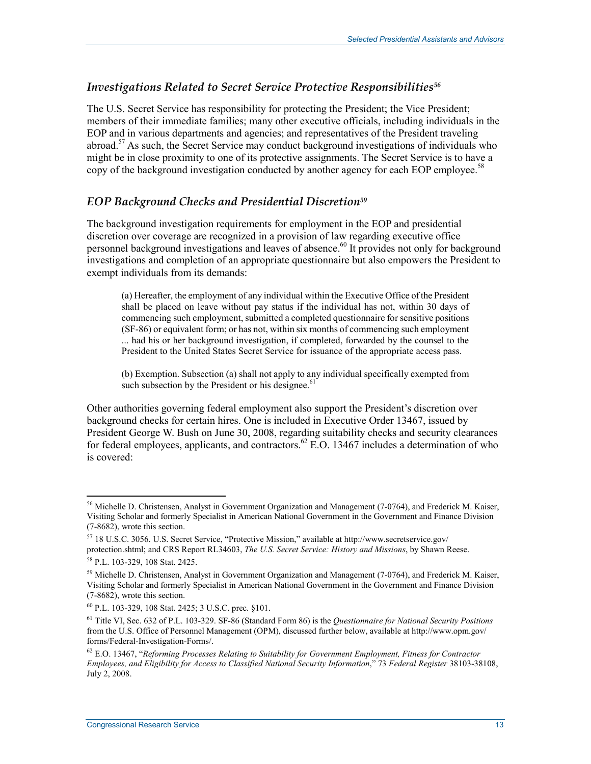### *Investigations Related to Secret Service Protective Responsibilities*[56]

The U.S. Secret Service has responsibility for protecting the President; the Vice President; members of their immediate families; many other executive officials, including individuals in the EOP and in various departments and agencies; and representatives of the President traveling abroad.[57] As such, the Secret Service may conduct background investigations of individuals who might be in close proximity to one of its protective assignments. The Secret Service is to have a copy of the background investigation conducted by another agency for each EOP employee.[58]

### *EOP Background Checks and Presidential Discretion*[59]

The background investigation requirements for employment in the EOP and presidential discretion over coverage are recognized in a provision of law regarding executive office personnel background investigations and leaves of absence.[60] It provides not only for background investigations and completion of an appropriate questionnaire but also empowers the President to exempt individuals from its demands:

> (a) Hereafter, the employment of any individual within the Executive Office of the President shall be placed on leave without pay status if the individual has not, within 30 days of commencing such employment, submitted a completed questionnaire for sensitive positions (SF-86) or equivalent form; or has not, within six months of commencing such employment ... had his or her background investigation, if completed, forwarded by the counsel to the President to the United States Secret Service for issuance of the appropriate access pass.
>
> (b) Exemption. Subsection (a) shall not apply to any individual specifically exempted from such subsection by the President or his designee.[61]

Other authorities governing federal employment also support the President's discretion over background checks for certain hires. One is included in Executive Order 13467, issued by President George W. Bush on June 30, 2008, regarding suitability checks and security clearances for federal employees, applicants, and contractors.[62] E.O. 13467 includes a determination of who is covered:

---

[56] Michelle D. Christensen, Analyst in Government Organization and Management (7-0764), and Frederick M. Kaiser, Visiting Scholar and formerly Specialist in American National Government in the Government and Finance Division (7-8682), wrote this section.

[57] 18 U.S.C. 3056. U.S. Secret Service, "Protective Mission," available at http://www.secretservice.gov/protection.shtml; and CRS Report RL34603, *The U.S. Secret Service: History and Missions*, by Shawn Reese.

[58] P.L. 103-329, 108 Stat. 2425.

[59] Michelle D. Christensen, Analyst in Government Organization and Management (7-0764), and Frederick M. Kaiser, Visiting Scholar and formerly Specialist in American National Government in the Government and Finance Division (7-8682), wrote this section.

[60] P.L. 103-329, 108 Stat. 2425; 3 U.S.C. prec. §101.

[61] Title VI, Sec. 632 of P.L. 103-329. SF-86 (Standard Form 86) is the *Questionnaire for National Security Positions* from the U.S. Office of Personnel Management (OPM), discussed further below, available at http://www.opm.gov/forms/Federal-Investigation-Forms/.

[62] E.O. 13467, "*Reforming Processes Relating to Suitability for Government Employment, Fitness for Contractor Employees, and Eligibility for Access to Classified National Security Information*," 73 *Federal Register* 38103-38108, July 2, 2008.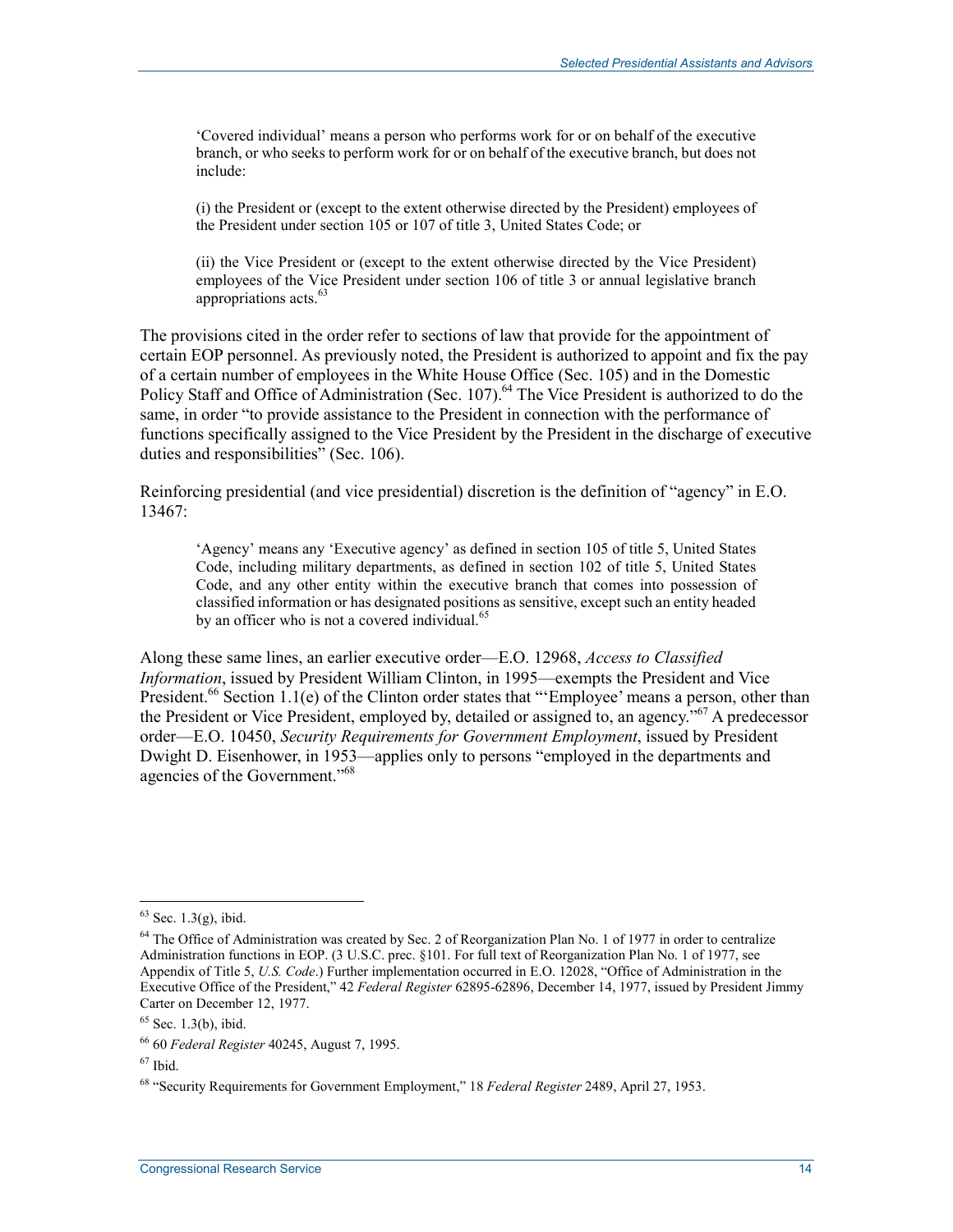> 'Covered individual' means a person who performs work for or on behalf of the executive branch, or who seeks to perform work for or on behalf of the executive branch, but does not include:
>
> (i) the President or (except to the extent otherwise directed by the President) employees of the President under section 105 or 107 of title 3, United States Code; or
>
> (ii) the Vice President or (except to the extent otherwise directed by the Vice President) employees of the Vice President under section 106 of title 3 or annual legislative branch appropriations acts.[63]

The provisions cited in the order refer to sections of law that provide for the appointment of certain EOP personnel. As previously noted, the President is authorized to appoint and fix the pay of a certain number of employees in the White House Office (Sec. 105) and in the Domestic Policy Staff and Office of Administration (Sec. 107).[64] The Vice President is authorized to do the same, in order "to provide assistance to the President in connection with the performance of functions specifically assigned to the Vice President by the President in the discharge of executive duties and responsibilities" (Sec. 106).

Reinforcing presidential (and vice presidential) discretion is the definition of "agency" in E.O. 13467:

> 'Agency' means any 'Executive agency' as defined in section 105 of title 5, United States Code, including military departments, as defined in section 102 of title 5, United States Code, and any other entity within the executive branch that comes into possession of classified information or has designated positions as sensitive, except such an entity headed by an officer who is not a covered individual.[65]

Along these same lines, an earlier executive order—E.O. 12968, *Access to Classified Information*, issued by President William Clinton, in 1995—exempts the President and Vice President.[66] Section 1.1(e) of the Clinton order states that "'Employee' means a person, other than the President or Vice President, employed by, detailed or assigned to, an agency."[67] A predecessor order—E.O. 10450, *Security Requirements for Government Employment*, issued by President Dwight D. Eisenhower, in 1953—applies only to persons "employed in the departments and agencies of the Government."[68]

---

[63] Sec. 1.3(g), ibid.

[64] The Office of Administration was created by Sec. 2 of Reorganization Plan No. 1 of 1977 in order to centralize Administration functions in EOP. (3 U.S.C. prec. §101. For full text of Reorganization Plan No. 1 of 1977, see Appendix of Title 5, *U.S. Code*.) Further implementation occurred in E.O. 12028, "Office of Administration in the Executive Office of the President," 42 *Federal Register* 62895-62896, December 14, 1977, issued by President Jimmy Carter on December 12, 1977.

[65] Sec. 1.3(b), ibid.

[66] 60 *Federal Register* 40245, August 7, 1995.

[67] Ibid.

[68] "Security Requirements for Government Employment," 18 *Federal Register* 2489, April 27, 1953.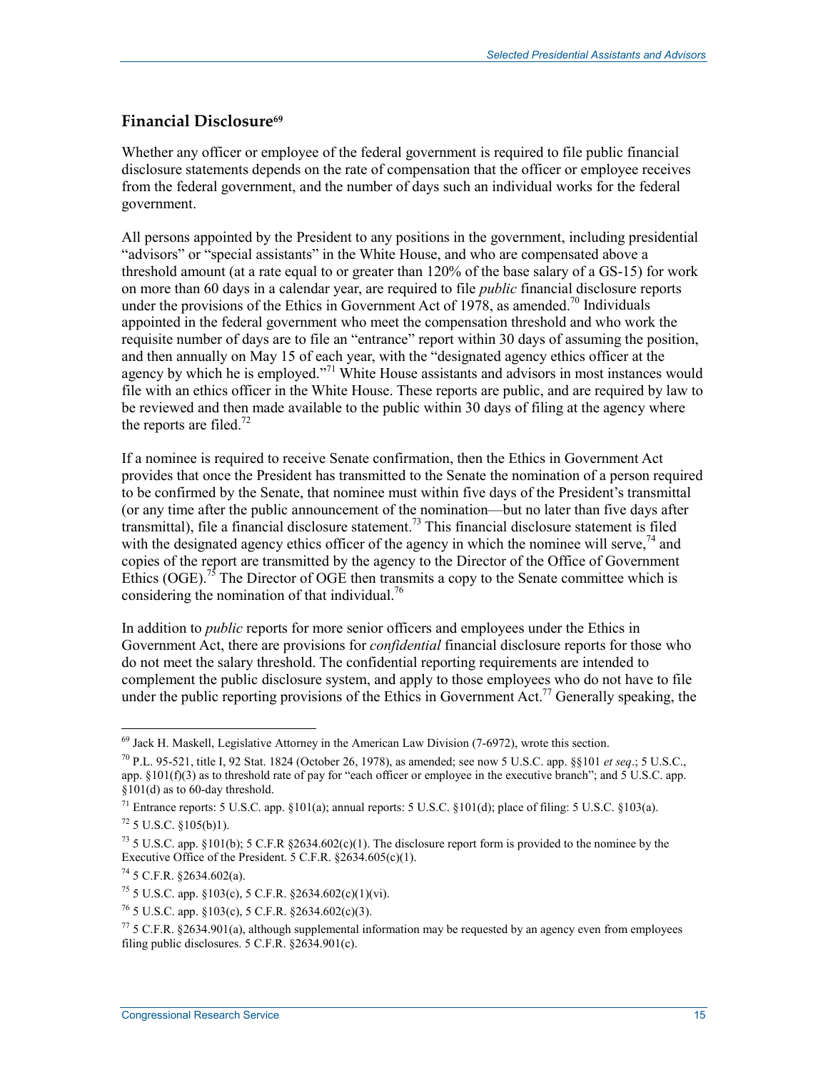### Financial Disclosure[69]

Whether any officer or employee of the federal government is required to file public financial disclosure statements depends on the rate of compensation that the officer or employee receives from the federal government, and the number of days such an individual works for the federal government.

All persons appointed by the President to any positions in the government, including presidential "advisors" or "special assistants" in the White House, and who are compensated above a threshold amount (at a rate equal to or greater than 120% of the base salary of a GS-15) for work on more than 60 days in a calendar year, are required to file *public* financial disclosure reports under the provisions of the Ethics in Government Act of 1978, as amended.[70] Individuals appointed in the federal government who meet the compensation threshold and who work the requisite number of days are to file an "entrance" report within 30 days of assuming the position, and then annually on May 15 of each year, with the "designated agency ethics officer at the agency by which he is employed."[71] White House assistants and advisors in most instances would file with an ethics officer in the White House. These reports are public, and are required by law to be reviewed and then made available to the public within 30 days of filing at the agency where the reports are filed.[72]

If a nominee is required to receive Senate confirmation, then the Ethics in Government Act provides that once the President has transmitted to the Senate the nomination of a person required to be confirmed by the Senate, that nominee must within five days of the President's transmittal (or any time after the public announcement of the nomination—but no later than five days after transmittal), file a financial disclosure statement.[73] This financial disclosure statement is filed with the designated agency ethics officer of the agency in which the nominee will serve,[74] and copies of the report are transmitted by the agency to the Director of the Office of Government Ethics (OGE).[75] The Director of OGE then transmits a copy to the Senate committee which is considering the nomination of that individual.[76]

In addition to *public* reports for more senior officers and employees under the Ethics in Government Act, there are provisions for *confidential* financial disclosure reports for those who do not meet the salary threshold. The confidential reporting requirements are intended to complement the public disclosure system, and apply to those employees who do not have to file under the public reporting provisions of the Ethics in Government Act.[77] Generally speaking, the

---

[69] Jack H. Maskell, Legislative Attorney in the American Law Division (7-6972), wrote this section.

[70] P.L. 95-521, title I, 92 Stat. 1824 (October 26, 1978), as amended; see now 5 U.S.C. app. §§101 *et seq*.; 5 U.S.C., app. §101(f)(3) as to threshold rate of pay for "each officer or employee in the executive branch"; and 5 U.S.C. app. §101(d) as to 60-day threshold.

[71] Entrance reports: 5 U.S.C. app. §101(a); annual reports: 5 U.S.C. §101(d); place of filing: 5 U.S.C. §103(a).

[72] 5 U.S.C. §105(b)1).

[73] 5 U.S.C. app. §101(b); 5 C.F.R §2634.602(c)(1). The disclosure report form is provided to the nominee by the Executive Office of the President. 5 C.F.R. §2634.605(c)(1).

[74] 5 C.F.R. §2634.602(a).

[75] 5 U.S.C. app. §103(c), 5 C.F.R. §2634.602(c)(1)(vi).

[76] 5 U.S.C. app. §103(c), 5 C.F.R. §2634.602(c)(3).

[77] 5 C.F.R. §2634.901(a), although supplemental information may be requested by an agency even from employees filing public disclosures. 5 C.F.R. §2634.901(c).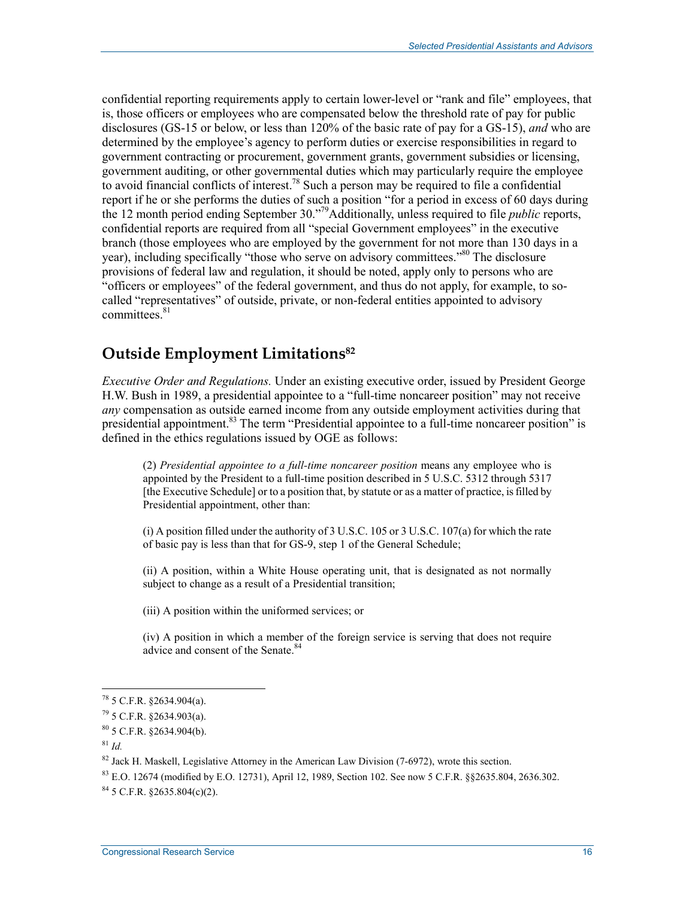confidential reporting requirements apply to certain lower-level or "rank and file" employees, that is, those officers or employees who are compensated below the threshold rate of pay for public disclosures (GS-15 or below, or less than 120% of the basic rate of pay for a GS-15), *and* who are determined by the employee's agency to perform duties or exercise responsibilities in regard to government contracting or procurement, government grants, government subsidies or licensing, government auditing, or other governmental duties which may particularly require the employee to avoid financial conflicts of interest.[78] Such a person may be required to file a confidential report if he or she performs the duties of such a position "for a period in excess of 60 days during the 12 month period ending September 30."[79] Additionally, unless required to file *public* reports, confidential reports are required from all "special Government employees" in the executive branch (those employees who are employed by the government for not more than 130 days in a year), including specifically "those who serve on advisory committees."[80] The disclosure provisions of federal law and regulation, it should be noted, apply only to persons who are "officers or employees" of the federal government, and thus do not apply, for example, to so-called "representatives" of outside, private, or non-federal entities appointed to advisory committees.[81]

## Outside Employment Limitations[82]

*Executive Order and Regulations.* Under an existing executive order, issued by President George H.W. Bush in 1989, a presidential appointee to a "full-time noncareer position" may not receive *any* compensation as outside earned income from any outside employment activities during that presidential appointment.[83] The term "Presidential appointee to a full-time noncareer position" is defined in the ethics regulations issued by OGE as follows:

> (2) *Presidential appointee to a full-time noncareer position* means any employee who is appointed by the President to a full-time position described in 5 U.S.C. 5312 through 5317 [the Executive Schedule] or to a position that, by statute or as a matter of practice, is filled by Presidential appointment, other than:
>
> (i) A position filled under the authority of 3 U.S.C. 105 or 3 U.S.C. 107(a) for which the rate of basic pay is less than that for GS-9, step 1 of the General Schedule;
>
> (ii) A position, within a White House operating unit, that is designated as not normally subject to change as a result of a Presidential transition;
>
> (iii) A position within the uniformed services; or
>
> (iv) A position in which a member of the foreign service is serving that does not require advice and consent of the Senate.[84]

---

[78] 5 C.F.R. §2634.904(a).

[79] 5 C.F.R. §2634.903(a).

[80] 5 C.F.R. §2634.904(b).

[81] *Id.*

[82] Jack H. Maskell, Legislative Attorney in the American Law Division (7-6972), wrote this section.

[83] E.O. 12674 (modified by E.O. 12731), April 12, 1989, Section 102. See now 5 C.F.R. §§2635.804, 2636.302.

[84] 5 C.F.R. §2635.804(c)(2).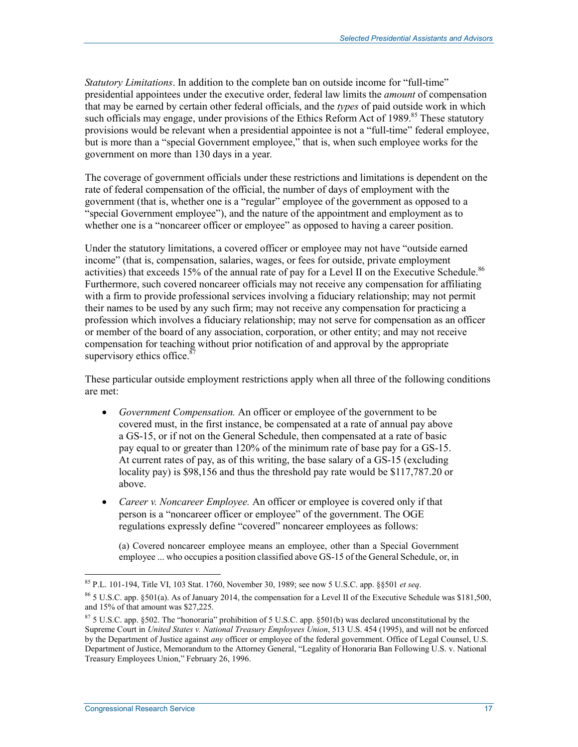*Statutory Limitations*. In addition to the complete ban on outside income for "full-time" presidential appointees under the executive order, federal law limits the *amount* of compensation that may be earned by certain other federal officials, and the *types* of paid outside work in which such officials may engage, under provisions of the Ethics Reform Act of 1989.[85] These statutory provisions would be relevant when a presidential appointee is not a "full-time" federal employee, but is more than a "special Government employee," that is, when such employee works for the government on more than 130 days in a year.

The coverage of government officials under these restrictions and limitations is dependent on the rate of federal compensation of the official, the number of days of employment with the government (that is, whether one is a "regular" employee of the government as opposed to a "special Government employee"), and the nature of the appointment and employment as to whether one is a "noncareer officer or employee" as opposed to having a career position.

Under the statutory limitations, a covered officer or employee may not have "outside earned income" (that is, compensation, salaries, wages, or fees for outside, private employment activities) that exceeds 15% of the annual rate of pay for a Level II on the Executive Schedule.[86] Furthermore, such covered noncareer officials may not receive any compensation for affiliating with a firm to provide professional services involving a fiduciary relationship; may not permit their names to be used by any such firm; may not receive any compensation for practicing a profession which involves a fiduciary relationship; may not serve for compensation as an officer or member of the board of any association, corporation, or other entity; and may not receive compensation for teaching without prior notification of and approval by the appropriate supervisory ethics office.[87]

These particular outside employment restrictions apply when all three of the following conditions are met:

- *Government Compensation.* An officer or employee of the government to be covered must, in the first instance, be compensated at a rate of annual pay above a GS-15, or if not on the General Schedule, then compensated at a rate of basic pay equal to or greater than 120% of the minimum rate of base pay for a GS-15. At current rates of pay, as of this writing, the base salary of a GS-15 (excluding locality pay) is $98,156 and thus the threshold pay rate would be $117,787.20 or above.
- *Career v. Noncareer Employee.* An officer or employee is covered only if that person is a "noncareer officer or employee" of the government. The OGE regulations expressly define "covered" noncareer employees as follows:

  (a) Covered noncareer employee means an employee, other than a Special Government employee ... who occupies a position classified above GS-15 of the General Schedule, or, in

---

[85] P.L. 101-194, Title VI, 103 Stat. 1760, November 30, 1989; see now 5 U.S.C. app. §§501 *et seq*.

[86] 5 U.S.C. app. §501(a). As of January 2014, the compensation for a Level II of the Executive Schedule was $181,500, and 15% of that amount was $27,225.

[87] 5 U.S.C. app. §502. The "honoraria" prohibition of 5 U.S.C. app. §501(b) was declared unconstitutional by the Supreme Court in *United States v. National Treasury Employees Union*, 513 U.S. 454 (1995), and will not be enforced by the Department of Justice against *any* officer or employee of the federal government. Office of Legal Counsel, U.S. Department of Justice, Memorandum to the Attorney General, "Legality of Honoraria Ban Following U.S. v. National Treasury Employees Union," February 26, 1996.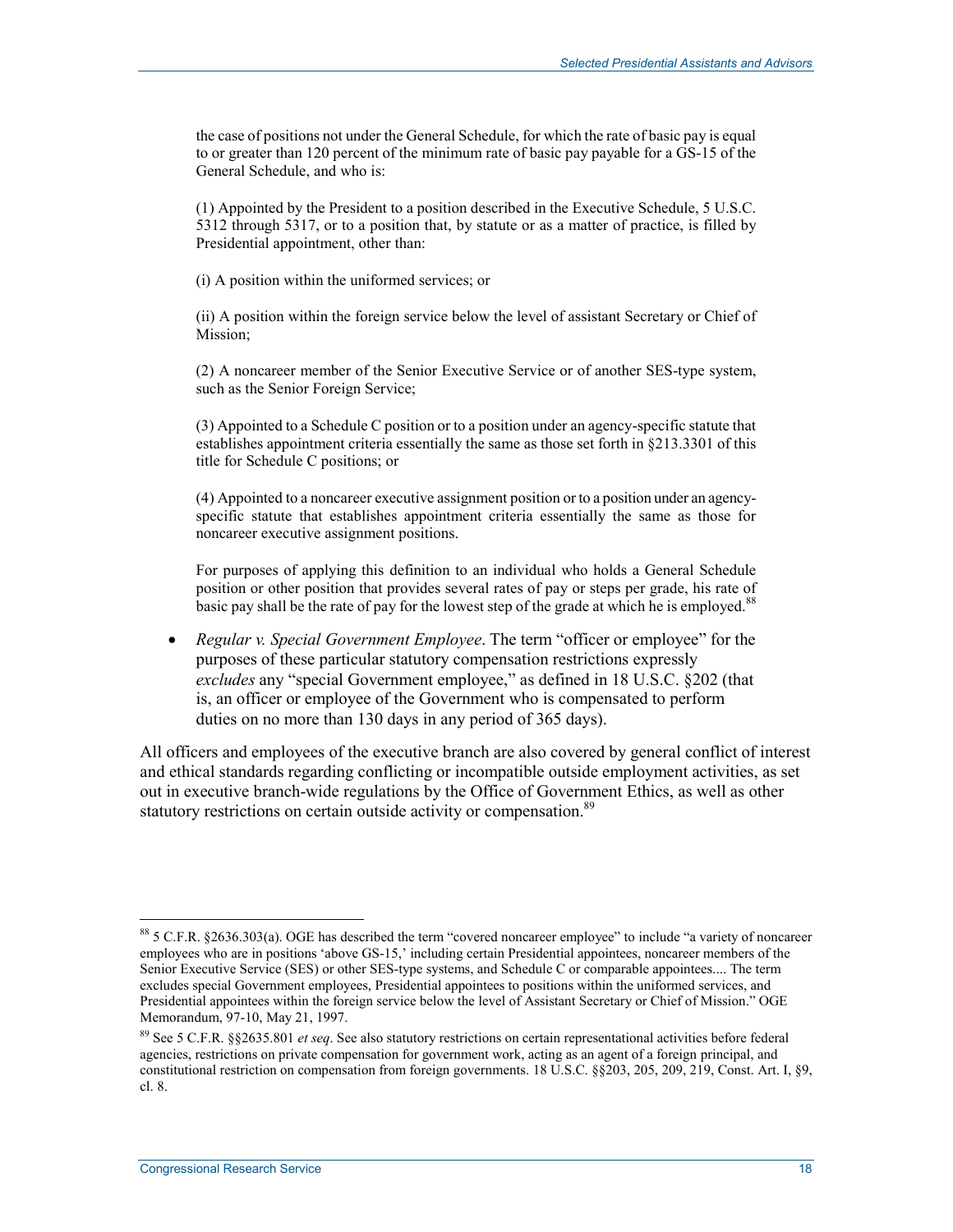the case of positions not under the General Schedule, for which the rate of basic pay is equal to or greater than 120 percent of the minimum rate of basic pay payable for a GS-15 of the General Schedule, and who is:

> (1) Appointed by the President to a position described in the Executive Schedule, 5 U.S.C. 5312 through 5317, or to a position that, by statute or as a matter of practice, is filled by Presidential appointment, other than:
>
> (i) A position within the uniformed services; or
>
> (ii) A position within the foreign service below the level of assistant Secretary or Chief of Mission;
>
> (2) A noncareer member of the Senior Executive Service or of another SES-type system, such as the Senior Foreign Service;
>
> (3) Appointed to a Schedule C position or to a position under an agency-specific statute that establishes appointment criteria essentially the same as those set forth in §213.3301 of this title for Schedule C positions; or
>
> (4) Appointed to a noncareer executive assignment position or to a position under an agency-specific statute that establishes appointment criteria essentially the same as those for noncareer executive assignment positions.
>
> For purposes of applying this definition to an individual who holds a General Schedule position or other position that provides several rates of pay or steps per grade, his rate of basic pay shall be the rate of pay for the lowest step of the grade at which he is employed.[88]

- *Regular v. Special Government Employee*. The term "officer or employee" for the purposes of these particular statutory compensation restrictions expressly *excludes* any "special Government employee," as defined in 18 U.S.C. §202 (that is, an officer or employee of the Government who is compensated to perform duties on no more than 130 days in any period of 365 days).

All officers and employees of the executive branch are also covered by general conflict of interest and ethical standards regarding conflicting or incompatible outside employment activities, as set out in executive branch-wide regulations by the Office of Government Ethics, as well as other statutory restrictions on certain outside activity or compensation.[89]

---

[88] 5 C.F.R. §2636.303(a). OGE has described the term "covered noncareer employee" to include "a variety of noncareer employees who are in positions 'above GS-15,' including certain Presidential appointees, noncareer members of the Senior Executive Service (SES) or other SES-type systems, and Schedule C or comparable appointees.... The term excludes special Government employees, Presidential appointees to positions within the uniformed services, and Presidential appointees within the foreign service below the level of Assistant Secretary or Chief of Mission." OGE Memorandum, 97-10, May 21, 1997.

[89] See 5 C.F.R. §§2635.801 *et seq*. See also statutory restrictions on certain representational activities before federal agencies, restrictions on private compensation for government work, acting as an agent of a foreign principal, and constitutional restriction on compensation from foreign governments. 18 U.S.C. §§203, 205, 209, 219, Const. Art. I, §9, cl. 8.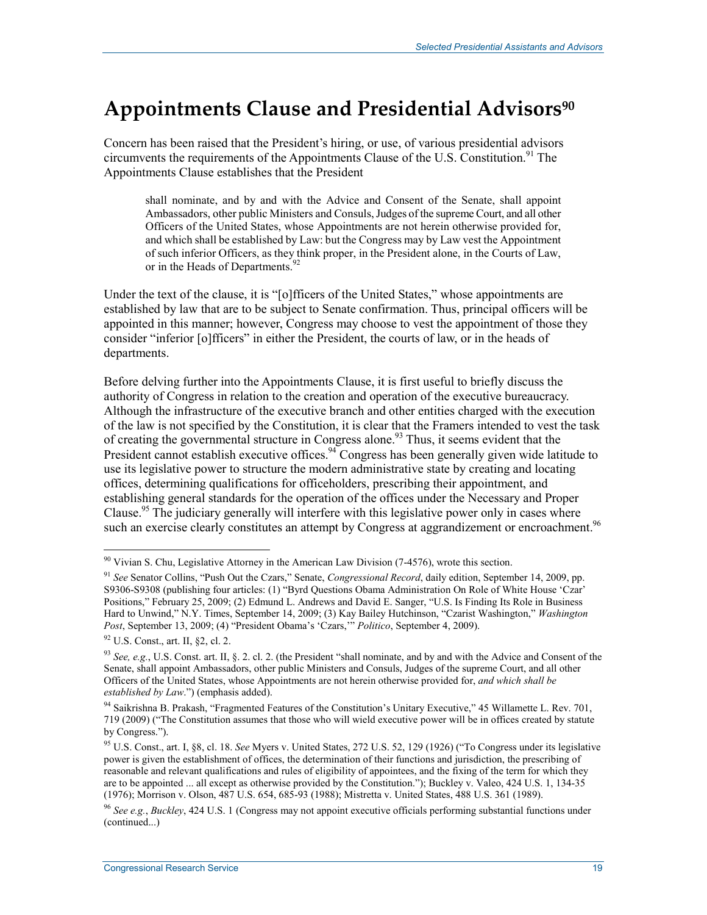# Appointments Clause and Presidential Advisors[90]

Concern has been raised that the President's hiring, or use, of various presidential advisors circumvents the requirements of the Appointments Clause of the U.S. Constitution.[91] The Appointments Clause establishes that the President

> shall nominate, and by and with the Advice and Consent of the Senate, shall appoint Ambassadors, other public Ministers and Consuls, Judges of the supreme Court, and all other Officers of the United States, whose Appointments are not herein otherwise provided for, and which shall be established by Law: but the Congress may by Law vest the Appointment of such inferior Officers, as they think proper, in the President alone, in the Courts of Law, or in the Heads of Departments.[92]

Under the text of the clause, it is "[o]fficers of the United States," whose appointments are established by law that are to be subject to Senate confirmation. Thus, principal officers will be appointed in this manner; however, Congress may choose to vest the appointment of those they consider "inferior [o]fficers" in either the President, the courts of law, or in the heads of departments.

Before delving further into the Appointments Clause, it is first useful to briefly discuss the authority of Congress in relation to the creation and operation of the executive bureaucracy. Although the infrastructure of the executive branch and other entities charged with the execution of the law is not specified by the Constitution, it is clear that the Framers intended to vest the task of creating the governmental structure in Congress alone.[93] Thus, it seems evident that the President cannot establish executive offices.[94] Congress has been generally given wide latitude to use its legislative power to structure the modern administrative state by creating and locating offices, determining qualifications for officeholders, prescribing their appointment, and establishing general standards for the operation of the offices under the Necessary and Proper Clause.[95] The judiciary generally will interfere with this legislative power only in cases where such an exercise clearly constitutes an attempt by Congress at aggrandizement or encroachment.[96]

---

[90] Vivian S. Chu, Legislative Attorney in the American Law Division (7-4576), wrote this section.

[91] *See* Senator Collins, "Push Out the Czars," Senate, *Congressional Record*, daily edition, September 14, 2009, pp. S9306-S9308 (publishing four articles: (1) "Byrd Questions Obama Administration On Role of White House 'Czar' Positions," February 25, 2009; (2) Edmund L. Andrews and David E. Sanger, "U.S. Is Finding Its Role in Business Hard to Unwind," N.Y. Times, September 14, 2009; (3) Kay Bailey Hutchinson, "Czarist Washington," *Washington Post*, September 13, 2009; (4) "President Obama's 'Czars,'" *Politico*, September 4, 2009).

[92] U.S. Const., art. II, §2, cl. 2.

[93] *See, e.g.*, U.S. Const. art. II, §. 2. cl. 2. (the President "shall nominate, and by and with the Advice and Consent of the Senate, shall appoint Ambassadors, other public Ministers and Consuls, Judges of the supreme Court, and all other Officers of the United States, whose Appointments are not herein otherwise provided for, *and which shall be established by Law*.") (emphasis added).

[94] Saikrishna B. Prakash, "Fragmented Features of the Constitution's Unitary Executive," 45 Willamette L. Rev. 701, 719 (2009) ("The Constitution assumes that those who will wield executive power will be in offices created by statute by Congress.").

[95] U.S. Const., art. I, §8, cl. 18. *See* Myers v. United States, 272 U.S. 52, 129 (1926) ("To Congress under its legislative power is given the establishment of offices, the determination of their functions and jurisdiction, the prescribing of reasonable and relevant qualifications and rules of eligibility of appointees, and the fixing of the term for which they are to be appointed ... all except as otherwise provided by the Constitution."); Buckley v. Valeo, 424 U.S. 1, 134-35 (1976); Morrison v. Olson, 487 U.S. 654, 685-93 (1988); Mistretta v. United States, 488 U.S. 361 (1989).

[96] *See e.g.*, *Buckley*, 424 U.S. 1 (Congress may not appoint executive officials performing substantial functions under (continued...)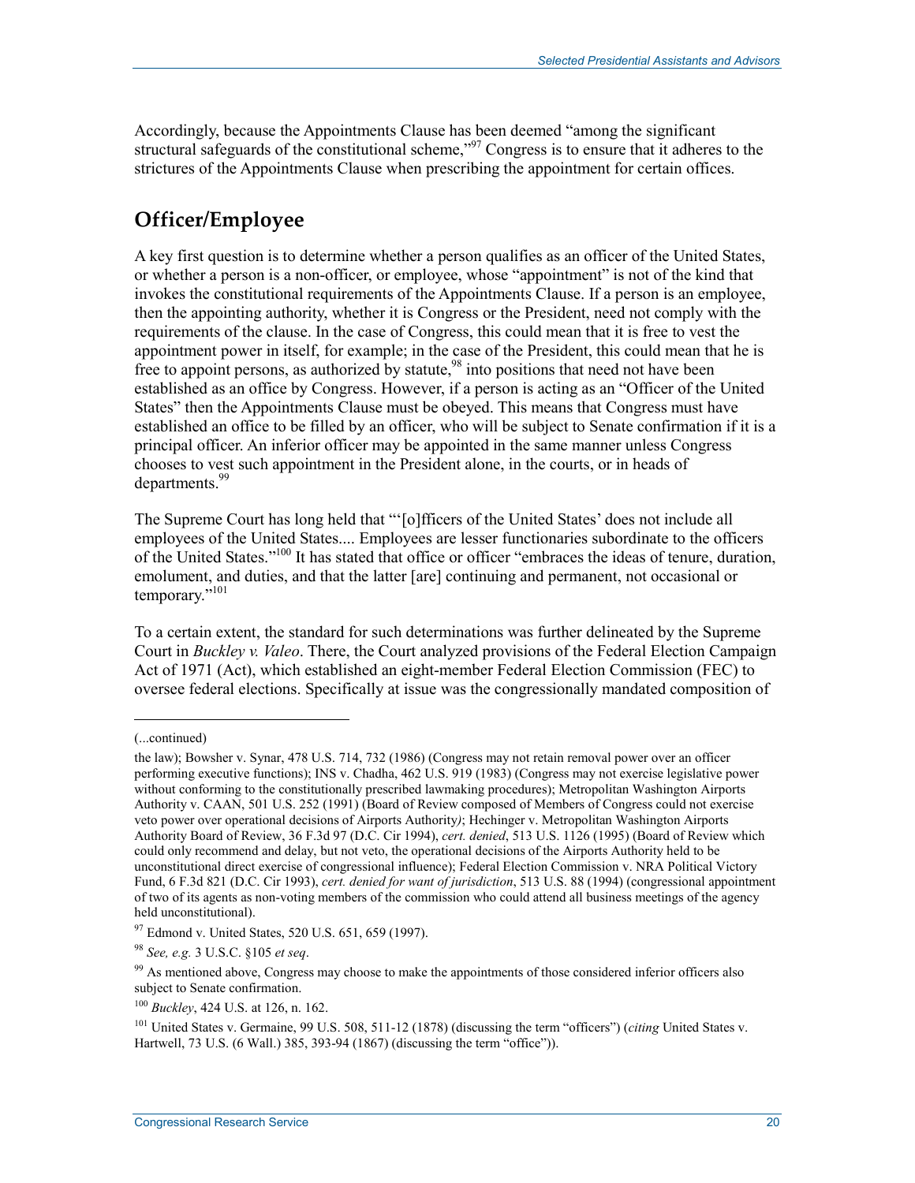Accordingly, because the Appointments Clause has been deemed "among the significant structural safeguards of the constitutional scheme,"[97] Congress is to ensure that it adheres to the strictures of the Appointments Clause when prescribing the appointment for certain offices.

## Officer/Employee

A key first question is to determine whether a person qualifies as an officer of the United States, or whether a person is a non-officer, or employee, whose "appointment" is not of the kind that invokes the constitutional requirements of the Appointments Clause. If a person is an employee, then the appointing authority, whether it is Congress or the President, need not comply with the requirements of the clause. In the case of Congress, this could mean that it is free to vest the appointment power in itself, for example; in the case of the President, this could mean that he is free to appoint persons, as authorized by statute,[98] into positions that need not have been established as an office by Congress. However, if a person is acting as an "Officer of the United States" then the Appointments Clause must be obeyed. This means that Congress must have established an office to be filled by an officer, who will be subject to Senate confirmation if it is a principal officer. An inferior officer may be appointed in the same manner unless Congress chooses to vest such appointment in the President alone, in the courts, or in heads of departments.[99]

The Supreme Court has long held that "'[o]fficers of the United States' does not include all employees of the United States.... Employees are lesser functionaries subordinate to the officers of the United States."[100] It has stated that office or officer "embraces the ideas of tenure, duration, emolument, and duties, and that the latter [are] continuing and permanent, not occasional or temporary."[101]

To a certain extent, the standard for such determinations was further delineated by the Supreme Court in *Buckley v. Valeo*. There, the Court analyzed provisions of the Federal Election Campaign Act of 1971 (Act), which established an eight-member Federal Election Commission (FEC) to oversee federal elections. Specifically at issue was the congressionally mandated composition of

---

(...continued)

the law); Bowsher v. Synar, 478 U.S. 714, 732 (1986) (Congress may not retain removal power over an officer performing executive functions); INS v. Chadha, 462 U.S. 919 (1983) (Congress may not exercise legislative power without conforming to the constitutionally prescribed lawmaking procedures); Metropolitan Washington Airports Authority v. CAAN, 501 U.S. 252 (1991) (Board of Review composed of Members of Congress could not exercise veto power over operational decisions of Airports Authority*)*; Hechinger v. Metropolitan Washington Airports Authority Board of Review, 36 F.3d 97 (D.C. Cir 1994), *cert. denied*, 513 U.S. 1126 (1995) (Board of Review which could only recommend and delay, but not veto, the operational decisions of the Airports Authority held to be unconstitutional direct exercise of congressional influence); Federal Election Commission v. NRA Political Victory Fund, 6 F.3d 821 (D.C. Cir 1993), *cert. denied for want of jurisdiction*, 513 U.S. 88 (1994) (congressional appointment of two of its agents as non-voting members of the commission who could attend all business meetings of the agency held unconstitutional).

[97] Edmond v. United States, 520 U.S. 651, 659 (1997).

[98] *See, e.g.* 3 U.S.C. §105 *et seq*.

[99] As mentioned above, Congress may choose to make the appointments of those considered inferior officers also subject to Senate confirmation.

[100] *Buckley*, 424 U.S. at 126, n. 162.

[101] United States v. Germaine, 99 U.S. 508, 511-12 (1878) (discussing the term "officers") (*citing* United States v. Hartwell, 73 U.S. (6 Wall.) 385, 393-94 (1867) (discussing the term "office")).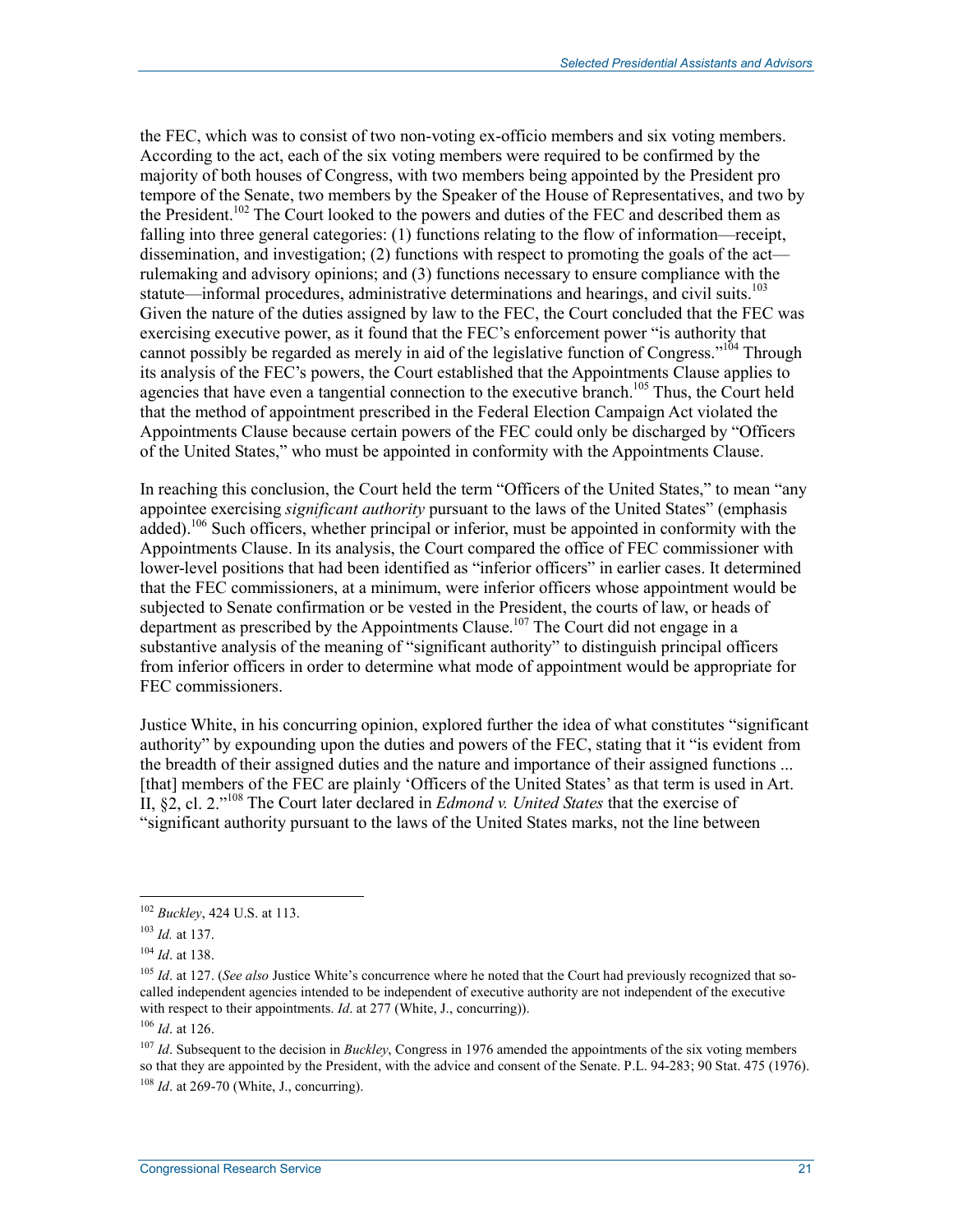the FEC, which was to consist of two non-voting ex-officio members and six voting members. According to the act, each of the six voting members were required to be confirmed by the majority of both houses of Congress, with two members being appointed by the President pro tempore of the Senate, two members by the Speaker of the House of Representatives, and two by the President.[102] The Court looked to the powers and duties of the FEC and described them as falling into three general categories: (1) functions relating to the flow of information—receipt, dissemination, and investigation; (2) functions with respect to promoting the goals of the act—rulemaking and advisory opinions; and (3) functions necessary to ensure compliance with the statute—informal procedures, administrative determinations and hearings, and civil suits.[103] Given the nature of the duties assigned by law to the FEC, the Court concluded that the FEC was exercising executive power, as it found that the FEC's enforcement power "is authority that cannot possibly be regarded as merely in aid of the legislative function of Congress."[104] Through its analysis of the FEC's powers, the Court established that the Appointments Clause applies to agencies that have even a tangential connection to the executive branch.[105] Thus, the Court held that the method of appointment prescribed in the Federal Election Campaign Act violated the Appointments Clause because certain powers of the FEC could only be discharged by "Officers of the United States," who must be appointed in conformity with the Appointments Clause.

In reaching this conclusion, the Court held the term "Officers of the United States," to mean "any appointee exercising *significant authority* pursuant to the laws of the United States" (emphasis added).[106] Such officers, whether principal or inferior, must be appointed in conformity with the Appointments Clause. In its analysis, the Court compared the office of FEC commissioner with lower-level positions that had been identified as "inferior officers" in earlier cases. It determined that the FEC commissioners, at a minimum, were inferior officers whose appointment would be subjected to Senate confirmation or be vested in the President, the courts of law, or heads of department as prescribed by the Appointments Clause.[107] The Court did not engage in a substantive analysis of the meaning of "significant authority" to distinguish principal officers from inferior officers in order to determine what mode of appointment would be appropriate for FEC commissioners.

Justice White, in his concurring opinion, explored further the idea of what constitutes "significant authority" by expounding upon the duties and powers of the FEC, stating that it "is evident from the breadth of their assigned duties and the nature and importance of their assigned functions ... [that] members of the FEC are plainly 'Officers of the United States' as that term is used in Art. II, §2, cl. 2."[108] The Court later declared in *Edmond v. United States* that the exercise of "significant authority pursuant to the laws of the United States marks, not the line between

---

[102] *Buckley*, 424 U.S. at 113.

[103] *Id.* at 137.

[104] *Id*. at 138.

[105] *Id*. at 127. (*See also* Justice White's concurrence where he noted that the Court had previously recognized that so-called independent agencies intended to be independent of executive authority are not independent of the executive with respect to their appointments. *Id*. at 277 (White, J., concurring)).

[106] *Id*. at 126.

[107] *Id*. Subsequent to the decision in *Buckley*, Congress in 1976 amended the appointments of the six voting members so that they are appointed by the President, with the advice and consent of the Senate. P.L. 94-283; 90 Stat. 475 (1976).

[108] *Id*. at 269-70 (White, J., concurring).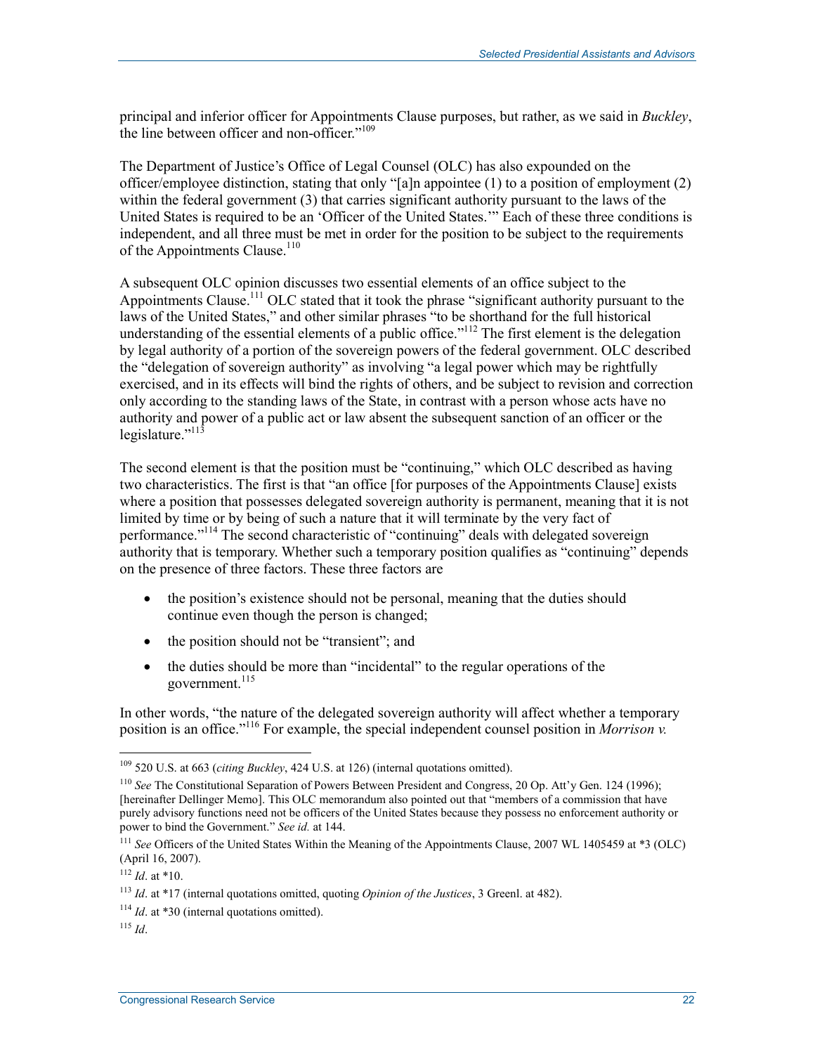principal and inferior officer for Appointments Clause purposes, but rather, as we said in *Buckley*, the line between officer and non-officer."[109]

The Department of Justice's Office of Legal Counsel (OLC) has also expounded on the officer/employee distinction, stating that only "[a]n appointee (1) to a position of employment (2) within the federal government (3) that carries significant authority pursuant to the laws of the United States is required to be an 'Officer of the United States.'" Each of these three conditions is independent, and all three must be met in order for the position to be subject to the requirements of the Appointments Clause.[110]

A subsequent OLC opinion discusses two essential elements of an office subject to the Appointments Clause.[111] OLC stated that it took the phrase "significant authority pursuant to the laws of the United States," and other similar phrases "to be shorthand for the full historical understanding of the essential elements of a public office."[112] The first element is the delegation by legal authority of a portion of the sovereign powers of the federal government. OLC described the "delegation of sovereign authority" as involving "a legal power which may be rightfully exercised, and in its effects will bind the rights of others, and be subject to revision and correction only according to the standing laws of the State, in contrast with a person whose acts have no authority and power of a public act or law absent the subsequent sanction of an officer or the legislature."[113]

The second element is that the position must be "continuing," which OLC described as having two characteristics. The first is that "an office [for purposes of the Appointments Clause] exists where a position that possesses delegated sovereign authority is permanent, meaning that it is not limited by time or by being of such a nature that it will terminate by the very fact of performance."[114] The second characteristic of "continuing" deals with delegated sovereign authority that is temporary. Whether such a temporary position qualifies as "continuing" depends on the presence of three factors. These three factors are

- the position's existence should not be personal, meaning that the duties should continue even though the person is changed;
- the position should not be "transient"; and
- the duties should be more than "incidental" to the regular operations of the government.[115]

In other words, "the nature of the delegated sovereign authority will affect whether a temporary position is an office."[116] For example, the special independent counsel position in *Morrison v.*

---

[109] 520 U.S. at 663 (*citing Buckley*, 424 U.S. at 126) (internal quotations omitted).

[110] *See* The Constitutional Separation of Powers Between President and Congress, 20 Op. Att'y Gen. 124 (1996); [hereinafter Dellinger Memo]. This OLC memorandum also pointed out that "members of a commission that have purely advisory functions need not be officers of the United States because they possess no enforcement authority or power to bind the Government." *See id.* at 144.

[111] *See* Officers of the United States Within the Meaning of the Appointments Clause, 2007 WL 1405459 at *3 (OLC) (April 16, 2007).

[112] *Id*. at *10.

[113] *Id*. at *17 (internal quotations omitted, quoting *Opinion of the Justices*, 3 Greenl. at 482).

[114] *Id*. at *30 (internal quotations omitted).

[115] *Id*.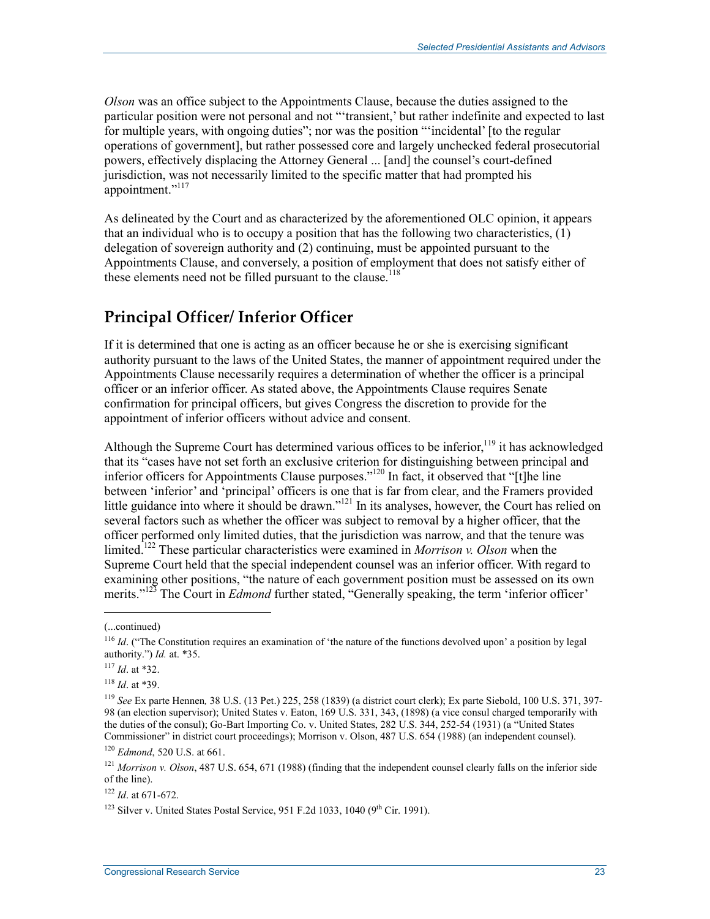*Olson* was an office subject to the Appointments Clause, because the duties assigned to the particular position were not personal and not "'transient,' but rather indefinite and expected to last for multiple years, with ongoing duties"; nor was the position "'incidental' [to the regular operations of government], but rather possessed core and largely unchecked federal prosecutorial powers, effectively displacing the Attorney General ... [and] the counsel's court-defined jurisdiction, was not necessarily limited to the specific matter that had prompted his appointment."[117]

As delineated by the Court and as characterized by the aforementioned OLC opinion, it appears that an individual who is to occupy a position that has the following two characteristics, (1) delegation of sovereign authority and (2) continuing, must be appointed pursuant to the Appointments Clause, and conversely, a position of employment that does not satisfy either of these elements need not be filled pursuant to the clause.[118]

## Principal Officer/ Inferior Officer

If it is determined that one is acting as an officer because he or she is exercising significant authority pursuant to the laws of the United States, the manner of appointment required under the Appointments Clause necessarily requires a determination of whether the officer is a principal officer or an inferior officer. As stated above, the Appointments Clause requires Senate confirmation for principal officers, but gives Congress the discretion to provide for the appointment of inferior officers without advice and consent.

Although the Supreme Court has determined various offices to be inferior,[119] it has acknowledged that its "cases have not set forth an exclusive criterion for distinguishing between principal and inferior officers for Appointments Clause purposes."[120] In fact, it observed that "[t]he line between 'inferior' and 'principal' officers is one that is far from clear, and the Framers provided little guidance into where it should be drawn."[121] In its analyses, however, the Court has relied on several factors such as whether the officer was subject to removal by a higher officer, that the officer performed only limited duties, that the jurisdiction was narrow, and that the tenure was limited.[122] These particular characteristics were examined in *Morrison v. Olson* when the Supreme Court held that the special independent counsel was an inferior officer. With regard to examining other positions, "the nature of each government position must be assessed on its own merits."[123] The Court in *Edmond* further stated, "Generally speaking, the term 'inferior officer'

---

(...continued)

[116] *Id*. ("The Constitution requires an examination of 'the nature of the functions devolved upon' a position by legal authority.") *Id.* at. \*35.

[117] *Id*. at \*32.

[118] *Id*. at \*39.

[119] *See* Ex parte Hennen*,* 38 U.S. (13 Pet.) 225, 258 (1839) (a district court clerk); Ex parte Siebold, 100 U.S. 371, 397-98 (an election supervisor); United States v. Eaton, 169 U.S. 331, 343, (1898) (a vice consul charged temporarily with the duties of the consul); Go-Bart Importing Co. v. United States, 282 U.S. 344, 252-54 (1931) (a "United States Commissioner" in district court proceedings); Morrison v. Olson, 487 U.S. 654 (1988) (an independent counsel).

[120] *Edmond*, 520 U.S. at 661.

[121] *Morrison v. Olson*, 487 U.S. 654, 671 (1988) (finding that the independent counsel clearly falls on the inferior side of the line).

[122] *Id*. at 671-672.

[123] Silver v. United States Postal Service, 951 F.2d 1033, 1040 (9th Cir. 1991).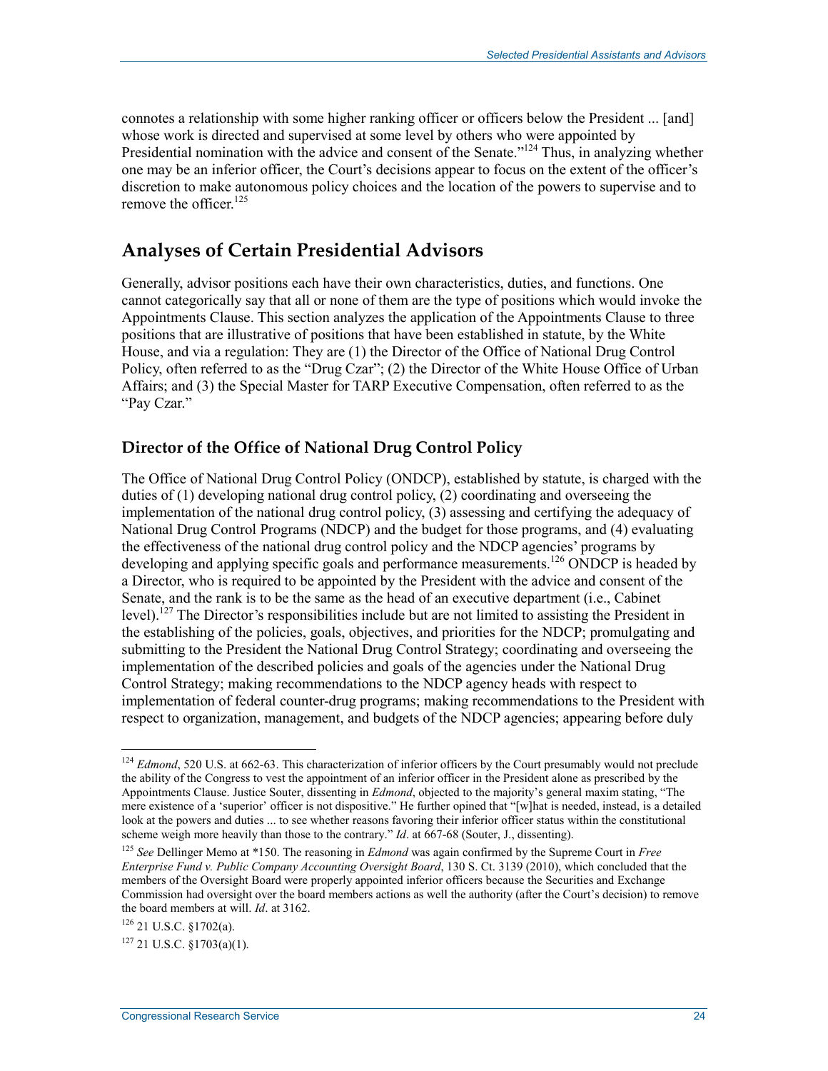connotes a relationship with some higher ranking officer or officers below the President ... [and] whose work is directed and supervised at some level by others who were appointed by Presidential nomination with the advice and consent of the Senate."[124] Thus, in analyzing whether one may be an inferior officer, the Court's decisions appear to focus on the extent of the officer's discretion to make autonomous policy choices and the location of the powers to supervise and to remove the officer.[125]

## Analyses of Certain Presidential Advisors

Generally, advisor positions each have their own characteristics, duties, and functions. One cannot categorically say that all or none of them are the type of positions which would invoke the Appointments Clause. This section analyzes the application of the Appointments Clause to three positions that are illustrative of positions that have been established in statute, by the White House, and via a regulation: They are (1) the Director of the Office of National Drug Control Policy, often referred to as the "Drug Czar"; (2) the Director of the White House Office of Urban Affairs; and (3) the Special Master for TARP Executive Compensation, often referred to as the "Pay Czar."

### Director of the Office of National Drug Control Policy

The Office of National Drug Control Policy (ONDCP), established by statute, is charged with the duties of (1) developing national drug control policy, (2) coordinating and overseeing the implementation of the national drug control policy, (3) assessing and certifying the adequacy of National Drug Control Programs (NDCP) and the budget for those programs, and (4) evaluating the effectiveness of the national drug control policy and the NDCP agencies' programs by developing and applying specific goals and performance measurements.[126] ONDCP is headed by a Director, who is required to be appointed by the President with the advice and consent of the Senate, and the rank is to be the same as the head of an executive department (i.e., Cabinet level).[127] The Director's responsibilities include but are not limited to assisting the President in the establishing of the policies, goals, objectives, and priorities for the NDCP; promulgating and submitting to the President the National Drug Control Strategy; coordinating and overseeing the implementation of the described policies and goals of the agencies under the National Drug Control Strategy; making recommendations to the NDCP agency heads with respect to implementation of federal counter-drug programs; making recommendations to the President with respect to organization, management, and budgets of the NDCP agencies; appearing before duly

---

[124] *Edmond*, 520 U.S. at 662-63. This characterization of inferior officers by the Court presumably would not preclude the ability of the Congress to vest the appointment of an inferior officer in the President alone as prescribed by the Appointments Clause. Justice Souter, dissenting in *Edmond*, objected to the majority's general maxim stating, "The mere existence of a 'superior' officer is not dispositive." He further opined that "[w]hat is needed, instead, is a detailed look at the powers and duties ... to see whether reasons favoring their inferior officer status within the constitutional scheme weigh more heavily than those to the contrary." *Id*. at 667-68 (Souter, J., dissenting).

[125] *See* Dellinger Memo at *150. The reasoning in *Edmond* was again confirmed by the Supreme Court in *Free Enterprise Fund v. Public Company Accounting Oversight Board*, 130 S. Ct. 3139 (2010), which concluded that the members of the Oversight Board were properly appointed inferior officers because the Securities and Exchange Commission had oversight over the board members actions as well the authority (after the Court's decision) to remove the board members at will. *Id*. at 3162.

[126] 21 U.S.C. §1702(a).

[127] 21 U.S.C. §1703(a)(1).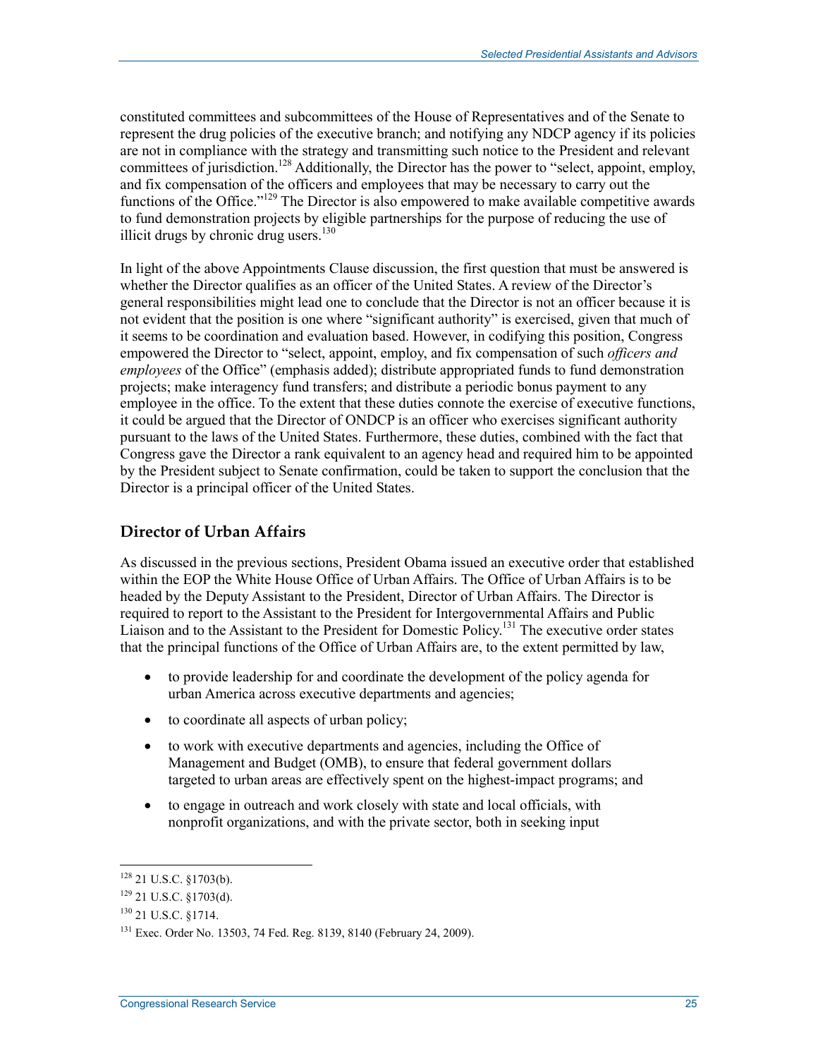constituted committees and subcommittees of the House of Representatives and of the Senate to represent the drug policies of the executive branch; and notifying any NDCP agency if its policies are not in compliance with the strategy and transmitting such notice to the President and relevant committees of jurisdiction.[128] Additionally, the Director has the power to "select, appoint, employ, and fix compensation of the officers and employees that may be necessary to carry out the functions of the Office."[129] The Director is also empowered to make available competitive awards to fund demonstration projects by eligible partnerships for the purpose of reducing the use of illicit drugs by chronic drug users.[130]

In light of the above Appointments Clause discussion, the first question that must be answered is whether the Director qualifies as an officer of the United States. A review of the Director's general responsibilities might lead one to conclude that the Director is not an officer because it is not evident that the position is one where "significant authority" is exercised, given that much of it seems to be coordination and evaluation based. However, in codifying this position, Congress empowered the Director to "select, appoint, employ, and fix compensation of such *officers and employees* of the Office" (emphasis added); distribute appropriated funds to fund demonstration projects; make interagency fund transfers; and distribute a periodic bonus payment to any employee in the office. To the extent that these duties connote the exercise of executive functions, it could be argued that the Director of ONDCP is an officer who exercises significant authority pursuant to the laws of the United States. Furthermore, these duties, combined with the fact that Congress gave the Director a rank equivalent to an agency head and required him to be appointed by the President subject to Senate confirmation, could be taken to support the conclusion that the Director is a principal officer of the United States.

## Director of Urban Affairs

As discussed in the previous sections, President Obama issued an executive order that established within the EOP the White House Office of Urban Affairs. The Office of Urban Affairs is to be headed by the Deputy Assistant to the President, Director of Urban Affairs. The Director is required to report to the Assistant to the President for Intergovernmental Affairs and Public Liaison and to the Assistant to the President for Domestic Policy.[131] The executive order states that the principal functions of the Office of Urban Affairs are, to the extent permitted by law,

- to provide leadership for and coordinate the development of the policy agenda for urban America across executive departments and agencies;
- to coordinate all aspects of urban policy;
- to work with executive departments and agencies, including the Office of Management and Budget (OMB), to ensure that federal government dollars targeted to urban areas are effectively spent on the highest-impact programs; and
- to engage in outreach and work closely with state and local officials, with nonprofit organizations, and with the private sector, both in seeking input

[128] 21 U.S.C. §1703(b).

[129] 21 U.S.C. §1703(d).

[130] 21 U.S.C. §1714.

[131] Exec. Order No. 13503, 74 Fed. Reg. 8139, 8140 (February 24, 2009).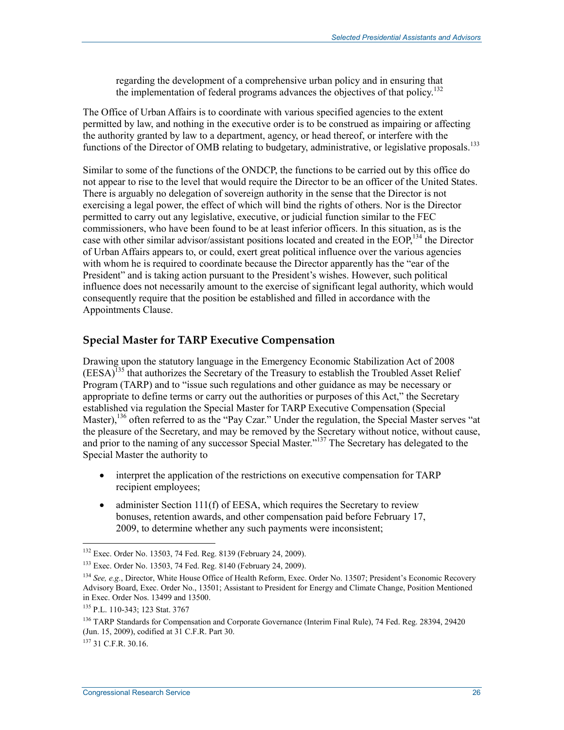regarding the development of a comprehensive urban policy and in ensuring that the implementation of federal programs advances the objectives of that policy.[132]

The Office of Urban Affairs is to coordinate with various specified agencies to the extent permitted by law, and nothing in the executive order is to be construed as impairing or affecting the authority granted by law to a department, agency, or head thereof, or interfere with the functions of the Director of OMB relating to budgetary, administrative, or legislative proposals.[133]

Similar to some of the functions of the ONDCP, the functions to be carried out by this office do not appear to rise to the level that would require the Director to be an officer of the United States. There is arguably no delegation of sovereign authority in the sense that the Director is not exercising a legal power, the effect of which will bind the rights of others. Nor is the Director permitted to carry out any legislative, executive, or judicial function similar to the FEC commissioners, who have been found to be at least inferior officers. In this situation, as is the case with other similar advisor/assistant positions located and created in the EOP,[134] the Director of Urban Affairs appears to, or could, exert great political influence over the various agencies with whom he is required to coordinate because the Director apparently has the "ear of the President" and is taking action pursuant to the President's wishes. However, such political influence does not necessarily amount to the exercise of significant legal authority, which would consequently require that the position be established and filled in accordance with the Appointments Clause.

## Special Master for TARP Executive Compensation

Drawing upon the statutory language in the Emergency Economic Stabilization Act of 2008 (EESA)[135] that authorizes the Secretary of the Treasury to establish the Troubled Asset Relief Program (TARP) and to "issue such regulations and other guidance as may be necessary or appropriate to define terms or carry out the authorities or purposes of this Act," the Secretary established via regulation the Special Master for TARP Executive Compensation (Special Master),[136] often referred to as the "Pay Czar." Under the regulation, the Special Master serves "at the pleasure of the Secretary, and may be removed by the Secretary without notice, without cause, and prior to the naming of any successor Special Master."[137] The Secretary has delegated to the Special Master the authority to

- interpret the application of the restrictions on executive compensation for TARP recipient employees;
- administer Section 111(f) of EESA, which requires the Secretary to review bonuses, retention awards, and other compensation paid before February 17, 2009, to determine whether any such payments were inconsistent;

---

[132] Exec. Order No. 13503, 74 Fed. Reg. 8139 (February 24, 2009).

[133] Exec. Order No. 13503, 74 Fed. Reg. 8140 (February 24, 2009).

[134] *See, e.g.*, Director, White House Office of Health Reform, Exec. Order No. 13507; President's Economic Recovery Advisory Board, Exec. Order No., 13501; Assistant to President for Energy and Climate Change, Position Mentioned in Exec. Order Nos. 13499 and 13500.

[135] P.L. 110-343; 123 Stat. 3767

[136] TARP Standards for Compensation and Corporate Governance (Interim Final Rule), 74 Fed. Reg. 28394, 29420 (Jun. 15, 2009), codified at 31 C.F.R. Part 30.

[137] 31 C.F.R. 30.16.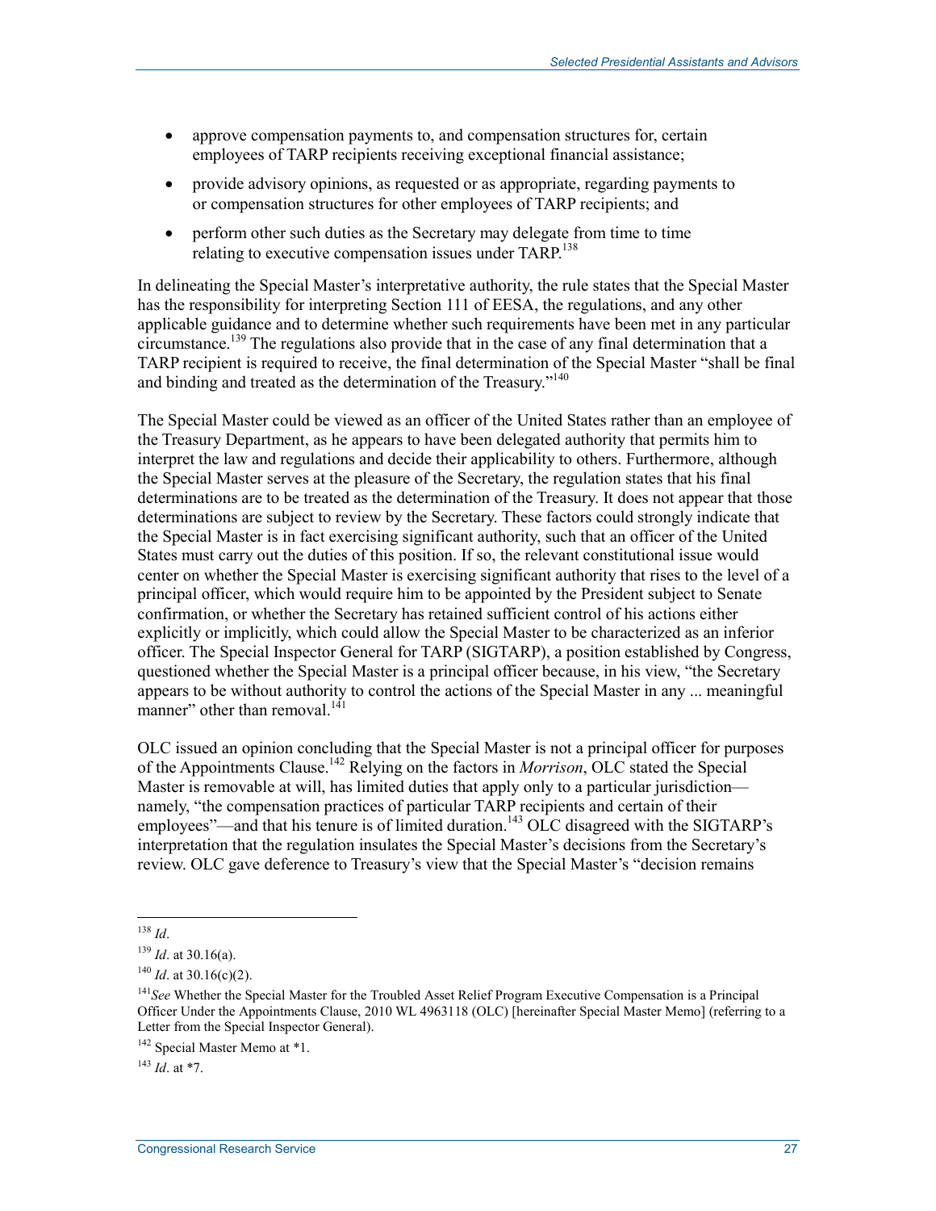- approve compensation payments to, and compensation structures for, certain employees of TARP recipients receiving exceptional financial assistance;
- provide advisory opinions, as requested or as appropriate, regarding payments to or compensation structures for other employees of TARP recipients; and
- perform other such duties as the Secretary may delegate from time to time relating to executive compensation issues under TARP.[138]

In delineating the Special Master's interpretative authority, the rule states that the Special Master has the responsibility for interpreting Section 111 of EESA, the regulations, and any other applicable guidance and to determine whether such requirements have been met in any particular circumstance.[139] The regulations also provide that in the case of any final determination that a TARP recipient is required to receive, the final determination of the Special Master "shall be final and binding and treated as the determination of the Treasury."[140]

The Special Master could be viewed as an officer of the United States rather than an employee of the Treasury Department, as he appears to have been delegated authority that permits him to interpret the law and regulations and decide their applicability to others. Furthermore, although the Special Master serves at the pleasure of the Secretary, the regulation states that his final determinations are to be treated as the determination of the Treasury. It does not appear that those determinations are subject to review by the Secretary. These factors could strongly indicate that the Special Master is in fact exercising significant authority, such that an officer of the United States must carry out the duties of this position. If so, the relevant constitutional issue would center on whether the Special Master is exercising significant authority that rises to the level of a principal officer, which would require him to be appointed by the President subject to Senate confirmation, or whether the Secretary has retained sufficient control of his actions either explicitly or implicitly, which could allow the Special Master to be characterized as an inferior officer. The Special Inspector General for TARP (SIGTARP), a position established by Congress, questioned whether the Special Master is a principal officer because, in his view, "the Secretary appears to be without authority to control the actions of the Special Master in any ... meaningful manner" other than removal.[141]

OLC issued an opinion concluding that the Special Master is not a principal officer for purposes of the Appointments Clause.[142] Relying on the factors in *Morrison*, OLC stated the Special Master is removable at will, has limited duties that apply only to a particular jurisdiction—namely, "the compensation practices of particular TARP recipients and certain of their employees"—and that his tenure is of limited duration.[143] OLC disagreed with the SIGTARP's interpretation that the regulation insulates the Special Master's decisions from the Secretary's review. OLC gave deference to Treasury's view that the Special Master's "decision remains

---

[138] *Id*.

[139] *Id*. at 30.16(a).

[140] *Id*. at 30.16(c)(2).

[141] *See* Whether the Special Master for the Troubled Asset Relief Program Executive Compensation is a Principal Officer Under the Appointments Clause, 2010 WL 4963118 (OLC) [hereinafter Special Master Memo] (referring to a Letter from the Special Inspector General).

[142] Special Master Memo at *1.

[143] *Id*. at *7.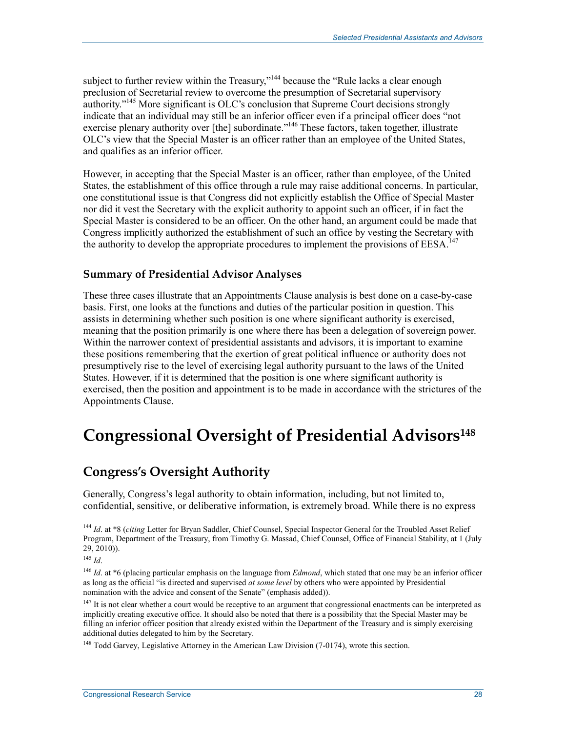subject to further review within the Treasury,”[144] because the “Rule lacks a clear enough preclusion of Secretarial review to overcome the presumption of Secretarial supervisory authority.”[145] More significant is OLC’s conclusion that Supreme Court decisions strongly indicate that an individual may still be an inferior officer even if a principal officer does “not exercise plenary authority over [the] subordinate.”[146] These factors, taken together, illustrate OLC’s view that the Special Master is an officer rather than an employee of the United States, and qualifies as an inferior officer.

However, in accepting that the Special Master is an officer, rather than employee, of the United States, the establishment of this office through a rule may raise additional concerns. In particular, one constitutional issue is that Congress did not explicitly establish the Office of Special Master nor did it vest the Secretary with the explicit authority to appoint such an officer, if in fact the Special Master is considered to be an officer. On the other hand, an argument could be made that Congress implicitly authorized the establishment of such an office by vesting the Secretary with the authority to develop the appropriate procedures to implement the provisions of EESA.[147]

### Summary of Presidential Advisor Analyses

These three cases illustrate that an Appointments Clause analysis is best done on a case-by-case basis. First, one looks at the functions and duties of the particular position in question. This assists in determining whether such position is one where significant authority is exercised, meaning that the position primarily is one where there has been a delegation of sovereign power. Within the narrower context of presidential assistants and advisors, it is important to examine these positions remembering that the exertion of great political influence or authority does not presumptively rise to the level of exercising legal authority pursuant to the laws of the United States. However, if it is determined that the position is one where significant authority is exercised, then the position and appointment is to be made in accordance with the strictures of the Appointments Clause.

# Congressional Oversight of Presidential Advisors[148]

## Congress’s Oversight Authority

Generally, Congress’s legal authority to obtain information, including, but not limited to, confidential, sensitive, or deliberative information, is extremely broad. While there is no express

---

[144] *Id*. at *8 (*citing* Letter for Bryan Saddler, Chief Counsel, Special Inspector General for the Troubled Asset Relief Program, Department of the Treasury, from Timothy G. Massad, Chief Counsel, Office of Financial Stability, at 1 (July 29, 2010)).

[145] *Id*.

[146] *Id*. at *6 (placing particular emphasis on the language from *Edmond*, which stated that one may be an inferior officer as long as the official “is directed and supervised *at some level* by others who were appointed by Presidential nomination with the advice and consent of the Senate” (emphasis added)).

[147] It is not clear whether a court would be receptive to an argument that congressional enactments can be interpreted as implicitly creating executive office. It should also be noted that there is a possibility that the Special Master may be filling an inferior officer position that already existed within the Department of the Treasury and is simply exercising additional duties delegated to him by the Secretary.

[148] Todd Garvey, Legislative Attorney in the American Law Division (7-0174), wrote this section.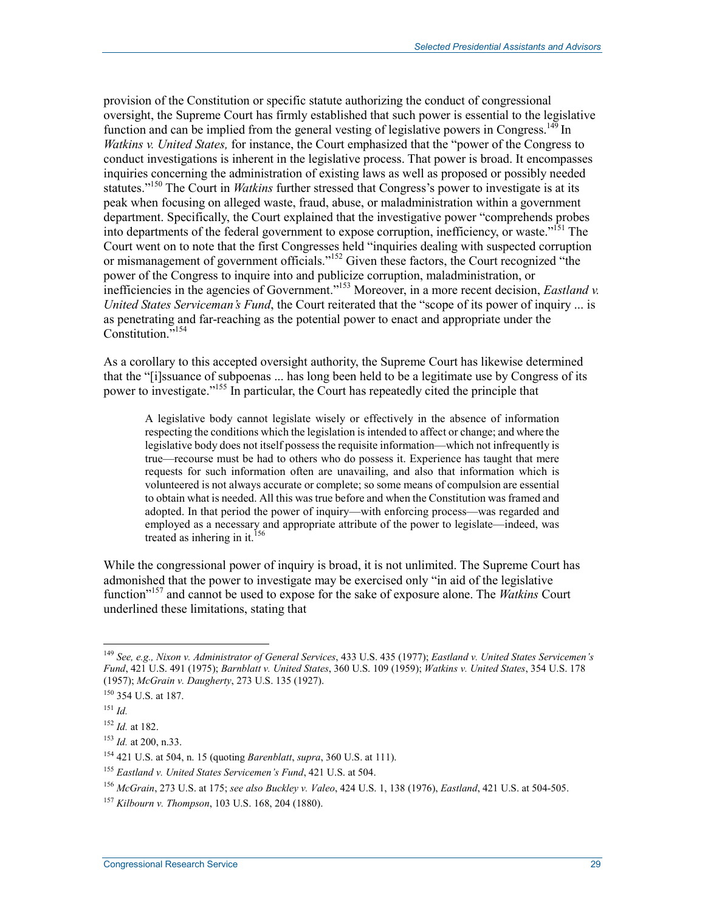provision of the Constitution or specific statute authorizing the conduct of congressional oversight, the Supreme Court has firmly established that such power is essential to the legislative function and can be implied from the general vesting of legislative powers in Congress.[149] In *Watkins v. United States,* for instance, the Court emphasized that the "power of the Congress to conduct investigations is inherent in the legislative process. That power is broad. It encompasses inquiries concerning the administration of existing laws as well as proposed or possibly needed statutes."[150] The Court in *Watkins* further stressed that Congress's power to investigate is at its peak when focusing on alleged waste, fraud, abuse, or maladministration within a government department. Specifically, the Court explained that the investigative power "comprehends probes into departments of the federal government to expose corruption, inefficiency, or waste."[151] The Court went on to note that the first Congresses held "inquiries dealing with suspected corruption or mismanagement of government officials."[152] Given these factors, the Court recognized "the power of the Congress to inquire into and publicize corruption, maladministration, or inefficiencies in the agencies of Government."[153] Moreover, in a more recent decision, *Eastland v. United States Serviceman's Fund*, the Court reiterated that the "scope of its power of inquiry ... is as penetrating and far-reaching as the potential power to enact and appropriate under the Constitution."[154]

As a corollary to this accepted oversight authority, the Supreme Court has likewise determined that the "[i]ssuance of subpoenas ... has long been held to be a legitimate use by Congress of its power to investigate."[155] In particular, the Court has repeatedly cited the principle that

> A legislative body cannot legislate wisely or effectively in the absence of information respecting the conditions which the legislation is intended to affect or change; and where the legislative body does not itself possess the requisite information—which not infrequently is true—recourse must be had to others who do possess it. Experience has taught that mere requests for such information often are unavailing, and also that information which is volunteered is not always accurate or complete; so some means of compulsion are essential to obtain what is needed. All this was true before and when the Constitution was framed and adopted. In that period the power of inquiry—with enforcing process—was regarded and employed as a necessary and appropriate attribute of the power to legislate—indeed, was treated as inhering in it.[156]

While the congressional power of inquiry is broad, it is not unlimited. The Supreme Court has admonished that the power to investigate may be exercised only "in aid of the legislative function"[157] and cannot be used to expose for the sake of exposure alone. The *Watkins* Court underlined these limitations, stating that

---

[149] *See, e.g., Nixon v. Administrator of General Services*, 433 U.S. 435 (1977); *Eastland v. United States Servicemen's Fund*, 421 U.S. 491 (1975); *Barnblatt v. United States*, 360 U.S. 109 (1959); *Watkins v. United States*, 354 U.S. 178 (1957); *McGrain v. Daugherty*, 273 U.S. 135 (1927).

[150] 354 U.S. at 187.

[151] *Id.*

[152] *Id.* at 182.

[153] *Id.* at 200, n.33.

[154] 421 U.S. at 504, n. 15 (quoting *Barenblatt*, *supra*, 360 U.S. at 111).

[155] *Eastland v. United States Servicemen's Fund*, 421 U.S. at 504.

[156] *McGrain*, 273 U.S. at 175; *see also Buckley v. Valeo*, 424 U.S. 1, 138 (1976), *Eastland*, 421 U.S. at 504-505.

[157] *Kilbourn v. Thompson*, 103 U.S. 168, 204 (1880).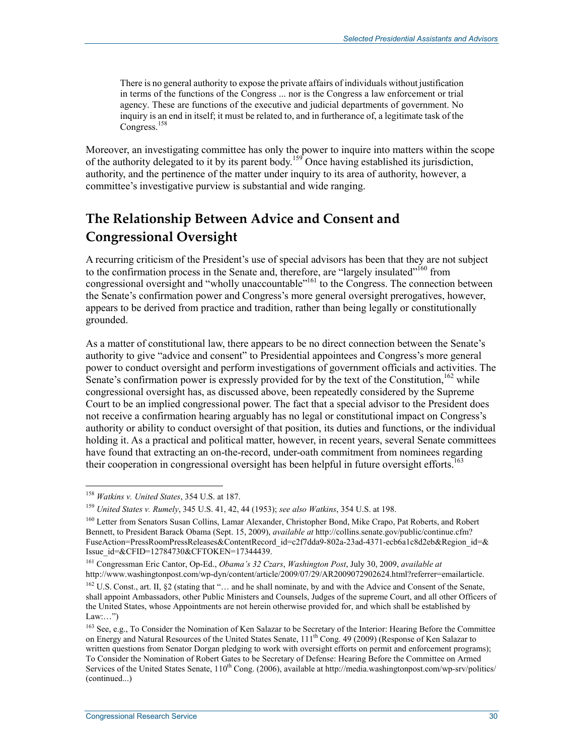> There is no general authority to expose the private affairs of individuals without justification in terms of the functions of the Congress ... nor is the Congress a law enforcement or trial agency. These are functions of the executive and judicial departments of government. No inquiry is an end in itself; it must be related to, and in furtherance of, a legitimate task of the Congress.[158]

Moreover, an investigating committee has only the power to inquire into matters within the scope of the authority delegated to it by its parent body.[159] Once having established its jurisdiction, authority, and the pertinence of the matter under inquiry to its area of authority, however, a committee's investigative purview is substantial and wide ranging.

## The Relationship Between Advice and Consent and Congressional Oversight

A recurring criticism of the President's use of special advisors has been that they are not subject to the confirmation process in the Senate and, therefore, are "largely insulated"[160] from congressional oversight and "wholly unaccountable"[161] to the Congress. The connection between the Senate's confirmation power and Congress's more general oversight prerogatives, however, appears to be derived from practice and tradition, rather than being legally or constitutionally grounded.

As a matter of constitutional law, there appears to be no direct connection between the Senate's authority to give "advice and consent" to Presidential appointees and Congress's more general power to conduct oversight and perform investigations of government officials and activities. The Senate's confirmation power is expressly provided for by the text of the Constitution,[162] while congressional oversight has, as discussed above, been repeatedly considered by the Supreme Court to be an implied congressional power. The fact that a special advisor to the President does not receive a confirmation hearing arguably has no legal or constitutional impact on Congress's authority or ability to conduct oversight of that position, its duties and functions, or the individual holding it. As a practical and political matter, however, in recent years, several Senate committees have found that extracting an on-the-record, under-oath commitment from nominees regarding their cooperation in congressional oversight has been helpful in future oversight efforts.[163]

---

[158] *Watkins v. United States*, 354 U.S. at 187.

[159] *United States v. Rumely*, 345 U.S. 41, 42, 44 (1953); *see also Watkins*, 354 U.S. at 198.

[160] Letter from Senators Susan Collins, Lamar Alexander, Christopher Bond, Mike Crapo, Pat Roberts, and Robert Bennett, to President Barack Obama (Sept. 15, 2009), *available at* http://collins.senate.gov/public/continue.cfm?FuseAction=PressRoomPressReleases&ContentRecord_id=c2f7dda9-802a-23ad-4371-ecb6a1c8d2eb&Region_id=&Issue_id=&CFID=12784730&CFTOKEN=17344439.

[161] Congressman Eric Cantor, Op-Ed., *Obama's 32 Czars*, *Washington Post*, July 30, 2009, *available at* http://www.washingtonpost.com/wp-dyn/content/article/2009/07/29/AR2009072902624.html?referrer=emailarticle.

[162] U.S. Const., art. II, §2 (stating that "… and he shall nominate, by and with the Advice and Consent of the Senate, shall appoint Ambassadors, other Public Ministers and Counsels, Judges of the supreme Court, and all other Officers of the United States, whose Appointments are not herein otherwise provided for, and which shall be established by Law:…")

[163] See, e.g., To Consider the Nomination of Ken Salazar to be Secretary of the Interior: Hearing Before the Committee on Energy and Natural Resources of the United States Senate, 111th Cong. 49 (2009) (Response of Ken Salazar to written questions from Senator Dorgan pledging to work with oversight efforts on permit and enforcement programs); To Consider the Nomination of Robert Gates to be Secretary of Defense: Hearing Before the Committee on Armed Services of the United States Senate, 110th Cong. (2006), available at http://media.washingtonpost.com/wp-srv/politics/ (continued...)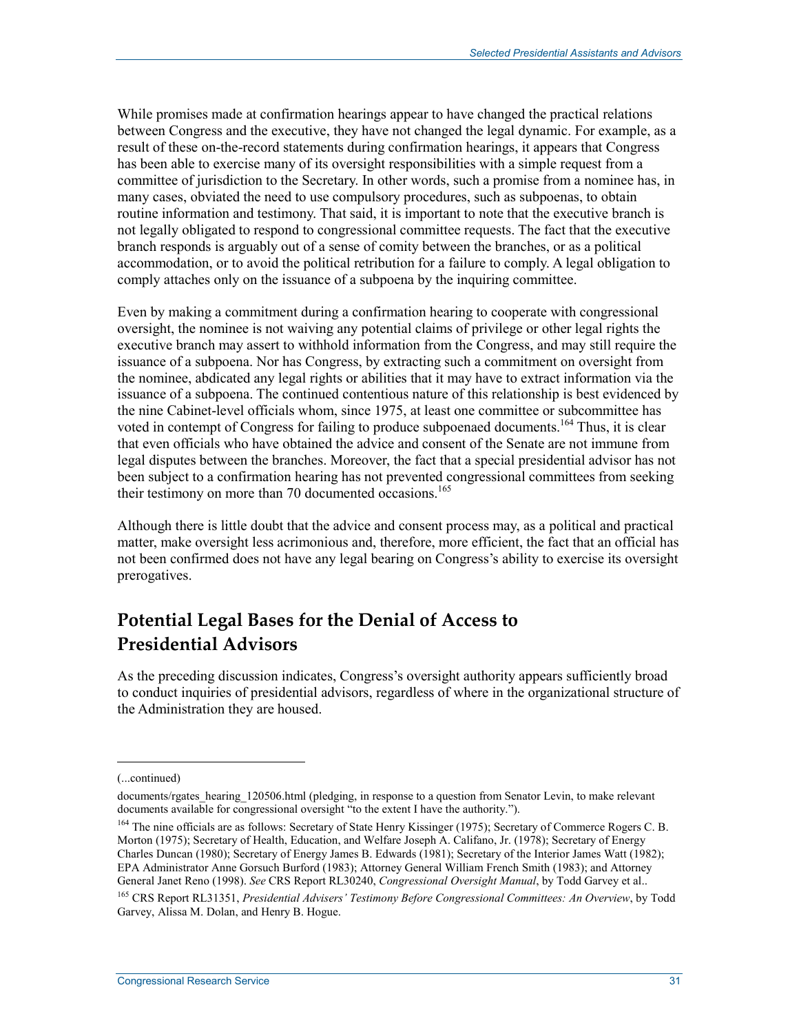While promises made at confirmation hearings appear to have changed the practical relations between Congress and the executive, they have not changed the legal dynamic. For example, as a result of these on-the-record statements during confirmation hearings, it appears that Congress has been able to exercise many of its oversight responsibilities with a simple request from a committee of jurisdiction to the Secretary. In other words, such a promise from a nominee has, in many cases, obviated the need to use compulsory procedures, such as subpoenas, to obtain routine information and testimony. That said, it is important to note that the executive branch is not legally obligated to respond to congressional committee requests. The fact that the executive branch responds is arguably out of a sense of comity between the branches, or as a political accommodation, or to avoid the political retribution for a failure to comply. A legal obligation to comply attaches only on the issuance of a subpoena by the inquiring committee.

Even by making a commitment during a confirmation hearing to cooperate with congressional oversight, the nominee is not waiving any potential claims of privilege or other legal rights the executive branch may assert to withhold information from the Congress, and may still require the issuance of a subpoena. Nor has Congress, by extracting such a commitment on oversight from the nominee, abdicated any legal rights or abilities that it may have to extract information via the issuance of a subpoena. The continued contentious nature of this relationship is best evidenced by the nine Cabinet-level officials whom, since 1975, at least one committee or subcommittee has voted in contempt of Congress for failing to produce subpoenaed documents.[164] Thus, it is clear that even officials who have obtained the advice and consent of the Senate are not immune from legal disputes between the branches. Moreover, the fact that a special presidential advisor has not been subject to a confirmation hearing has not prevented congressional committees from seeking their testimony on more than 70 documented occasions.[165]

Although there is little doubt that the advice and consent process may, as a political and practical matter, make oversight less acrimonious and, therefore, more efficient, the fact that an official has not been confirmed does not have any legal bearing on Congress's ability to exercise its oversight prerogatives.

## Potential Legal Bases for the Denial of Access to Presidential Advisors

As the preceding discussion indicates, Congress's oversight authority appears sufficiently broad to conduct inquiries of presidential advisors, regardless of where in the organizational structure of the Administration they are housed.

---

(...continued)

documents/rgates_hearing_120506.html (pledging, in response to a question from Senator Levin, to make relevant documents available for congressional oversight "to the extent I have the authority.").

[164] The nine officials are as follows: Secretary of State Henry Kissinger (1975); Secretary of Commerce Rogers C. B. Morton (1975); Secretary of Health, Education, and Welfare Joseph A. Califano, Jr. (1978); Secretary of Energy Charles Duncan (1980); Secretary of Energy James B. Edwards (1981); Secretary of the Interior James Watt (1982); EPA Administrator Anne Gorsuch Burford (1983); Attorney General William French Smith (1983); and Attorney General Janet Reno (1998). *See* CRS Report RL30240, *Congressional Oversight Manual*, by Todd Garvey et al..

[165] CRS Report RL31351, *Presidential Advisers' Testimony Before Congressional Committees: An Overview*, by Todd Garvey, Alissa M. Dolan, and Henry B. Hogue.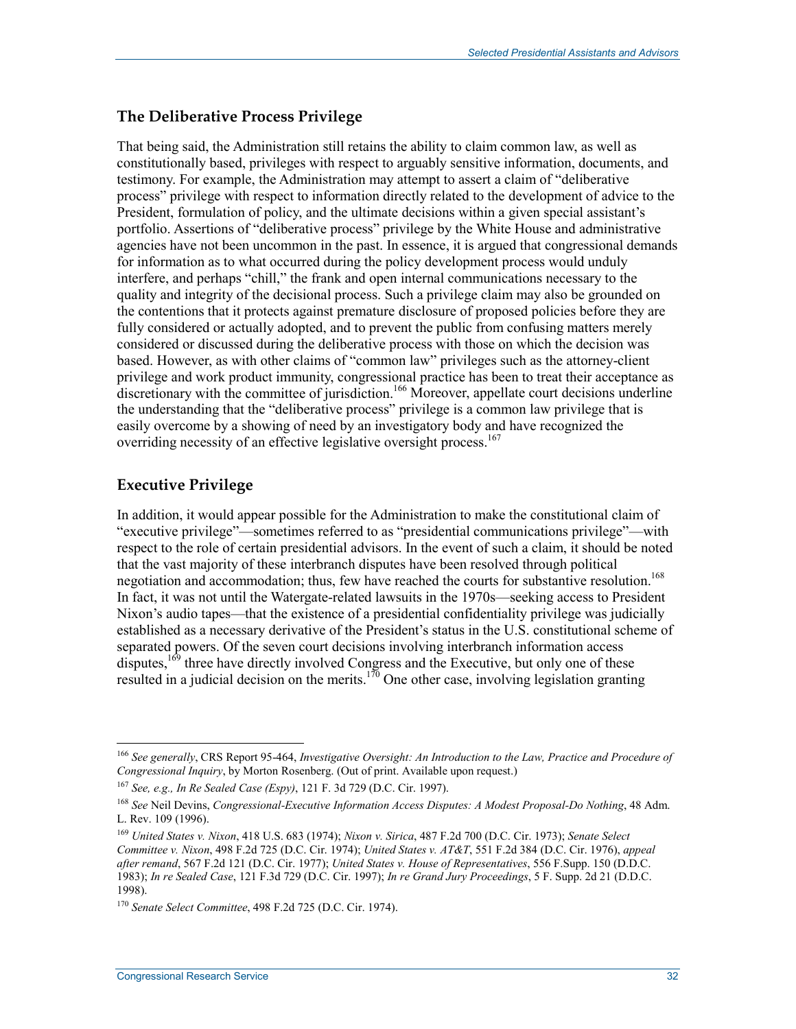## The Deliberative Process Privilege

That being said, the Administration still retains the ability to claim common law, as well as constitutionally based, privileges with respect to arguably sensitive information, documents, and testimony. For example, the Administration may attempt to assert a claim of "deliberative process" privilege with respect to information directly related to the development of advice to the President, formulation of policy, and the ultimate decisions within a given special assistant's portfolio. Assertions of "deliberative process" privilege by the White House and administrative agencies have not been uncommon in the past. In essence, it is argued that congressional demands for information as to what occurred during the policy development process would unduly interfere, and perhaps "chill," the frank and open internal communications necessary to the quality and integrity of the decisional process. Such a privilege claim may also be grounded on the contentions that it protects against premature disclosure of proposed policies before they are fully considered or actually adopted, and to prevent the public from confusing matters merely considered or discussed during the deliberative process with those on which the decision was based. However, as with other claims of "common law" privileges such as the attorney-client privilege and work product immunity, congressional practice has been to treat their acceptance as discretionary with the committee of jurisdiction.[166] Moreover, appellate court decisions underline the understanding that the "deliberative process" privilege is a common law privilege that is easily overcome by a showing of need by an investigatory body and have recognized the overriding necessity of an effective legislative oversight process.[167]

## Executive Privilege

In addition, it would appear possible for the Administration to make the constitutional claim of "executive privilege"—sometimes referred to as "presidential communications privilege"—with respect to the role of certain presidential advisors. In the event of such a claim, it should be noted that the vast majority of these interbranch disputes have been resolved through political negotiation and accommodation; thus, few have reached the courts for substantive resolution.[168] In fact, it was not until the Watergate-related lawsuits in the 1970s—seeking access to President Nixon's audio tapes—that the existence of a presidential confidentiality privilege was judicially established as a necessary derivative of the President's status in the U.S. constitutional scheme of separated powers. Of the seven court decisions involving interbranch information access disputes,[169] three have directly involved Congress and the Executive, but only one of these resulted in a judicial decision on the merits.[170] One other case, involving legislation granting

---

[166] *See generally*, CRS Report 95-464, *Investigative Oversight: An Introduction to the Law, Practice and Procedure of Congressional Inquiry*, by Morton Rosenberg. (Out of print. Available upon request.)

[167] *See, e.g., In Re Sealed Case (Espy)*, 121 F. 3d 729 (D.C. Cir. 1997).

[168] *See* Neil Devins, *Congressional-Executive Information Access Disputes: A Modest Proposal-Do Nothing*, 48 Adm. L. Rev. 109 (1996).

[169] *United States v. Nixon*, 418 U.S. 683 (1974); *Nixon v. Sirica*, 487 F.2d 700 (D.C. Cir. 1973); *Senate Select Committee v. Nixon*, 498 F.2d 725 (D.C. Cir. 1974); *United States v. AT&T*, 551 F.2d 384 (D.C. Cir. 1976), *appeal after remand*, 567 F.2d 121 (D.C. Cir. 1977); *United States v. House of Representatives*, 556 F.Supp. 150 (D.D.C. 1983); *In re Sealed Case*, 121 F.3d 729 (D.C. Cir. 1997); *In re Grand Jury Proceedings*, 5 F. Supp. 2d 21 (D.D.C. 1998).

[170] *Senate Select Committee*, 498 F.2d 725 (D.C. Cir. 1974).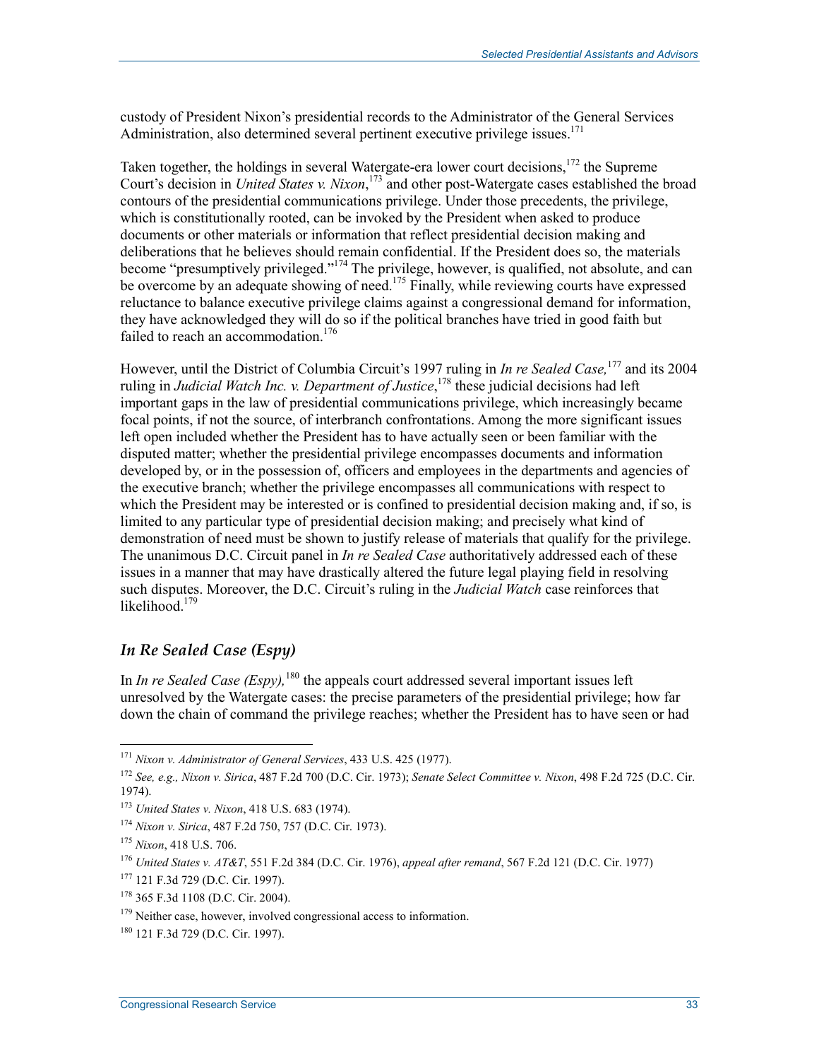custody of President Nixon's presidential records to the Administrator of the General Services Administration, also determined several pertinent executive privilege issues.[171]

Taken together, the holdings in several Watergate-era lower court decisions,[172] the Supreme Court's decision in *United States v. Nixon*,[173] and other post-Watergate cases established the broad contours of the presidential communications privilege. Under those precedents, the privilege, which is constitutionally rooted, can be invoked by the President when asked to produce documents or other materials or information that reflect presidential decision making and deliberations that he believes should remain confidential. If the President does so, the materials become "presumptively privileged."[174] The privilege, however, is qualified, not absolute, and can be overcome by an adequate showing of need.[175] Finally, while reviewing courts have expressed reluctance to balance executive privilege claims against a congressional demand for information, they have acknowledged they will do so if the political branches have tried in good faith but failed to reach an accommodation.[176]

However, until the District of Columbia Circuit's 1997 ruling in *In re Sealed Case,*[177] and its 2004 ruling in *Judicial Watch Inc. v. Department of Justice*,[178] these judicial decisions had left important gaps in the law of presidential communications privilege, which increasingly became focal points, if not the source, of interbranch confrontations. Among the more significant issues left open included whether the President has to have actually seen or been familiar with the disputed matter; whether the presidential privilege encompasses documents and information developed by, or in the possession of, officers and employees in the departments and agencies of the executive branch; whether the privilege encompasses all communications with respect to which the President may be interested or is confined to presidential decision making and, if so, is limited to any particular type of presidential decision making; and precisely what kind of demonstration of need must be shown to justify release of materials that qualify for the privilege. The unanimous D.C. Circuit panel in *In re Sealed Case* authoritatively addressed each of these issues in a manner that may have drastically altered the future legal playing field in resolving such disputes. Moreover, the D.C. Circuit's ruling in the *Judicial Watch* case reinforces that likelihood.[179]

### *In Re Sealed Case (Espy)*

In *In re Sealed Case (Espy),*[180] the appeals court addressed several important issues left unresolved by the Watergate cases: the precise parameters of the presidential privilege; how far down the chain of command the privilege reaches; whether the President has to have seen or had

---

[171] *Nixon v. Administrator of General Services*, 433 U.S. 425 (1977).

[172] *See, e.g., Nixon v. Sirica*, 487 F.2d 700 (D.C. Cir. 1973); *Senate Select Committee v. Nixon*, 498 F.2d 725 (D.C. Cir. 1974).

[173] *United States v. Nixon*, 418 U.S. 683 (1974).

[174] *Nixon v. Sirica*, 487 F.2d 750, 757 (D.C. Cir. 1973).

[175] *Nixon*, 418 U.S. 706.

[176] *United States v. AT&T*, 551 F.2d 384 (D.C. Cir. 1976), *appeal after remand*, 567 F.2d 121 (D.C. Cir. 1977)

[177] 121 F.3d 729 (D.C. Cir. 1997).

[178] 365 F.3d 1108 (D.C. Cir. 2004).

[179] Neither case, however, involved congressional access to information.

[180] 121 F.3d 729 (D.C. Cir. 1997).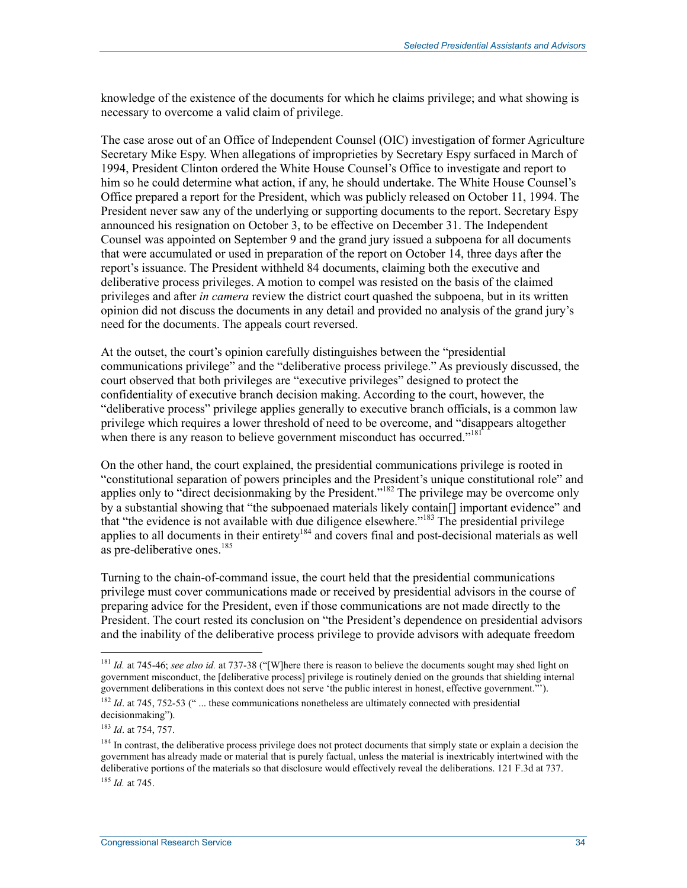knowledge of the existence of the documents for which he claims privilege; and what showing is necessary to overcome a valid claim of privilege.

The case arose out of an Office of Independent Counsel (OIC) investigation of former Agriculture Secretary Mike Espy. When allegations of improprieties by Secretary Espy surfaced in March of 1994, President Clinton ordered the White House Counsel's Office to investigate and report to him so he could determine what action, if any, he should undertake. The White House Counsel's Office prepared a report for the President, which was publicly released on October 11, 1994. The President never saw any of the underlying or supporting documents to the report. Secretary Espy announced his resignation on October 3, to be effective on December 31. The Independent Counsel was appointed on September 9 and the grand jury issued a subpoena for all documents that were accumulated or used in preparation of the report on October 14, three days after the report's issuance. The President withheld 84 documents, claiming both the executive and deliberative process privileges. A motion to compel was resisted on the basis of the claimed privileges and after *in camera* review the district court quashed the subpoena, but in its written opinion did not discuss the documents in any detail and provided no analysis of the grand jury's need for the documents. The appeals court reversed.

At the outset, the court's opinion carefully distinguishes between the "presidential communications privilege" and the "deliberative process privilege." As previously discussed, the court observed that both privileges are "executive privileges" designed to protect the confidentiality of executive branch decision making. According to the court, however, the "deliberative process" privilege applies generally to executive branch officials, is a common law privilege which requires a lower threshold of need to be overcome, and "disappears altogether when there is any reason to believe government misconduct has occurred."[181]

On the other hand, the court explained, the presidential communications privilege is rooted in "constitutional separation of powers principles and the President's unique constitutional role" and applies only to "direct decisionmaking by the President."[182] The privilege may be overcome only by a substantial showing that "the subpoenaed materials likely contain[] important evidence" and that "the evidence is not available with due diligence elsewhere."[183] The presidential privilege applies to all documents in their entirety[184] and covers final and post-decisional materials as well as pre-deliberative ones.[185]

Turning to the chain-of-command issue, the court held that the presidential communications privilege must cover communications made or received by presidential advisors in the course of preparing advice for the President, even if those communications are not made directly to the President. The court rested its conclusion on "the President's dependence on presidential advisors and the inability of the deliberative process privilege to provide advisors with adequate freedom

---

[181] *Id.* at 745-46; *see also id.* at 737-38 ("[W]here there is reason to believe the documents sought may shed light on government misconduct, the [deliberative process] privilege is routinely denied on the grounds that shielding internal government deliberations in this context does not serve 'the public interest in honest, effective government.'").

[182] *Id*. at 745, 752-53 (" ... these communications nonetheless are ultimately connected with presidential decisionmaking").

[183] *Id*. at 754, 757.

[184] In contrast, the deliberative process privilege does not protect documents that simply state or explain a decision the government has already made or material that is purely factual, unless the material is inextricably intertwined with the deliberative portions of the materials so that disclosure would effectively reveal the deliberations. 121 F.3d at 737.

[185] *Id.* at 745.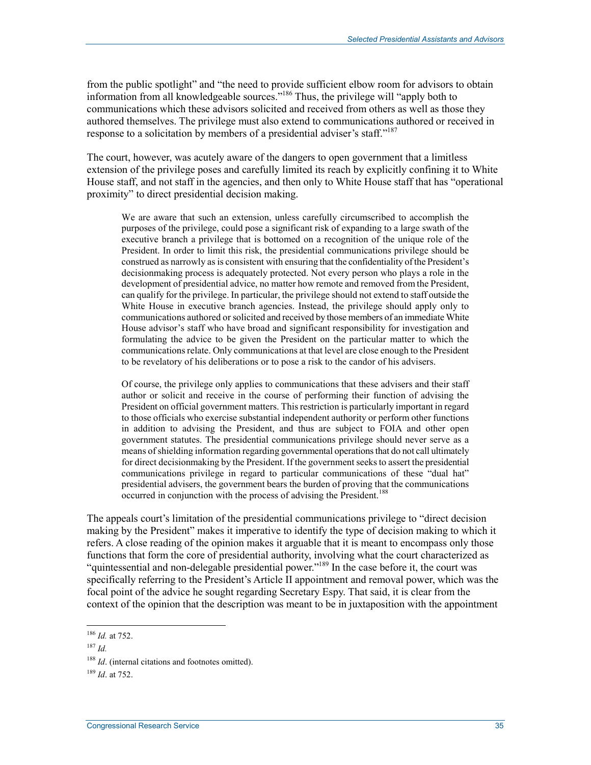from the public spotlight" and "the need to provide sufficient elbow room for advisors to obtain information from all knowledgeable sources."[186] Thus, the privilege will "apply both to communications which these advisors solicited and received from others as well as those they authored themselves. The privilege must also extend to communications authored or received in response to a solicitation by members of a presidential adviser's staff."[187]

The court, however, was acutely aware of the dangers to open government that a limitless extension of the privilege poses and carefully limited its reach by explicitly confining it to White House staff, and not staff in the agencies, and then only to White House staff that has "operational proximity" to direct presidential decision making.

> We are aware that such an extension, unless carefully circumscribed to accomplish the purposes of the privilege, could pose a significant risk of expanding to a large swath of the executive branch a privilege that is bottomed on a recognition of the unique role of the President. In order to limit this risk, the presidential communications privilege should be construed as narrowly as is consistent with ensuring that the confidentiality of the President's decisionmaking process is adequately protected. Not every person who plays a role in the development of presidential advice, no matter how remote and removed from the President, can qualify for the privilege. In particular, the privilege should not extend to staff outside the White House in executive branch agencies. Instead, the privilege should apply only to communications authored or solicited and received by those members of an immediate White House advisor's staff who have broad and significant responsibility for investigation and formulating the advice to be given the President on the particular matter to which the communications relate. Only communications at that level are close enough to the President to be revelatory of his deliberations or to pose a risk to the candor of his advisers.
>
> Of course, the privilege only applies to communications that these advisers and their staff author or solicit and receive in the course of performing their function of advising the President on official government matters. This restriction is particularly important in regard to those officials who exercise substantial independent authority or perform other functions in addition to advising the President, and thus are subject to FOIA and other open government statutes. The presidential communications privilege should never serve as a means of shielding information regarding governmental operations that do not call ultimately for direct decisionmaking by the President. If the government seeks to assert the presidential communications privilege in regard to particular communications of these "dual hat" presidential advisers, the government bears the burden of proving that the communications occurred in conjunction with the process of advising the President.[188]

The appeals court's limitation of the presidential communications privilege to "direct decision making by the President" makes it imperative to identify the type of decision making to which it refers. A close reading of the opinion makes it arguable that it is meant to encompass only those functions that form the core of presidential authority, involving what the court characterized as "quintessential and non-delegable presidential power."[189] In the case before it, the court was specifically referring to the President's Article II appointment and removal power, which was the focal point of the advice he sought regarding Secretary Espy. That said, it is clear from the context of the opinion that the description was meant to be in juxtaposition with the appointment

---

[186] *Id.* at 752.

[187] *Id.*

[188] *Id*. (internal citations and footnotes omitted).

[189] *Id*. at 752.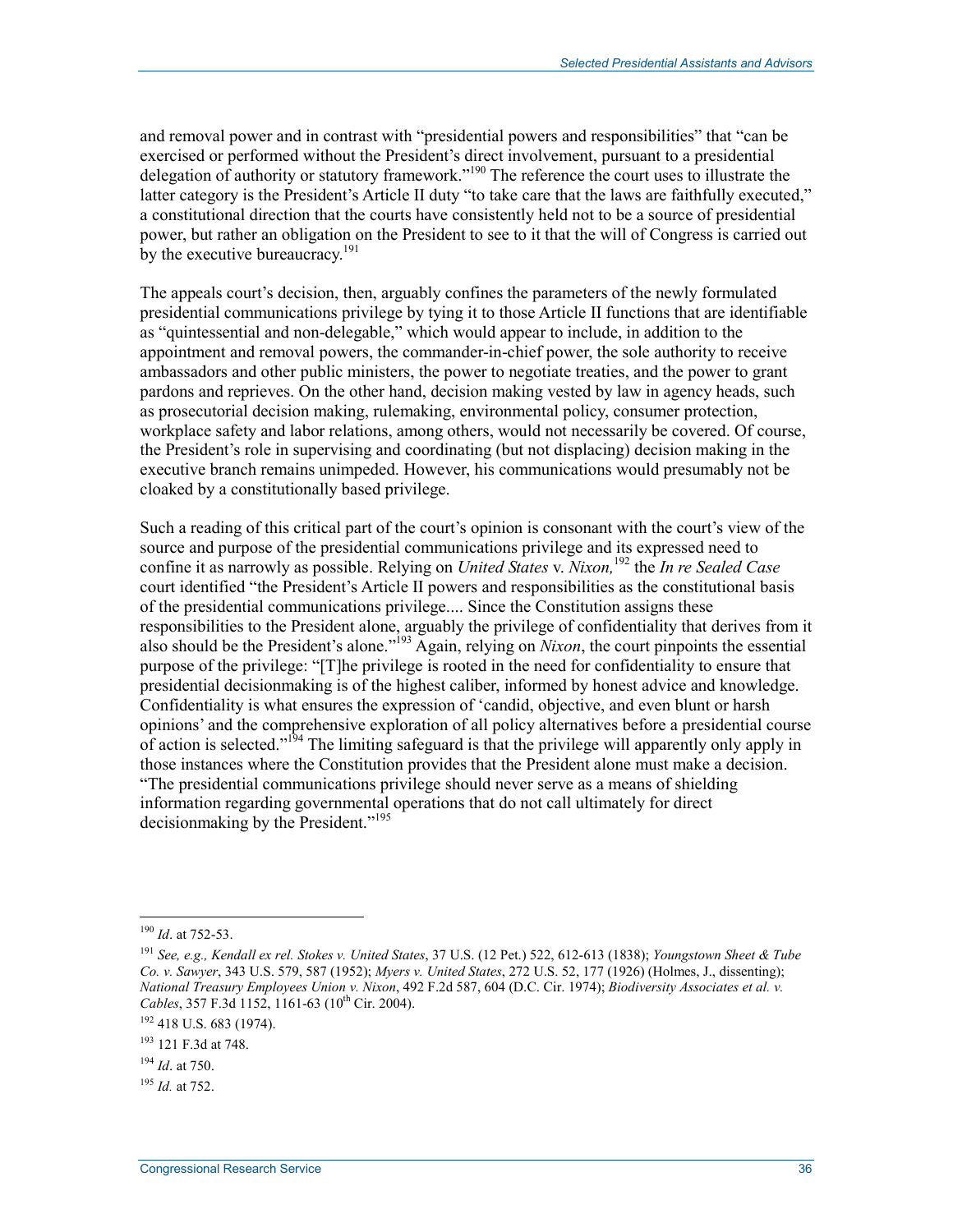and removal power and in contrast with "presidential powers and responsibilities" that "can be exercised or performed without the President's direct involvement, pursuant to a presidential delegation of authority or statutory framework."[190] The reference the court uses to illustrate the latter category is the President's Article II duty "to take care that the laws are faithfully executed," a constitutional direction that the courts have consistently held not to be a source of presidential power, but rather an obligation on the President to see to it that the will of Congress is carried out by the executive bureaucracy.[191]

The appeals court's decision, then, arguably confines the parameters of the newly formulated presidential communications privilege by tying it to those Article II functions that are identifiable as "quintessential and non-delegable," which would appear to include, in addition to the appointment and removal powers, the commander-in-chief power, the sole authority to receive ambassadors and other public ministers, the power to negotiate treaties, and the power to grant pardons and reprieves. On the other hand, decision making vested by law in agency heads, such as prosecutorial decision making, rulemaking, environmental policy, consumer protection, workplace safety and labor relations, among others, would not necessarily be covered. Of course, the President's role in supervising and coordinating (but not displacing) decision making in the executive branch remains unimpeded. However, his communications would presumably not be cloaked by a constitutionally based privilege.

Such a reading of this critical part of the court's opinion is consonant with the court's view of the source and purpose of the presidential communications privilege and its expressed need to confine it as narrowly as possible. Relying on *United States* v. *Nixon,*[192] the *In re Sealed Case* court identified "the President's Article II powers and responsibilities as the constitutional basis of the presidential communications privilege.... Since the Constitution assigns these responsibilities to the President alone, arguably the privilege of confidentiality that derives from it also should be the President's alone."[193] Again, relying on *Nixon*, the court pinpoints the essential purpose of the privilege: "[T]he privilege is rooted in the need for confidentiality to ensure that presidential decisionmaking is of the highest caliber, informed by honest advice and knowledge. Confidentiality is what ensures the expression of 'candid, objective, and even blunt or harsh opinions' and the comprehensive exploration of all policy alternatives before a presidential course of action is selected."[194] The limiting safeguard is that the privilege will apparently only apply in those instances where the Constitution provides that the President alone must make a decision. "The presidential communications privilege should never serve as a means of shielding information regarding governmental operations that do not call ultimately for direct decisionmaking by the President."[195]

---

[190] *Id*. at 752-53.

[191] *See, e.g., Kendall ex rel. Stokes v. United States*, 37 U.S. (12 Pet.) 522, 612-613 (1838); *Youngstown Sheet & Tube Co. v. Sawyer*, 343 U.S. 579, 587 (1952); *Myers v. United States*, 272 U.S. 52, 177 (1926) (Holmes, J., dissenting); *National Treasury Employees Union v. Nixon*, 492 F.2d 587, 604 (D.C. Cir. 1974); *Biodiversity Associates et al. v. Cables*, 357 F.3d 1152, 1161-63 (10th Cir. 2004).

[192] 418 U.S. 683 (1974).

[193] 121 F.3d at 748.

[194] *Id*. at 750.

[195] *Id.* at 752.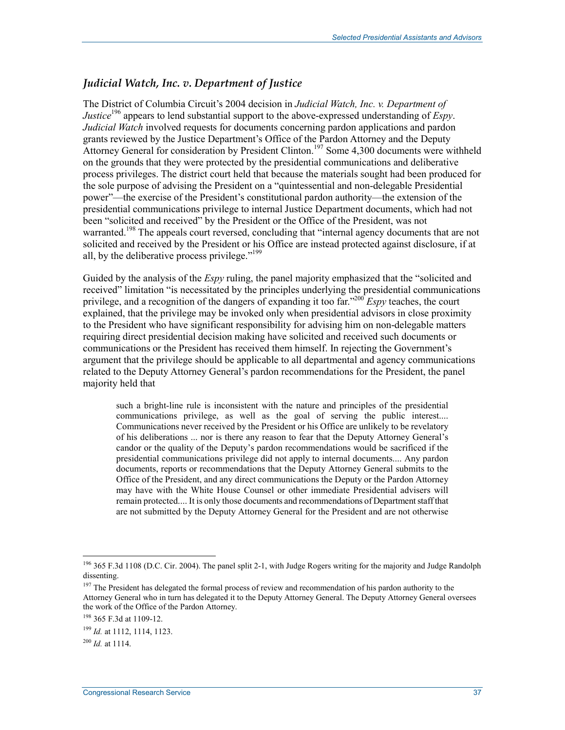### *Judicial Watch, Inc. v. Department of Justice*

The District of Columbia Circuit's 2004 decision in *Judicial Watch, Inc. v. Department of Justice*[196] appears to lend substantial support to the above-expressed understanding of *Espy*. *Judicial Watch* involved requests for documents concerning pardon applications and pardon grants reviewed by the Justice Department's Office of the Pardon Attorney and the Deputy Attorney General for consideration by President Clinton.[197] Some 4,300 documents were withheld on the grounds that they were protected by the presidential communications and deliberative process privileges. The district court held that because the materials sought had been produced for the sole purpose of advising the President on a "quintessential and non-delegable Presidential power"—the exercise of the President's constitutional pardon authority—the extension of the presidential communications privilege to internal Justice Department documents, which had not been "solicited and received" by the President or the Office of the President, was not warranted.[198] The appeals court reversed, concluding that "internal agency documents that are not solicited and received by the President or his Office are instead protected against disclosure, if at all, by the deliberative process privilege."[199]

Guided by the analysis of the *Espy* ruling, the panel majority emphasized that the "solicited and received" limitation "is necessitated by the principles underlying the presidential communications privilege, and a recognition of the dangers of expanding it too far."[200] *Espy* teaches, the court explained, that the privilege may be invoked only when presidential advisors in close proximity to the President who have significant responsibility for advising him on non-delegable matters requiring direct presidential decision making have solicited and received such documents or communications or the President has received them himself. In rejecting the Government's argument that the privilege should be applicable to all departmental and agency communications related to the Deputy Attorney General's pardon recommendations for the President, the panel majority held that

> such a bright-line rule is inconsistent with the nature and principles of the presidential communications privilege, as well as the goal of serving the public interest.... Communications never received by the President or his Office are unlikely to be revelatory of his deliberations ... nor is there any reason to fear that the Deputy Attorney General's candor or the quality of the Deputy's pardon recommendations would be sacrificed if the presidential communications privilege did not apply to internal documents.... Any pardon documents, reports or recommendations that the Deputy Attorney General submits to the Office of the President, and any direct communications the Deputy or the Pardon Attorney may have with the White House Counsel or other immediate Presidential advisers will remain protected.... It is only those documents and recommendations of Department staff that are not submitted by the Deputy Attorney General for the President and are not otherwise

---

[196] 365 F.3d 1108 (D.C. Cir. 2004). The panel split 2-1, with Judge Rogers writing for the majority and Judge Randolph dissenting.

[197] The President has delegated the formal process of review and recommendation of his pardon authority to the Attorney General who in turn has delegated it to the Deputy Attorney General. The Deputy Attorney General oversees the work of the Office of the Pardon Attorney.

[198] 365 F.3d at 1109-12.

[199] *Id.* at 1112, 1114, 1123.

[200] *Id.* at 1114.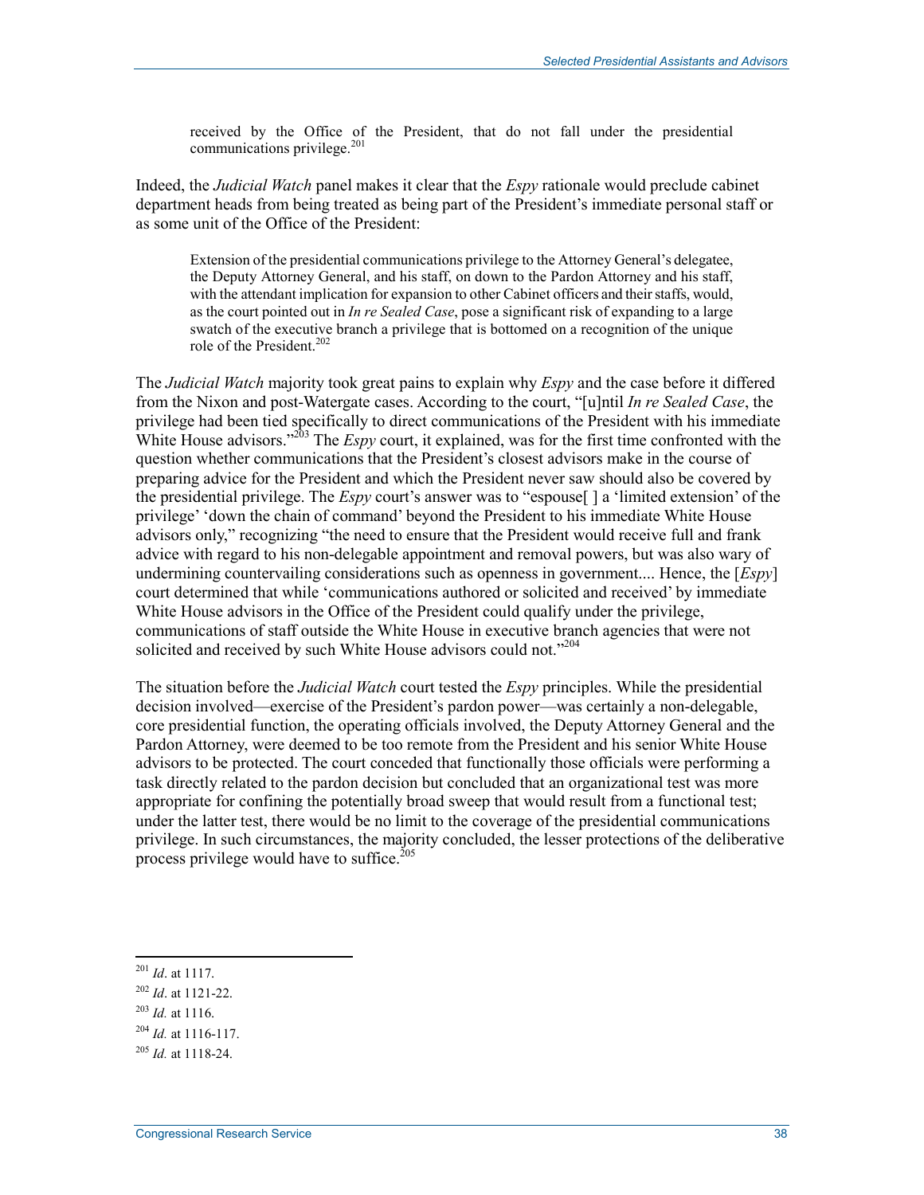> received by the Office of the President, that do not fall under the presidential communications privilege.[201]

Indeed, the *Judicial Watch* panel makes it clear that the *Espy* rationale would preclude cabinet department heads from being treated as being part of the President's immediate personal staff or as some unit of the Office of the President:

> Extension of the presidential communications privilege to the Attorney General's delegatee, the Deputy Attorney General, and his staff, on down to the Pardon Attorney and his staff, with the attendant implication for expansion to other Cabinet officers and their staffs, would, as the court pointed out in *In re Sealed Case*, pose a significant risk of expanding to a large swatch of the executive branch a privilege that is bottomed on a recognition of the unique role of the President.[202]

The *Judicial Watch* majority took great pains to explain why *Espy* and the case before it differed from the Nixon and post-Watergate cases. According to the court, "[u]ntil *In re Sealed Case*, the privilege had been tied specifically to direct communications of the President with his immediate White House advisors."[203] The *Espy* court, it explained, was for the first time confronted with the question whether communications that the President's closest advisors make in the course of preparing advice for the President and which the President never saw should also be covered by the presidential privilege. The *Espy* court's answer was to "espouse[ ] a 'limited extension' of the privilege' 'down the chain of command' beyond the President to his immediate White House advisors only," recognizing "the need to ensure that the President would receive full and frank advice with regard to his non-delegable appointment and removal powers, but was also wary of undermining countervailing considerations such as openness in government.... Hence, the [*Espy*] court determined that while 'communications authored or solicited and received' by immediate White House advisors in the Office of the President could qualify under the privilege, communications of staff outside the White House in executive branch agencies that were not solicited and received by such White House advisors could not."[204]

The situation before the *Judicial Watch* court tested the *Espy* principles. While the presidential decision involved—exercise of the President's pardon power—was certainly a non-delegable, core presidential function, the operating officials involved, the Deputy Attorney General and the Pardon Attorney, were deemed to be too remote from the President and his senior White House advisors to be protected. The court conceded that functionally those officials were performing a task directly related to the pardon decision but concluded that an organizational test was more appropriate for confining the potentially broad sweep that would result from a functional test; under the latter test, there would be no limit to the coverage of the presidential communications privilege. In such circumstances, the majority concluded, the lesser protections of the deliberative process privilege would have to suffice.[205]

---

[201] *Id*. at 1117.

[202] *Id*. at 1121-22.

[203] *Id.* at 1116.

[204] *Id.* at 1116-117.

[205] *Id.* at 1118-24.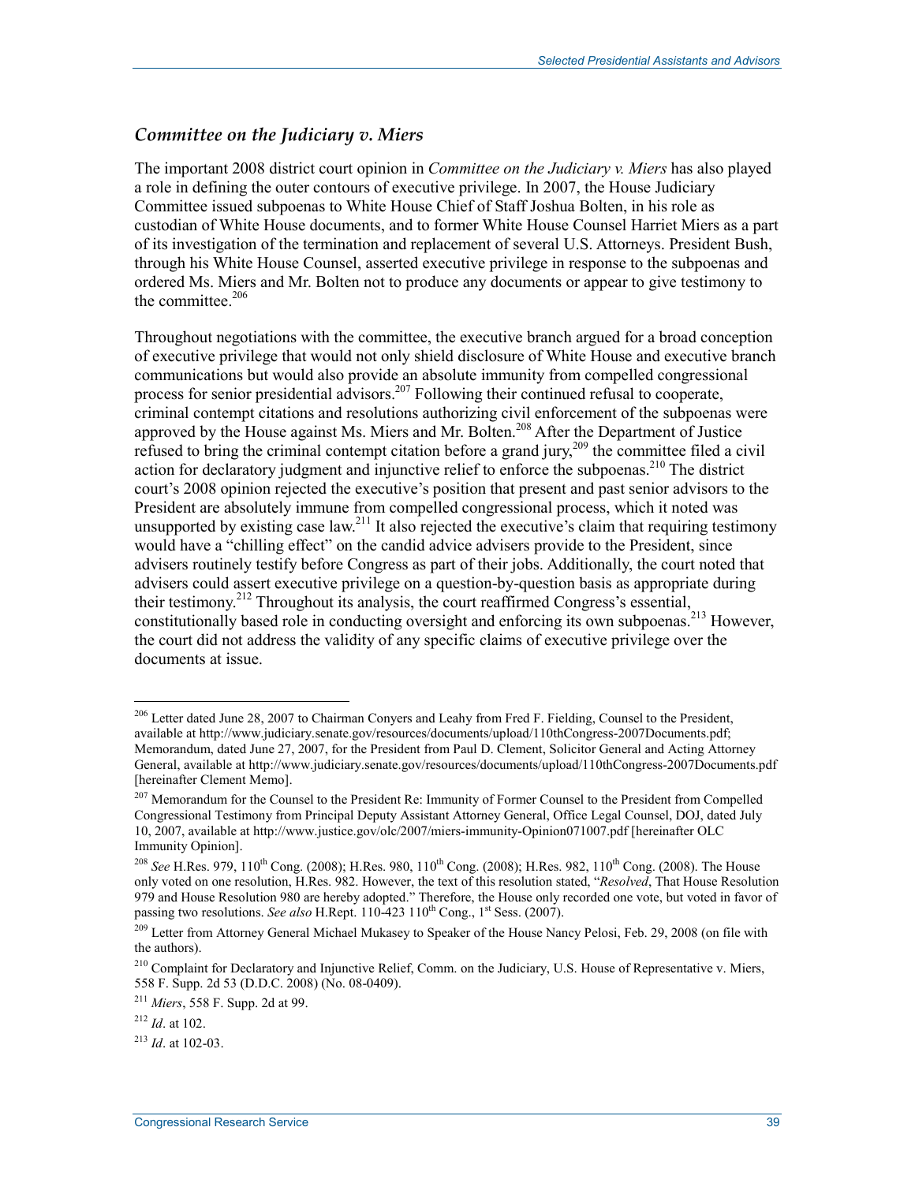### *Committee on the Judiciary v. Miers*

The important 2008 district court opinion in *Committee on the Judiciary v. Miers* has also played a role in defining the outer contours of executive privilege. In 2007, the House Judiciary Committee issued subpoenas to White House Chief of Staff Joshua Bolten, in his role as custodian of White House documents, and to former White House Counsel Harriet Miers as a part of its investigation of the termination and replacement of several U.S. Attorneys. President Bush, through his White House Counsel, asserted executive privilege in response to the subpoenas and ordered Ms. Miers and Mr. Bolten not to produce any documents or appear to give testimony to the committee.[206]

Throughout negotiations with the committee, the executive branch argued for a broad conception of executive privilege that would not only shield disclosure of White House and executive branch communications but would also provide an absolute immunity from compelled congressional process for senior presidential advisors.[207] Following their continued refusal to cooperate, criminal contempt citations and resolutions authorizing civil enforcement of the subpoenas were approved by the House against Ms. Miers and Mr. Bolten.[208] After the Department of Justice refused to bring the criminal contempt citation before a grand jury,[209] the committee filed a civil action for declaratory judgment and injunctive relief to enforce the subpoenas.[210] The district court's 2008 opinion rejected the executive's position that present and past senior advisors to the President are absolutely immune from compelled congressional process, which it noted was unsupported by existing case law.[211] It also rejected the executive's claim that requiring testimony would have a "chilling effect" on the candid advice advisers provide to the President, since advisers routinely testify before Congress as part of their jobs. Additionally, the court noted that advisers could assert executive privilege on a question-by-question basis as appropriate during their testimony.[212] Throughout its analysis, the court reaffirmed Congress's essential, constitutionally based role in conducting oversight and enforcing its own subpoenas.[213] However, the court did not address the validity of any specific claims of executive privilege over the documents at issue.

---

[206] Letter dated June 28, 2007 to Chairman Conyers and Leahy from Fred F. Fielding, Counsel to the President, available at http://www.judiciary.senate.gov/resources/documents/upload/110thCongress-2007Documents.pdf; Memorandum, dated June 27, 2007, for the President from Paul D. Clement, Solicitor General and Acting Attorney General, available at http://www.judiciary.senate.gov/resources/documents/upload/110thCongress-2007Documents.pdf [hereinafter Clement Memo].

[207] Memorandum for the Counsel to the President Re: Immunity of Former Counsel to the President from Compelled Congressional Testimony from Principal Deputy Assistant Attorney General, Office Legal Counsel, DOJ, dated July 10, 2007, available at http://www.justice.gov/olc/2007/miers-immunity-Opinion071007.pdf [hereinafter OLC Immunity Opinion].

[208] *See* H.Res. 979, 110th Cong. (2008); H.Res. 980, 110th Cong. (2008); H.Res. 982, 110th Cong. (2008). The House only voted on one resolution, H.Res. 982. However, the text of this resolution stated, "*Resolved*, That House Resolution 979 and House Resolution 980 are hereby adopted." Therefore, the House only recorded one vote, but voted in favor of passing two resolutions. *See also* H.Rept. 110-423 110th Cong., 1st Sess. (2007).

[209] Letter from Attorney General Michael Mukasey to Speaker of the House Nancy Pelosi, Feb. 29, 2008 (on file with the authors).

[210] Complaint for Declaratory and Injunctive Relief, Comm. on the Judiciary, U.S. House of Representative v. Miers, 558 F. Supp. 2d 53 (D.D.C. 2008) (No. 08-0409).

[211] *Miers*, 558 F. Supp. 2d at 99.

[212] *Id*. at 102.

[213] *Id*. at 102-03.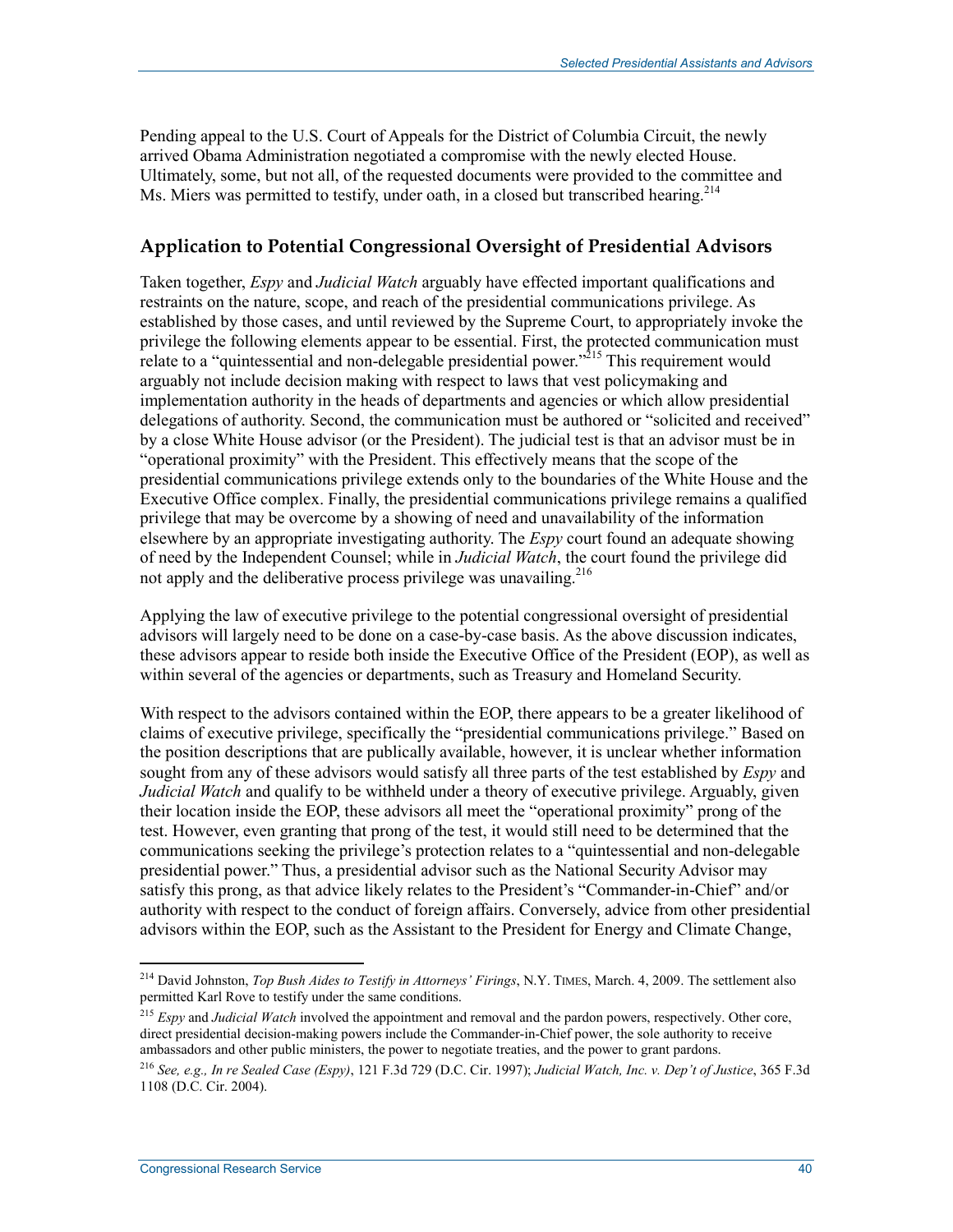Pending appeal to the U.S. Court of Appeals for the District of Columbia Circuit, the newly arrived Obama Administration negotiated a compromise with the newly elected House. Ultimately, some, but not all, of the requested documents were provided to the committee and Ms. Miers was permitted to testify, under oath, in a closed but transcribed hearing.[214]

## Application to Potential Congressional Oversight of Presidential Advisors

Taken together, *Espy* and *Judicial Watch* arguably have effected important qualifications and restraints on the nature, scope, and reach of the presidential communications privilege. As established by those cases, and until reviewed by the Supreme Court, to appropriately invoke the privilege the following elements appear to be essential. First, the protected communication must relate to a "quintessential and non-delegable presidential power."[215] This requirement would arguably not include decision making with respect to laws that vest policymaking and implementation authority in the heads of departments and agencies or which allow presidential delegations of authority. Second, the communication must be authored or "solicited and received" by a close White House advisor (or the President). The judicial test is that an advisor must be in "operational proximity" with the President. This effectively means that the scope of the presidential communications privilege extends only to the boundaries of the White House and the Executive Office complex. Finally, the presidential communications privilege remains a qualified privilege that may be overcome by a showing of need and unavailability of the information elsewhere by an appropriate investigating authority. The *Espy* court found an adequate showing of need by the Independent Counsel; while in *Judicial Watch*, the court found the privilege did not apply and the deliberative process privilege was unavailing.[216]

Applying the law of executive privilege to the potential congressional oversight of presidential advisors will largely need to be done on a case-by-case basis. As the above discussion indicates, these advisors appear to reside both inside the Executive Office of the President (EOP), as well as within several of the agencies or departments, such as Treasury and Homeland Security.

With respect to the advisors contained within the EOP, there appears to be a greater likelihood of claims of executive privilege, specifically the "presidential communications privilege." Based on the position descriptions that are publically available, however, it is unclear whether information sought from any of these advisors would satisfy all three parts of the test established by *Espy* and *Judicial Watch* and qualify to be withheld under a theory of executive privilege. Arguably, given their location inside the EOP, these advisors all meet the "operational proximity" prong of the test. However, even granting that prong of the test, it would still need to be determined that the communications seeking the privilege's protection relates to a "quintessential and non-delegable presidential power." Thus, a presidential advisor such as the National Security Advisor may satisfy this prong, as that advice likely relates to the President's "Commander-in-Chief" and/or authority with respect to the conduct of foreign affairs. Conversely, advice from other presidential advisors within the EOP, such as the Assistant to the President for Energy and Climate Change,

---

[214] David Johnston, *Top Bush Aides to Testify in Attorneys' Firings*, N.Y. TIMES, March. 4, 2009. The settlement also permitted Karl Rove to testify under the same conditions.

[215] *Espy* and *Judicial Watch* involved the appointment and removal and the pardon powers, respectively. Other core, direct presidential decision-making powers include the Commander-in-Chief power, the sole authority to receive ambassadors and other public ministers, the power to negotiate treaties, and the power to grant pardons.

[216] *See, e.g., In re Sealed Case (Espy)*, 121 F.3d 729 (D.C. Cir. 1997); *Judicial Watch, Inc. v. Dep't of Justice*, 365 F.3d 1108 (D.C. Cir. 2004).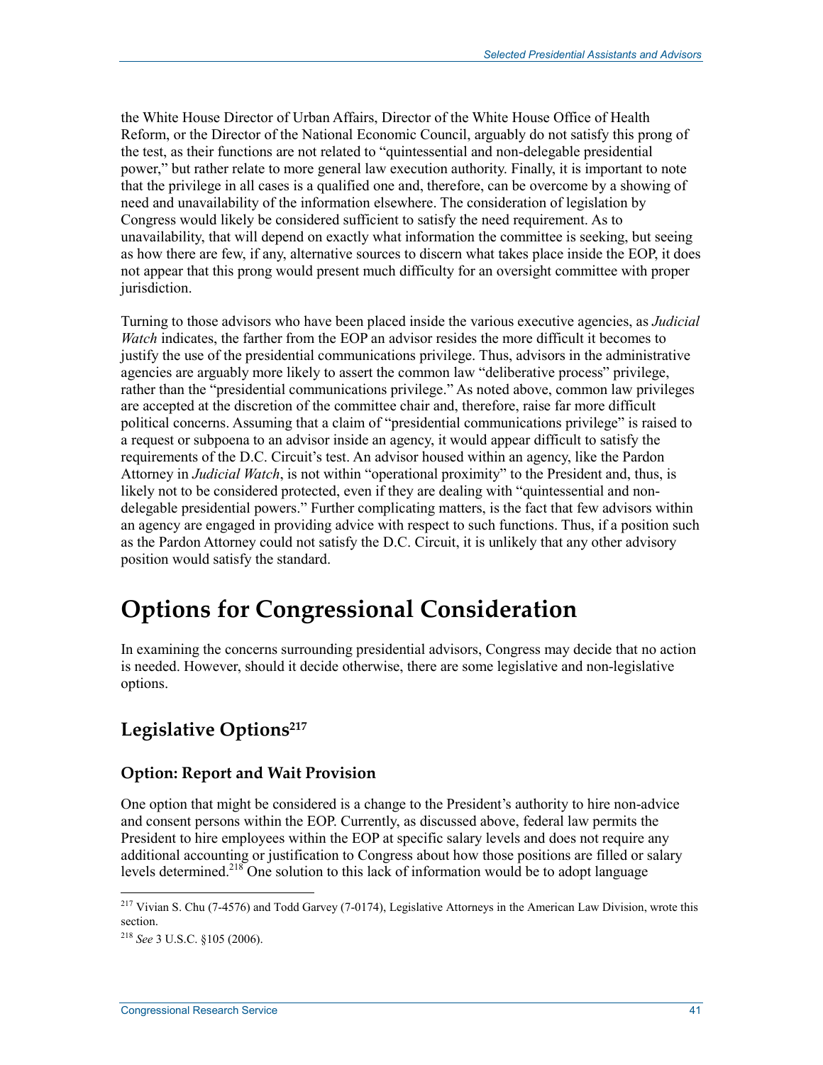the White House Director of Urban Affairs, Director of the White House Office of Health Reform, or the Director of the National Economic Council, arguably do not satisfy this prong of the test, as their functions are not related to "quintessential and non-delegable presidential power," but rather relate to more general law execution authority. Finally, it is important to note that the privilege in all cases is a qualified one and, therefore, can be overcome by a showing of need and unavailability of the information elsewhere. The consideration of legislation by Congress would likely be considered sufficient to satisfy the need requirement. As to unavailability, that will depend on exactly what information the committee is seeking, but seeing as how there are few, if any, alternative sources to discern what takes place inside the EOP, it does not appear that this prong would present much difficulty for an oversight committee with proper jurisdiction.

Turning to those advisors who have been placed inside the various executive agencies, as *Judicial Watch* indicates, the farther from the EOP an advisor resides the more difficult it becomes to justify the use of the presidential communications privilege. Thus, advisors in the administrative agencies are arguably more likely to assert the common law "deliberative process" privilege, rather than the "presidential communications privilege." As noted above, common law privileges are accepted at the discretion of the committee chair and, therefore, raise far more difficult political concerns. Assuming that a claim of "presidential communications privilege" is raised to a request or subpoena to an advisor inside an agency, it would appear difficult to satisfy the requirements of the D.C. Circuit's test. An advisor housed within an agency, like the Pardon Attorney in *Judicial Watch*, is not within "operational proximity" to the President and, thus, is likely not to be considered protected, even if they are dealing with "quintessential and non-delegable presidential powers." Further complicating matters, is the fact that few advisors within an agency are engaged in providing advice with respect to such functions. Thus, if a position such as the Pardon Attorney could not satisfy the D.C. Circuit, it is unlikely that any other advisory position would satisfy the standard.

# Options for Congressional Consideration

In examining the concerns surrounding presidential advisors, Congress may decide that no action is needed. However, should it decide otherwise, there are some legislative and non-legislative options.

## Legislative Options[217]

### Option: Report and Wait Provision

One option that might be considered is a change to the President's authority to hire non-advice and consent persons within the EOP. Currently, as discussed above, federal law permits the President to hire employees within the EOP at specific salary levels and does not require any additional accounting or justification to Congress about how those positions are filled or salary levels determined.[218] One solution to this lack of information would be to adopt language

---

[217] Vivian S. Chu (7-4576) and Todd Garvey (7-0174), Legislative Attorneys in the American Law Division, wrote this section.

[218] *See* 3 U.S.C. §105 (2006).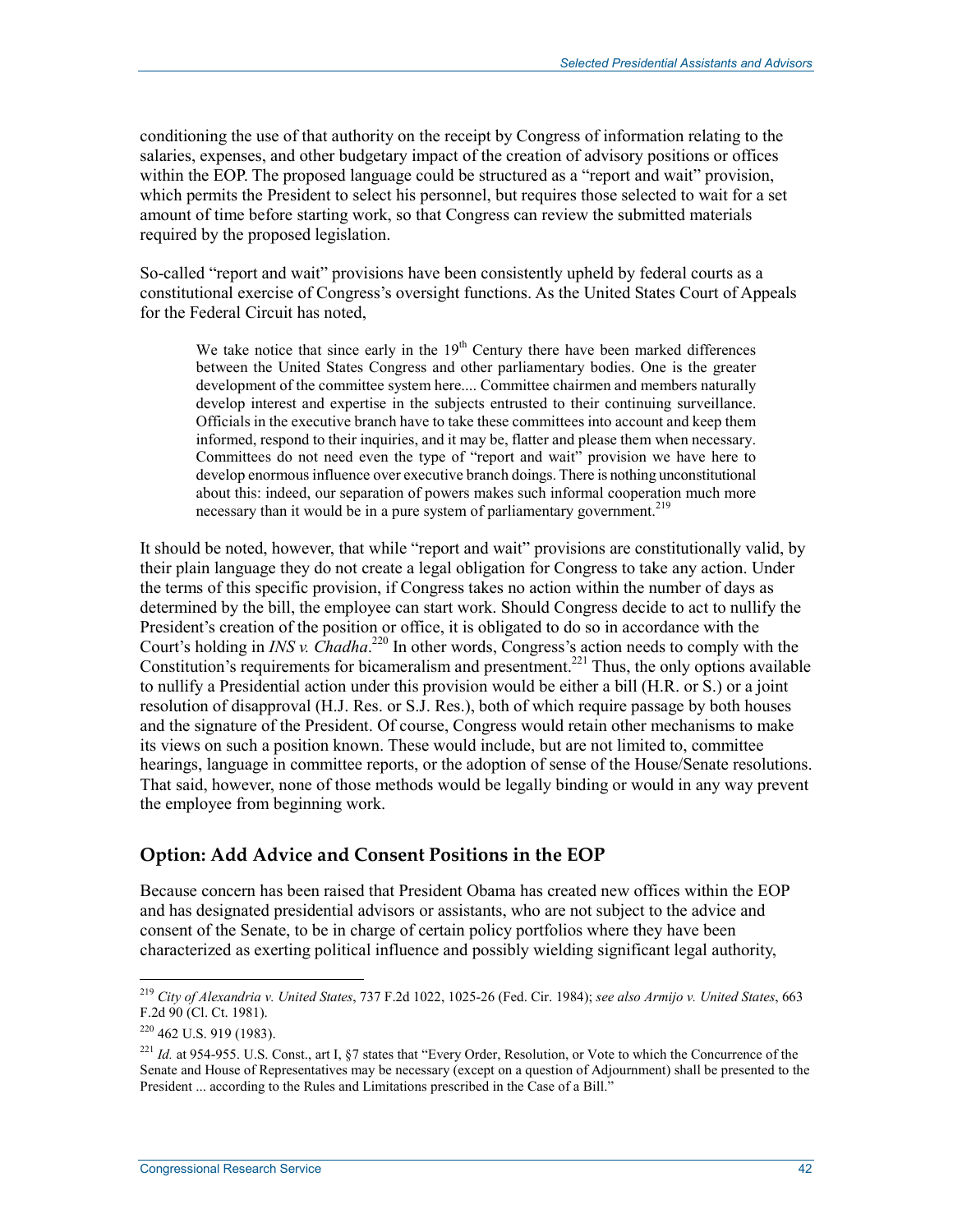conditioning the use of that authority on the receipt by Congress of information relating to the salaries, expenses, and other budgetary impact of the creation of advisory positions or offices within the EOP. The proposed language could be structured as a "report and wait" provision, which permits the President to select his personnel, but requires those selected to wait for a set amount of time before starting work, so that Congress can review the submitted materials required by the proposed legislation.

So-called "report and wait" provisions have been consistently upheld by federal courts as a constitutional exercise of Congress's oversight functions. As the United States Court of Appeals for the Federal Circuit has noted,

> We take notice that since early in the 19th Century there have been marked differences between the United States Congress and other parliamentary bodies. One is the greater development of the committee system here.... Committee chairmen and members naturally develop interest and expertise in the subjects entrusted to their continuing surveillance. Officials in the executive branch have to take these committees into account and keep them informed, respond to their inquiries, and it may be, flatter and please them when necessary. Committees do not need even the type of "report and wait" provision we have here to develop enormous influence over executive branch doings. There is nothing unconstitutional about this: indeed, our separation of powers makes such informal cooperation much more necessary than it would be in a pure system of parliamentary government.[219]

It should be noted, however, that while "report and wait" provisions are constitutionally valid, by their plain language they do not create a legal obligation for Congress to take any action. Under the terms of this specific provision, if Congress takes no action within the number of days as determined by the bill, the employee can start work. Should Congress decide to act to nullify the President's creation of the position or office, it is obligated to do so in accordance with the Court's holding in *INS v. Chadha*.[220] In other words, Congress's action needs to comply with the Constitution's requirements for bicameralism and presentment.[221] Thus, the only options available to nullify a Presidential action under this provision would be either a bill (H.R. or S.) or a joint resolution of disapproval (H.J. Res. or S.J. Res.), both of which require passage by both houses and the signature of the President. Of course, Congress would retain other mechanisms to make its views on such a position known. These would include, but are not limited to, committee hearings, language in committee reports, or the adoption of sense of the House/Senate resolutions. That said, however, none of those methods would be legally binding or would in any way prevent the employee from beginning work.

### Option: Add Advice and Consent Positions in the EOP

Because concern has been raised that President Obama has created new offices within the EOP and has designated presidential advisors or assistants, who are not subject to the advice and consent of the Senate, to be in charge of certain policy portfolios where they have been characterized as exerting political influence and possibly wielding significant legal authority,

---

[219] *City of Alexandria v. United States*, 737 F.2d 1022, 1025-26 (Fed. Cir. 1984); *see also Armijo v. United States*, 663 F.2d 90 (Cl. Ct. 1981).

[220] 462 U.S. 919 (1983).

[221] *Id.* at 954-955. U.S. Const., art I, §7 states that "Every Order, Resolution, or Vote to which the Concurrence of the Senate and House of Representatives may be necessary (except on a question of Adjournment) shall be presented to the President ... according to the Rules and Limitations prescribed in the Case of a Bill."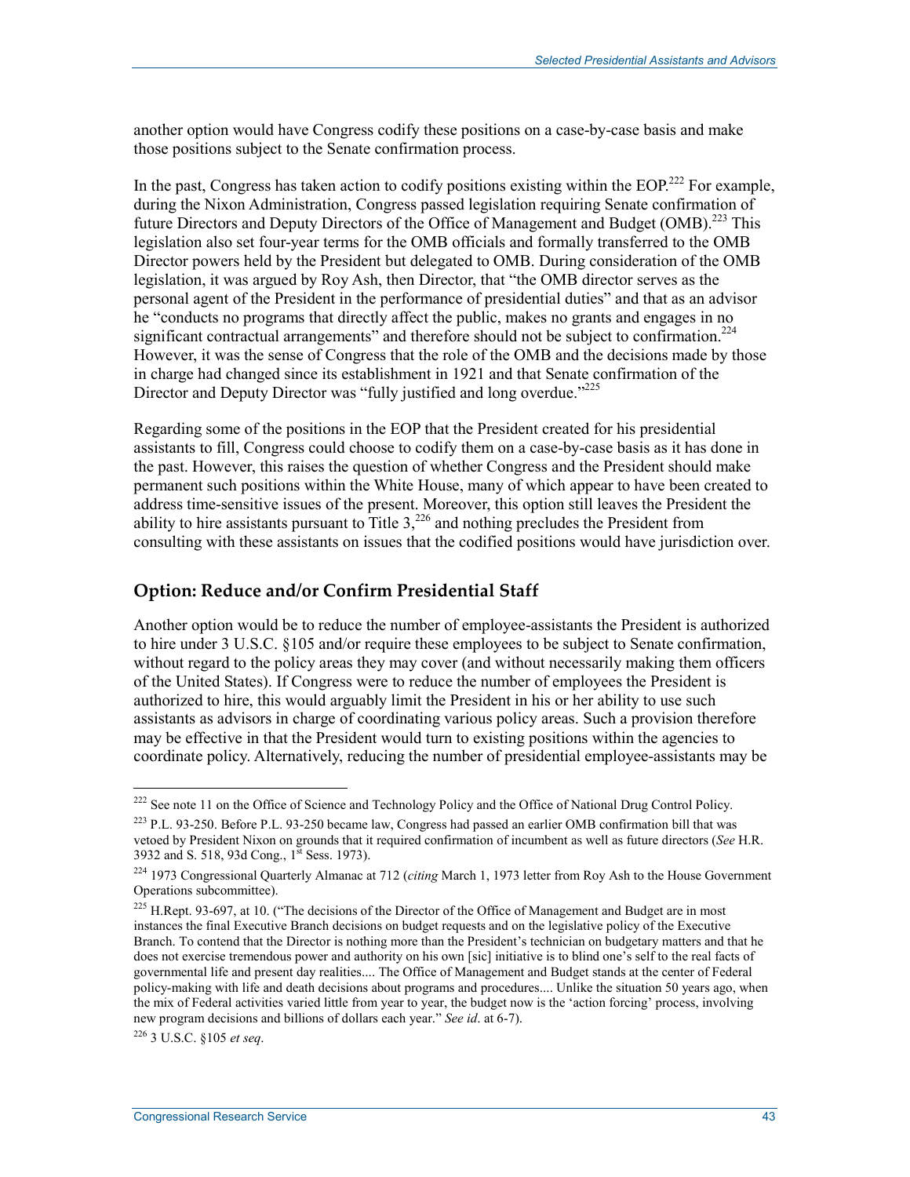another option would have Congress codify these positions on a case-by-case basis and make those positions subject to the Senate confirmation process.

In the past, Congress has taken action to codify positions existing within the EOP.[222] For example, during the Nixon Administration, Congress passed legislation requiring Senate confirmation of future Directors and Deputy Directors of the Office of Management and Budget (OMB).[223] This legislation also set four-year terms for the OMB officials and formally transferred to the OMB Director powers held by the President but delegated to OMB. During consideration of the OMB legislation, it was argued by Roy Ash, then Director, that "the OMB director serves as the personal agent of the President in the performance of presidential duties" and that as an advisor he "conducts no programs that directly affect the public, makes no grants and engages in no significant contractual arrangements" and therefore should not be subject to confirmation.[224] However, it was the sense of Congress that the role of the OMB and the decisions made by those in charge had changed since its establishment in 1921 and that Senate confirmation of the Director and Deputy Director was "fully justified and long overdue."[225]

Regarding some of the positions in the EOP that the President created for his presidential assistants to fill, Congress could choose to codify them on a case-by-case basis as it has done in the past. However, this raises the question of whether Congress and the President should make permanent such positions within the White House, many of which appear to have been created to address time-sensitive issues of the present. Moreover, this option still leaves the President the ability to hire assistants pursuant to Title 3,[226] and nothing precludes the President from consulting with these assistants on issues that the codified positions would have jurisdiction over.

## Option: Reduce and/or Confirm Presidential Staff

Another option would be to reduce the number of employee-assistants the President is authorized to hire under 3 U.S.C. §105 and/or require these employees to be subject to Senate confirmation, without regard to the policy areas they may cover (and without necessarily making them officers of the United States). If Congress were to reduce the number of employees the President is authorized to hire, this would arguably limit the President in his or her ability to use such assistants as advisors in charge of coordinating various policy areas. Such a provision therefore may be effective in that the President would turn to existing positions within the agencies to coordinate policy. Alternatively, reducing the number of presidential employee-assistants may be

---

[222] See note 11 on the Office of Science and Technology Policy and the Office of National Drug Control Policy.

[223] P.L. 93-250. Before P.L. 93-250 became law, Congress had passed an earlier OMB confirmation bill that was vetoed by President Nixon on grounds that it required confirmation of incumbent as well as future directors (*See* H.R. 3932 and S. 518, 93d Cong., 1st Sess. 1973).

[224] 1973 Congressional Quarterly Almanac at 712 (*citing* March 1, 1973 letter from Roy Ash to the House Government Operations subcommittee).

[225] H.Rept. 93-697, at 10. ("The decisions of the Director of the Office of Management and Budget are in most instances the final Executive Branch decisions on budget requests and on the legislative policy of the Executive Branch. To contend that the Director is nothing more than the President's technician on budgetary matters and that he does not exercise tremendous power and authority on his own [sic] initiative is to blind one's self to the real facts of governmental life and present day realities.... The Office of Management and Budget stands at the center of Federal policy-making with life and death decisions about programs and procedures.... Unlike the situation 50 years ago, when the mix of Federal activities varied little from year to year, the budget now is the 'action forcing' process, involving new program decisions and billions of dollars each year." *See id*. at 6-7).

[226] 3 U.S.C. §105 *et seq*.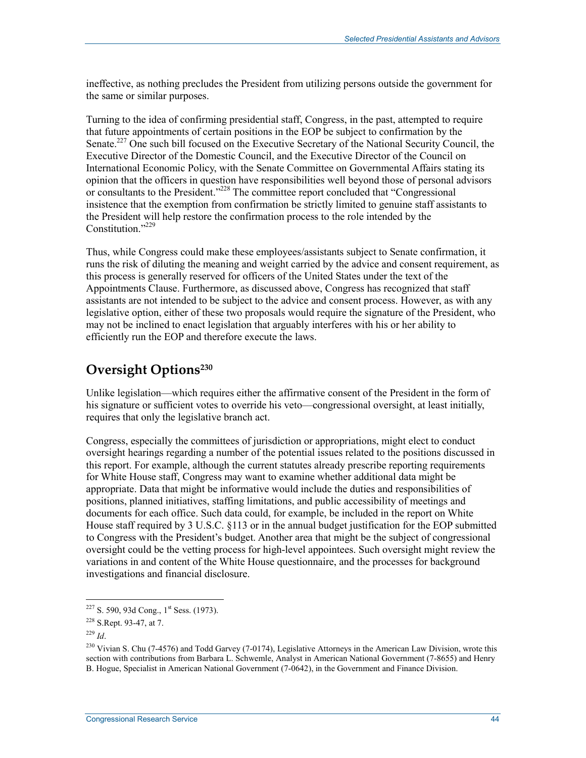ineffective, as nothing precludes the President from utilizing persons outside the government for the same or similar purposes.

Turning to the idea of confirming presidential staff, Congress, in the past, attempted to require that future appointments of certain positions in the EOP be subject to confirmation by the Senate.[227] One such bill focused on the Executive Secretary of the National Security Council, the Executive Director of the Domestic Council, and the Executive Director of the Council on International Economic Policy, with the Senate Committee on Governmental Affairs stating its opinion that the officers in question have responsibilities well beyond those of personal advisors or consultants to the President."[228] The committee report concluded that "Congressional insistence that the exemption from confirmation be strictly limited to genuine staff assistants to the President will help restore the confirmation process to the role intended by the Constitution."[229]

Thus, while Congress could make these employees/assistants subject to Senate confirmation, it runs the risk of diluting the meaning and weight carried by the advice and consent requirement, as this process is generally reserved for officers of the United States under the text of the Appointments Clause. Furthermore, as discussed above, Congress has recognized that staff assistants are not intended to be subject to the advice and consent process. However, as with any legislative option, either of these two proposals would require the signature of the President, who may not be inclined to enact legislation that arguably interferes with his or her ability to efficiently run the EOP and therefore execute the laws.

## Oversight Options[230]

Unlike legislation—which requires either the affirmative consent of the President in the form of his signature or sufficient votes to override his veto—congressional oversight, at least initially, requires that only the legislative branch act.

Congress, especially the committees of jurisdiction or appropriations, might elect to conduct oversight hearings regarding a number of the potential issues related to the positions discussed in this report. For example, although the current statutes already prescribe reporting requirements for White House staff, Congress may want to examine whether additional data might be appropriate. Data that might be informative would include the duties and responsibilities of positions, planned initiatives, staffing limitations, and public accessibility of meetings and documents for each office. Such data could, for example, be included in the report on White House staff required by 3 U.S.C. §113 or in the annual budget justification for the EOP submitted to Congress with the President's budget. Another area that might be the subject of congressional oversight could be the vetting process for high-level appointees. Such oversight might review the variations in and content of the White House questionnaire, and the processes for background investigations and financial disclosure.

---

[227] S. 590, 93d Cong., 1st Sess. (1973).

[228] S.Rept. 93-47, at 7.

[229] *Id*.

[230] Vivian S. Chu (7-4576) and Todd Garvey (7-0174), Legislative Attorneys in the American Law Division, wrote this section with contributions from Barbara L. Schwemle, Analyst in American National Government (7-8655) and Henry B. Hogue, Specialist in American National Government (7-0642), in the Government and Finance Division.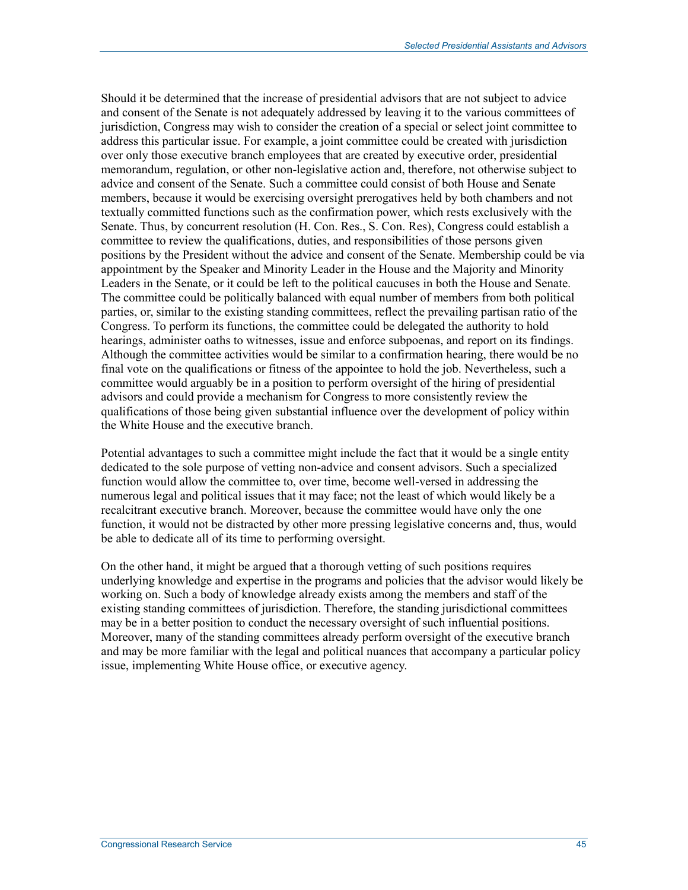Should it be determined that the increase of presidential advisors that are not subject to advice and consent of the Senate is not adequately addressed by leaving it to the various committees of jurisdiction, Congress may wish to consider the creation of a special or select joint committee to address this particular issue. For example, a joint committee could be created with jurisdiction over only those executive branch employees that are created by executive order, presidential memorandum, regulation, or other non-legislative action and, therefore, not otherwise subject to advice and consent of the Senate. Such a committee could consist of both House and Senate members, because it would be exercising oversight prerogatives held by both chambers and not textually committed functions such as the confirmation power, which rests exclusively with the Senate. Thus, by concurrent resolution (H. Con. Res., S. Con. Res), Congress could establish a committee to review the qualifications, duties, and responsibilities of those persons given positions by the President without the advice and consent of the Senate. Membership could be via appointment by the Speaker and Minority Leader in the House and the Majority and Minority Leaders in the Senate, or it could be left to the political caucuses in both the House and Senate. The committee could be politically balanced with equal number of members from both political parties, or, similar to the existing standing committees, reflect the prevailing partisan ratio of the Congress. To perform its functions, the committee could be delegated the authority to hold hearings, administer oaths to witnesses, issue and enforce subpoenas, and report on its findings. Although the committee activities would be similar to a confirmation hearing, there would be no final vote on the qualifications or fitness of the appointee to hold the job. Nevertheless, such a committee would arguably be in a position to perform oversight of the hiring of presidential advisors and could provide a mechanism for Congress to more consistently review the qualifications of those being given substantial influence over the development of policy within the White House and the executive branch.

Potential advantages to such a committee might include the fact that it would be a single entity dedicated to the sole purpose of vetting non-advice and consent advisors. Such a specialized function would allow the committee to, over time, become well-versed in addressing the numerous legal and political issues that it may face; not the least of which would likely be a recalcitrant executive branch. Moreover, because the committee would have only the one function, it would not be distracted by other more pressing legislative concerns and, thus, would be able to dedicate all of its time to performing oversight.

On the other hand, it might be argued that a thorough vetting of such positions requires underlying knowledge and expertise in the programs and policies that the advisor would likely be working on. Such a body of knowledge already exists among the members and staff of the existing standing committees of jurisdiction. Therefore, the standing jurisdictional committees may be in a better position to conduct the necessary oversight of such influential positions. Moreover, many of the standing committees already perform oversight of the executive branch and may be more familiar with the legal and political nuances that accompany a particular policy issue, implementing White House office, or executive agency.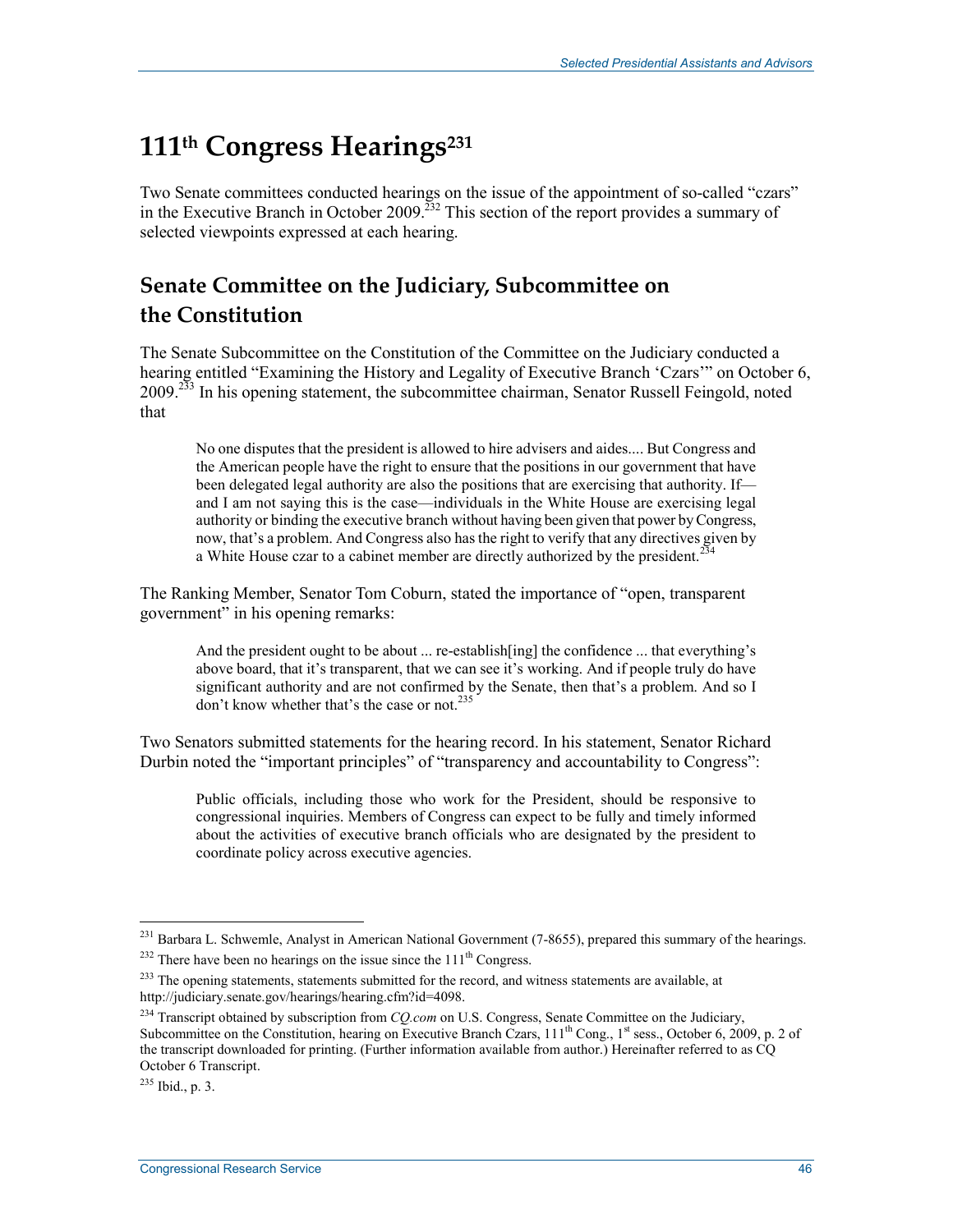# 111th Congress Hearings[231]

Two Senate committees conducted hearings on the issue of the appointment of so-called "czars" in the Executive Branch in October 2009.[232] This section of the report provides a summary of selected viewpoints expressed at each hearing.

## Senate Committee on the Judiciary, Subcommittee on the Constitution

The Senate Subcommittee on the Constitution of the Committee on the Judiciary conducted a hearing entitled "Examining the History and Legality of Executive Branch 'Czars'" on October 6, 2009.[233] In his opening statement, the subcommittee chairman, Senator Russell Feingold, noted that

> No one disputes that the president is allowed to hire advisers and aides.... But Congress and the American people have the right to ensure that the positions in our government that have been delegated legal authority are also the positions that are exercising that authority. If—and I am not saying this is the case—individuals in the White House are exercising legal authority or binding the executive branch without having been given that power by Congress, now, that's a problem. And Congress also has the right to verify that any directives given by a White House czar to a cabinet member are directly authorized by the president.[234]

The Ranking Member, Senator Tom Coburn, stated the importance of "open, transparent government" in his opening remarks:

> And the president ought to be about ... re-establish[ing] the confidence ... that everything's above board, that it's transparent, that we can see it's working. And if people truly do have significant authority and are not confirmed by the Senate, then that's a problem. And so I don't know whether that's the case or not.[235]

Two Senators submitted statements for the hearing record. In his statement, Senator Richard Durbin noted the "important principles" of "transparency and accountability to Congress":

> Public officials, including those who work for the President, should be responsive to congressional inquiries. Members of Congress can expect to be fully and timely informed about the activities of executive branch officials who are designated by the president to coordinate policy across executive agencies.

---

[231] Barbara L. Schwemle, Analyst in American National Government (7-8655), prepared this summary of the hearings.

[232] There have been no hearings on the issue since the 111th Congress.

[233] The opening statements, statements submitted for the record, and witness statements are available, at http://judiciary.senate.gov/hearings/hearing.cfm?id=4098.

[234] Transcript obtained by subscription from *CQ.com* on U.S. Congress, Senate Committee on the Judiciary, Subcommittee on the Constitution, hearing on Executive Branch Czars, 111th Cong., 1st sess., October 6, 2009, p. 2 of the transcript downloaded for printing. (Further information available from author.) Hereinafter referred to as CQ October 6 Transcript.

[235] Ibid., p. 3.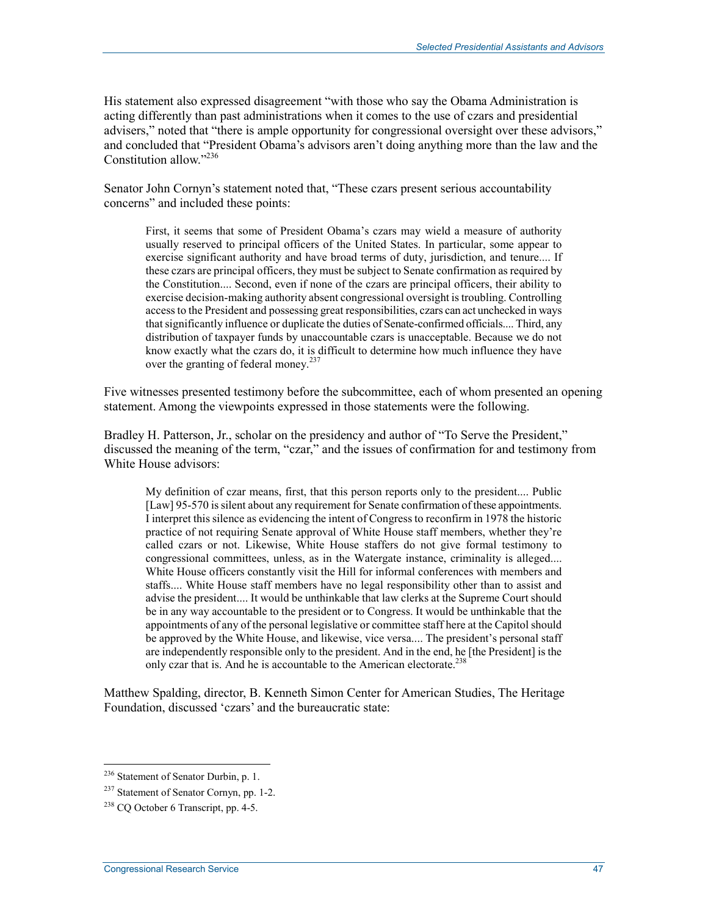His statement also expressed disagreement "with those who say the Obama Administration is acting differently than past administrations when it comes to the use of czars and presidential advisers," noted that "there is ample opportunity for congressional oversight over these advisors," and concluded that "President Obama's advisors aren't doing anything more than the law and the Constitution allow."[236]

Senator John Cornyn's statement noted that, "These czars present serious accountability concerns" and included these points:

> First, it seems that some of President Obama's czars may wield a measure of authority usually reserved to principal officers of the United States. In particular, some appear to exercise significant authority and have broad terms of duty, jurisdiction, and tenure.... If these czars are principal officers, they must be subject to Senate confirmation as required by the Constitution.... Second, even if none of the czars are principal officers, their ability to exercise decision-making authority absent congressional oversight is troubling. Controlling access to the President and possessing great responsibilities, czars can act unchecked in ways that significantly influence or duplicate the duties of Senate-confirmed officials.... Third, any distribution of taxpayer funds by unaccountable czars is unacceptable. Because we do not know exactly what the czars do, it is difficult to determine how much influence they have over the granting of federal money.[237]

Five witnesses presented testimony before the subcommittee, each of whom presented an opening statement. Among the viewpoints expressed in those statements were the following.

Bradley H. Patterson, Jr., scholar on the presidency and author of "To Serve the President," discussed the meaning of the term, "czar," and the issues of confirmation for and testimony from White House advisors:

> My definition of czar means, first, that this person reports only to the president.... Public [Law] 95-570 is silent about any requirement for Senate confirmation of these appointments. I interpret this silence as evidencing the intent of Congress to reconfirm in 1978 the historic practice of not requiring Senate approval of White House staff members, whether they're called czars or not. Likewise, White House staffers do not give formal testimony to congressional committees, unless, as in the Watergate instance, criminality is alleged.... White House officers constantly visit the Hill for informal conferences with members and staffs.... White House staff members have no legal responsibility other than to assist and advise the president.... It would be unthinkable that law clerks at the Supreme Court should be in any way accountable to the president or to Congress. It would be unthinkable that the appointments of any of the personal legislative or committee staff here at the Capitol should be approved by the White House, and likewise, vice versa.... The president's personal staff are independently responsible only to the president. And in the end, he [the President] is the only czar that is. And he is accountable to the American electorate.[238]

Matthew Spalding, director, B. Kenneth Simon Center for American Studies, The Heritage Foundation, discussed 'czars' and the bureaucratic state:

---

[236] Statement of Senator Durbin, p. 1.

[237] Statement of Senator Cornyn, pp. 1-2.

[238] CQ October 6 Transcript, pp. 4-5.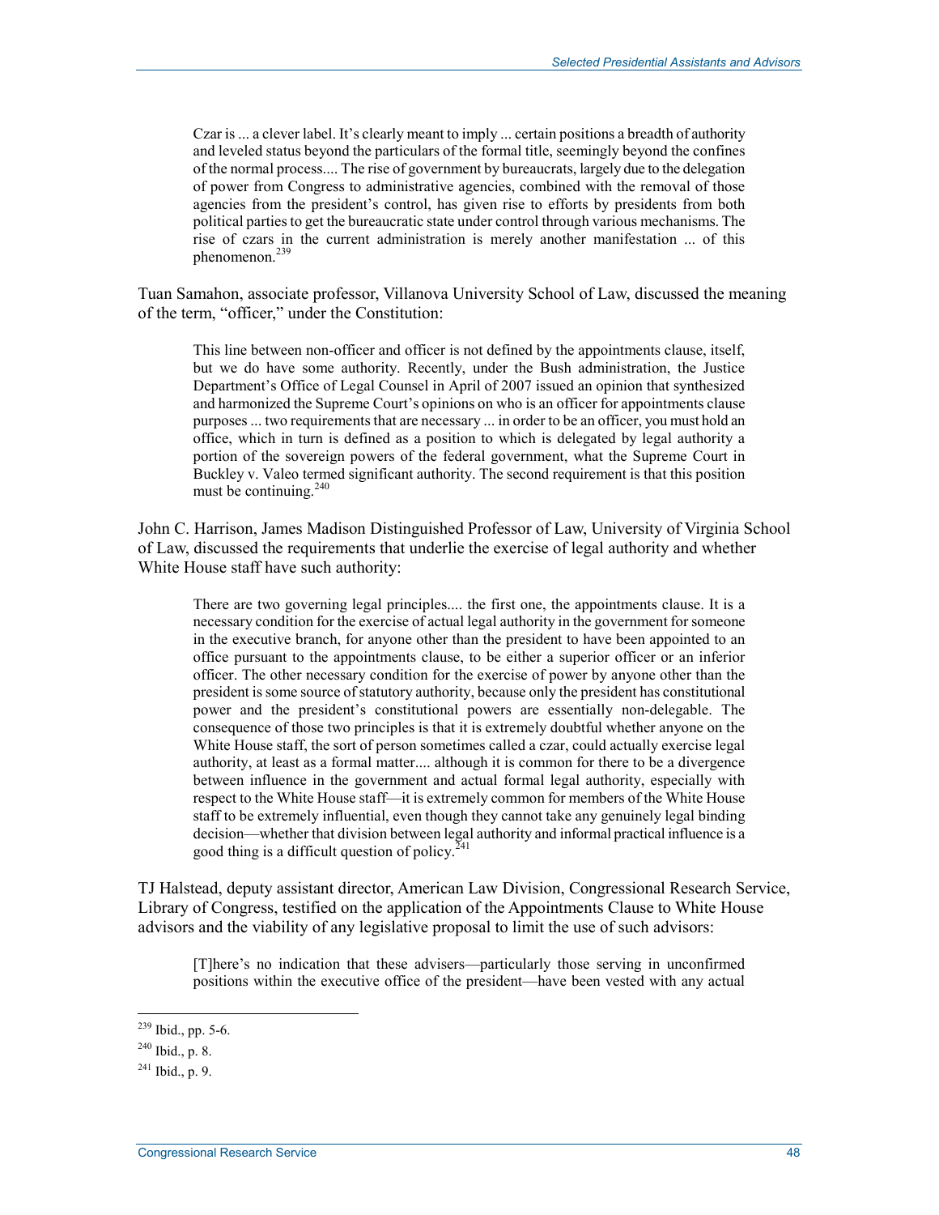> Czar is ... a clever label. It's clearly meant to imply ... certain positions a breadth of authority and leveled status beyond the particulars of the formal title, seemingly beyond the confines of the normal process.... The rise of government by bureaucrats, largely due to the delegation of power from Congress to administrative agencies, combined with the removal of those agencies from the president's control, has given rise to efforts by presidents from both political parties to get the bureaucratic state under control through various mechanisms. The rise of czars in the current administration is merely another manifestation ... of this phenomenon.[239]

Tuan Samahon, associate professor, Villanova University School of Law, discussed the meaning of the term, "officer," under the Constitution:

> This line between non-officer and officer is not defined by the appointments clause, itself, but we do have some authority. Recently, under the Bush administration, the Justice Department's Office of Legal Counsel in April of 2007 issued an opinion that synthesized and harmonized the Supreme Court's opinions on who is an officer for appointments clause purposes ... two requirements that are necessary ... in order to be an officer, you must hold an office, which in turn is defined as a position to which is delegated by legal authority a portion of the sovereign powers of the federal government, what the Supreme Court in Buckley v. Valeo termed significant authority. The second requirement is that this position must be continuing.[240]

John C. Harrison, James Madison Distinguished Professor of Law, University of Virginia School of Law, discussed the requirements that underlie the exercise of legal authority and whether White House staff have such authority:

> There are two governing legal principles.... the first one, the appointments clause. It is a necessary condition for the exercise of actual legal authority in the government for someone in the executive branch, for anyone other than the president to have been appointed to an office pursuant to the appointments clause, to be either a superior officer or an inferior officer. The other necessary condition for the exercise of power by anyone other than the president is some source of statutory authority, because only the president has constitutional power and the president's constitutional powers are essentially non-delegable. The consequence of those two principles is that it is extremely doubtful whether anyone on the White House staff, the sort of person sometimes called a czar, could actually exercise legal authority, at least as a formal matter.... although it is common for there to be a divergence between influence in the government and actual formal legal authority, especially with respect to the White House staff—it is extremely common for members of the White House staff to be extremely influential, even though they cannot take any genuinely legal binding decision—whether that division between legal authority and informal practical influence is a good thing is a difficult question of policy.[241]

TJ Halstead, deputy assistant director, American Law Division, Congressional Research Service, Library of Congress, testified on the application of the Appointments Clause to White House advisors and the viability of any legislative proposal to limit the use of such advisors:

> [T]here's no indication that these advisers—particularly those serving in unconfirmed positions within the executive office of the president—have been vested with any actual

---

[239] Ibid., pp. 5-6.

[240] Ibid., p. 8.

[241] Ibid., p. 9.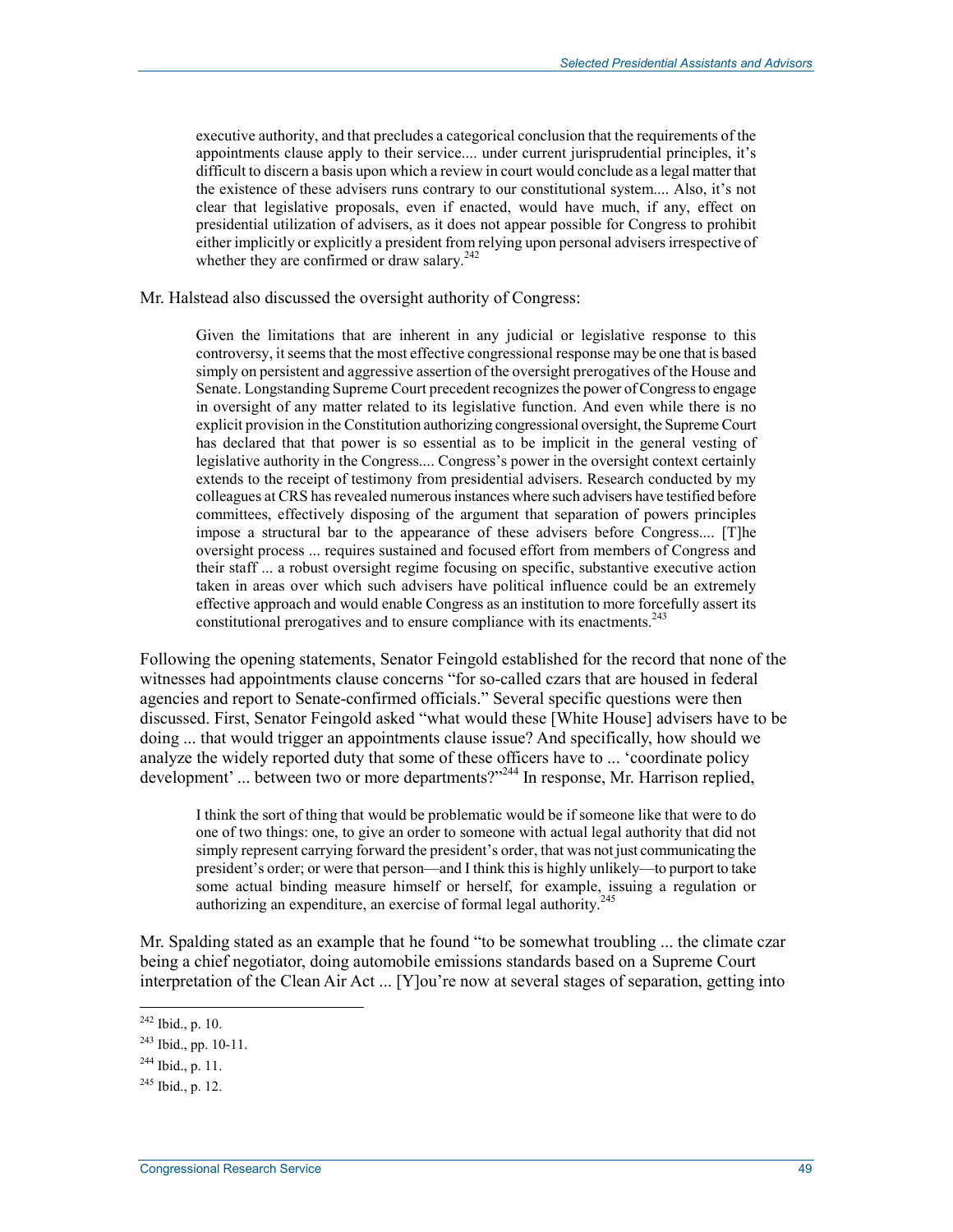> executive authority, and that precludes a categorical conclusion that the requirements of the appointments clause apply to their service.... under current jurisprudential principles, it's difficult to discern a basis upon which a review in court would conclude as a legal matter that the existence of these advisers runs contrary to our constitutional system.... Also, it's not clear that legislative proposals, even if enacted, would have much, if any, effect on presidential utilization of advisers, as it does not appear possible for Congress to prohibit either implicitly or explicitly a president from relying upon personal advisers irrespective of whether they are confirmed or draw salary.[242]

Mr. Halstead also discussed the oversight authority of Congress:

> Given the limitations that are inherent in any judicial or legislative response to this controversy, it seems that the most effective congressional response may be one that is based simply on persistent and aggressive assertion of the oversight prerogatives of the House and Senate. Longstanding Supreme Court precedent recognizes the power of Congress to engage in oversight of any matter related to its legislative function. And even while there is no explicit provision in the Constitution authorizing congressional oversight, the Supreme Court has declared that that power is so essential as to be implicit in the general vesting of legislative authority in the Congress.... Congress's power in the oversight context certainly extends to the receipt of testimony from presidential advisers. Research conducted by my colleagues at CRS has revealed numerous instances where such advisers have testified before committees, effectively disposing of the argument that separation of powers principles impose a structural bar to the appearance of these advisers before Congress.... [T]he oversight process ... requires sustained and focused effort from members of Congress and their staff ... a robust oversight regime focusing on specific, substantive executive action taken in areas over which such advisers have political influence could be an extremely effective approach and would enable Congress as an institution to more forcefully assert its constitutional prerogatives and to ensure compliance with its enactments.[243]

Following the opening statements, Senator Feingold established for the record that none of the witnesses had appointments clause concerns "for so-called czars that are housed in federal agencies and report to Senate-confirmed officials." Several specific questions were then discussed. First, Senator Feingold asked "what would these [White House] advisers have to be doing ... that would trigger an appointments clause issue? And specifically, how should we analyze the widely reported duty that some of these officers have to ... 'coordinate policy development' ... between two or more departments?"[244] In response, Mr. Harrison replied,

> I think the sort of thing that would be problematic would be if someone like that were to do one of two things: one, to give an order to someone with actual legal authority that did not simply represent carrying forward the president's order, that was not just communicating the president's order; or were that person—and I think this is highly unlikely—to purport to take some actual binding measure himself or herself, for example, issuing a regulation or authorizing an expenditure, an exercise of formal legal authority.[245]

Mr. Spalding stated as an example that he found "to be somewhat troubling ... the climate czar being a chief negotiator, doing automobile emissions standards based on a Supreme Court interpretation of the Clean Air Act ... [Y]ou're now at several stages of separation, getting into

---

[242] Ibid., p. 10.

[243] Ibid., pp. 10-11.

[244] Ibid., p. 11.

[245] Ibid., p. 12.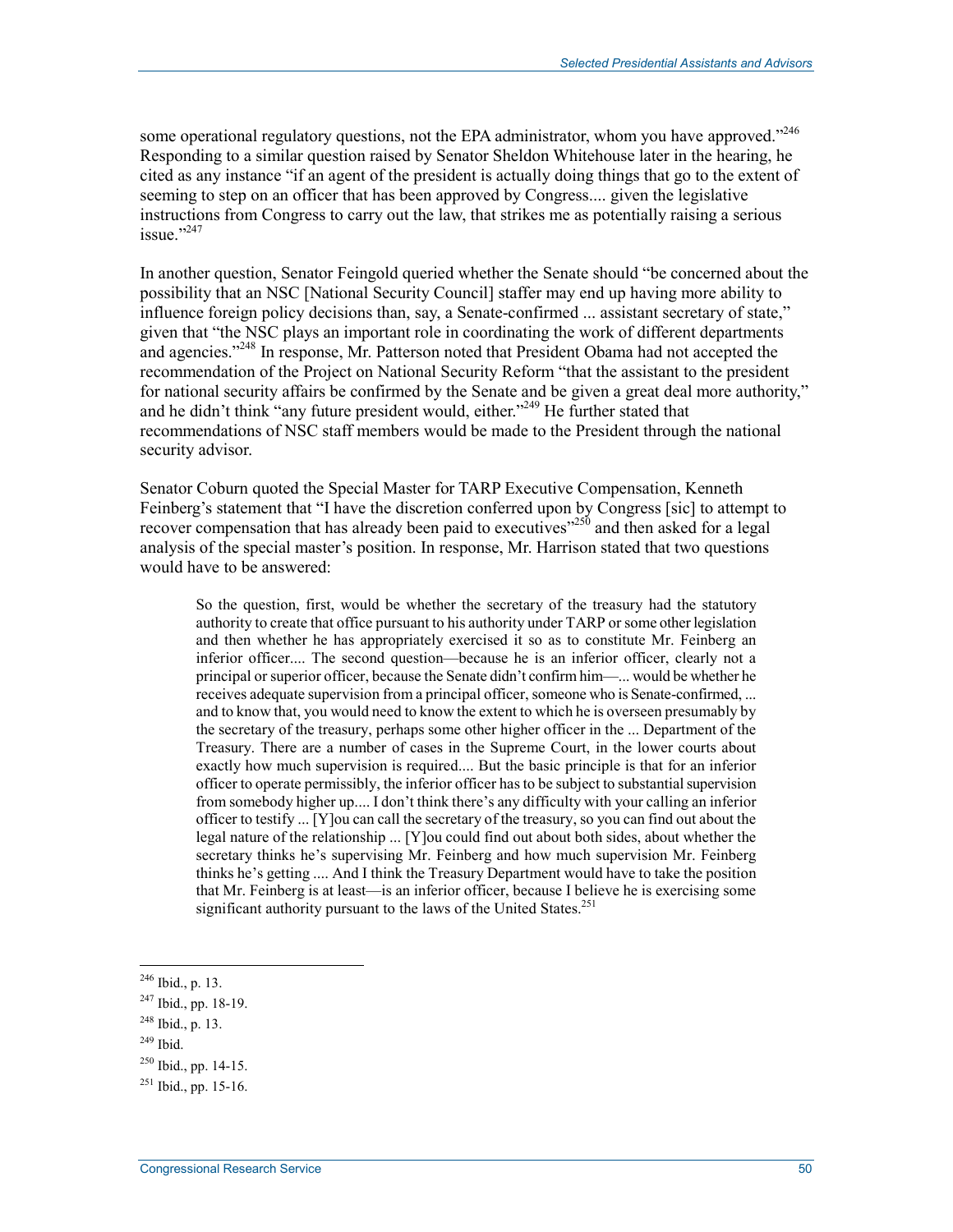some operational regulatory questions, not the EPA administrator, whom you have approved."[246] Responding to a similar question raised by Senator Sheldon Whitehouse later in the hearing, he cited as any instance "if an agent of the president is actually doing things that go to the extent of seeming to step on an officer that has been approved by Congress.... given the legislative instructions from Congress to carry out the law, that strikes me as potentially raising a serious issue."[247]

In another question, Senator Feingold queried whether the Senate should "be concerned about the possibility that an NSC [National Security Council] staffer may end up having more ability to influence foreign policy decisions than, say, a Senate-confirmed ... assistant secretary of state," given that "the NSC plays an important role in coordinating the work of different departments and agencies."[248] In response, Mr. Patterson noted that President Obama had not accepted the recommendation of the Project on National Security Reform "that the assistant to the president for national security affairs be confirmed by the Senate and be given a great deal more authority," and he didn't think "any future president would, either."[249] He further stated that recommendations of NSC staff members would be made to the President through the national security advisor.

Senator Coburn quoted the Special Master for TARP Executive Compensation, Kenneth Feinberg's statement that "I have the discretion conferred upon by Congress [sic] to attempt to recover compensation that has already been paid to executives"[250] and then asked for a legal analysis of the special master's position. In response, Mr. Harrison stated that two questions would have to be answered:

> So the question, first, would be whether the secretary of the treasury had the statutory authority to create that office pursuant to his authority under TARP or some other legislation and then whether he has appropriately exercised it so as to constitute Mr. Feinberg an inferior officer.... The second question—because he is an inferior officer, clearly not a principal or superior officer, because the Senate didn't confirm him—... would be whether he receives adequate supervision from a principal officer, someone who is Senate-confirmed, ... and to know that, you would need to know the extent to which he is overseen presumably by the secretary of the treasury, perhaps some other higher officer in the ... Department of the Treasury. There are a number of cases in the Supreme Court, in the lower courts about exactly how much supervision is required.... But the basic principle is that for an inferior officer to operate permissibly, the inferior officer has to be subject to substantial supervision from somebody higher up.... I don't think there's any difficulty with your calling an inferior officer to testify ... [Y]ou can call the secretary of the treasury, so you can find out about the legal nature of the relationship ... [Y]ou could find out about both sides, about whether the secretary thinks he's supervising Mr. Feinberg and how much supervision Mr. Feinberg thinks he's getting .... And I think the Treasury Department would have to take the position that Mr. Feinberg is at least—is an inferior officer, because I believe he is exercising some significant authority pursuant to the laws of the United States.[251]

---

[246] Ibid., p. 13.

[247] Ibid., pp. 18-19.

[248] Ibid., p. 13.

[249] Ibid.

[250] Ibid., pp. 14-15.

[251] Ibid., pp. 15-16.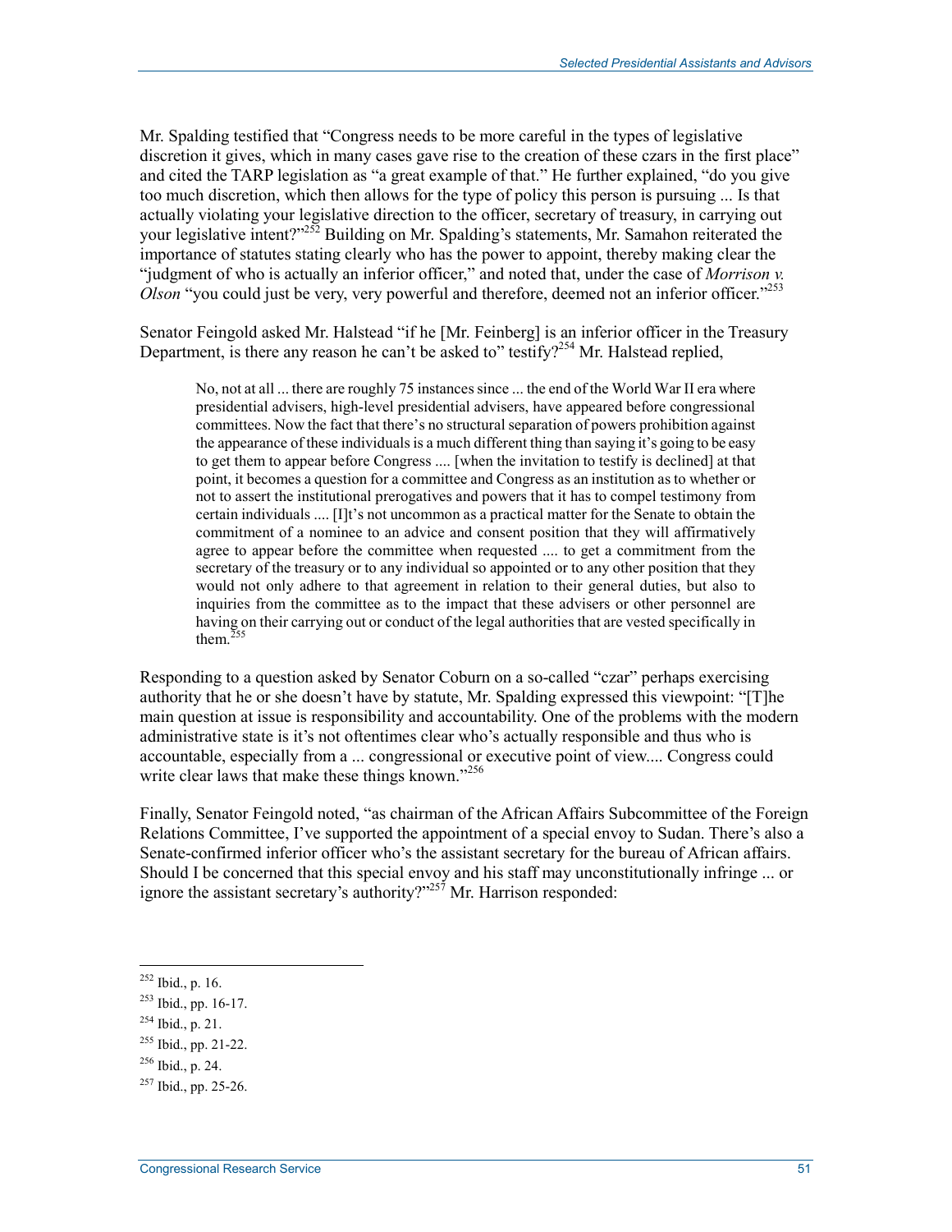Mr. Spalding testified that "Congress needs to be more careful in the types of legislative discretion it gives, which in many cases gave rise to the creation of these czars in the first place" and cited the TARP legislation as "a great example of that." He further explained, "do you give too much discretion, which then allows for the type of policy this person is pursuing ... Is that actually violating your legislative direction to the officer, secretary of treasury, in carrying out your legislative intent?"[252] Building on Mr. Spalding's statements, Mr. Samahon reiterated the importance of statutes stating clearly who has the power to appoint, thereby making clear the "judgment of who is actually an inferior officer," and noted that, under the case of *Morrison v. Olson* "you could just be very, very powerful and therefore, deemed not an inferior officer."[253]

Senator Feingold asked Mr. Halstead "if he [Mr. Feinberg] is an inferior officer in the Treasury Department, is there any reason he can't be asked to" testify?[254] Mr. Halstead replied,

> No, not at all ... there are roughly 75 instances since ... the end of the World War II era where presidential advisers, high-level presidential advisers, have appeared before congressional committees. Now the fact that there's no structural separation of powers prohibition against the appearance of these individuals is a much different thing than saying it's going to be easy to get them to appear before Congress .... [when the invitation to testify is declined] at that point, it becomes a question for a committee and Congress as an institution as to whether or not to assert the institutional prerogatives and powers that it has to compel testimony from certain individuals .... [I]t's not uncommon as a practical matter for the Senate to obtain the commitment of a nominee to an advice and consent position that they will affirmatively agree to appear before the committee when requested .... to get a commitment from the secretary of the treasury or to any individual so appointed or to any other position that they would not only adhere to that agreement in relation to their general duties, but also to inquiries from the committee as to the impact that these advisers or other personnel are having on their carrying out or conduct of the legal authorities that are vested specifically in them.[255]

Responding to a question asked by Senator Coburn on a so-called "czar" perhaps exercising authority that he or she doesn't have by statute, Mr. Spalding expressed this viewpoint: "[T]he main question at issue is responsibility and accountability. One of the problems with the modern administrative state is it's not oftentimes clear who's actually responsible and thus who is accountable, especially from a ... congressional or executive point of view.... Congress could write clear laws that make these things known."[256]

Finally, Senator Feingold noted, "as chairman of the African Affairs Subcommittee of the Foreign Relations Committee, I've supported the appointment of a special envoy to Sudan. There's also a Senate-confirmed inferior officer who's the assistant secretary for the bureau of African affairs. Should I be concerned that this special envoy and his staff may unconstitutionally infringe ... or ignore the assistant secretary's authority?"[257] Mr. Harrison responded:

---

[252] Ibid., p. 16.

[253] Ibid., pp. 16-17.

[254] Ibid., p. 21.

[255] Ibid., pp. 21-22.

[256] Ibid., p. 24.

[257] Ibid., pp. 25-26.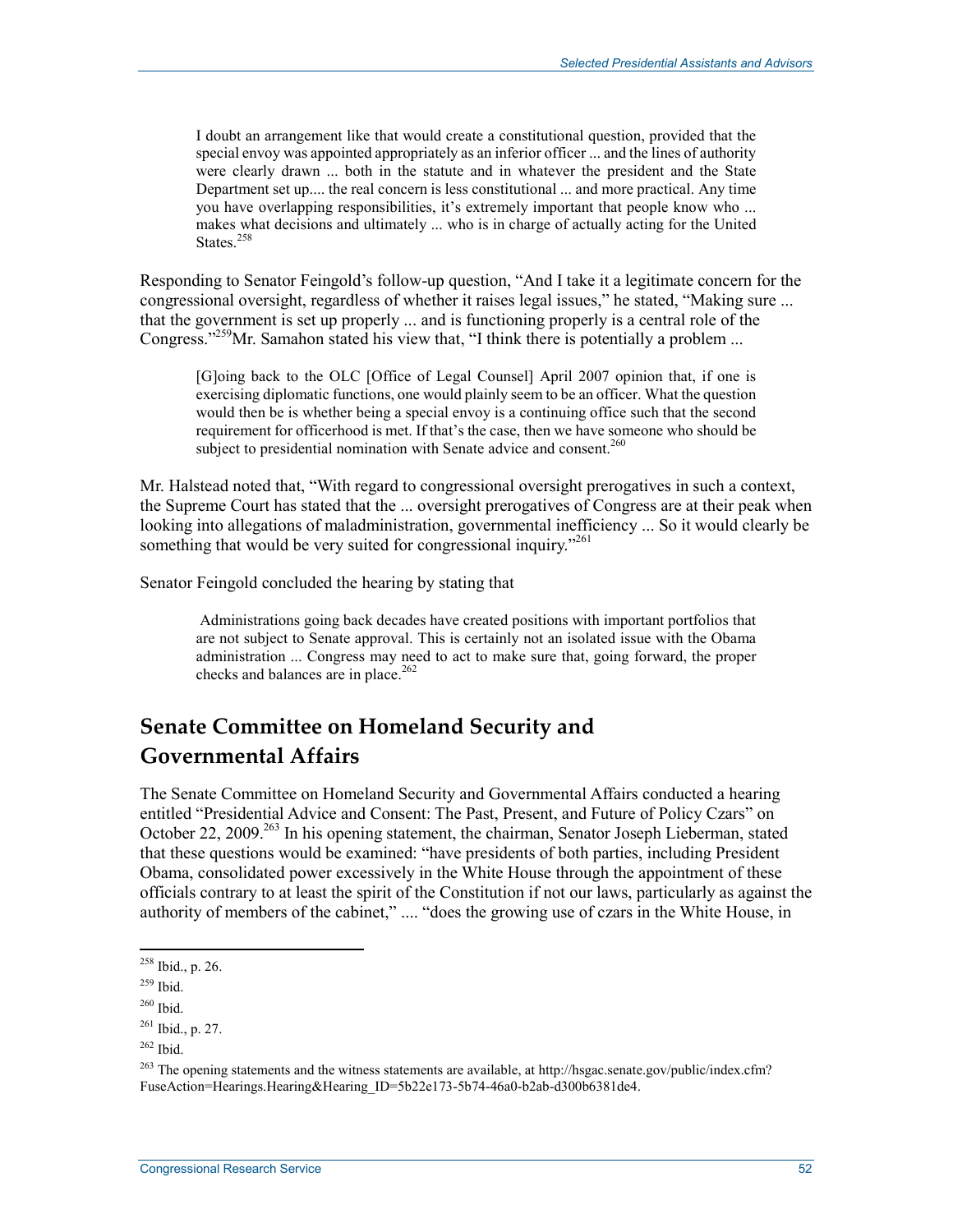> I doubt an arrangement like that would create a constitutional question, provided that the special envoy was appointed appropriately as an inferior officer ... and the lines of authority were clearly drawn ... both in the statute and in whatever the president and the State Department set up.... the real concern is less constitutional ... and more practical. Any time you have overlapping responsibilities, it's extremely important that people know who ... makes what decisions and ultimately ... who is in charge of actually acting for the United States.[258]

Responding to Senator Feingold's follow-up question, "And I take it a legitimate concern for the congressional oversight, regardless of whether it raises legal issues," he stated, "Making sure ... that the government is set up properly ... and is functioning properly is a central role of the Congress."[259] Mr. Samahon stated his view that, "I think there is potentially a problem ...

> [G]oing back to the OLC [Office of Legal Counsel] April 2007 opinion that, if one is exercising diplomatic functions, one would plainly seem to be an officer. What the question would then be is whether being a special envoy is a continuing office such that the second requirement for officerhood is met. If that's the case, then we have someone who should be subject to presidential nomination with Senate advice and consent.[260]

Mr. Halstead noted that, "With regard to congressional oversight prerogatives in such a context, the Supreme Court has stated that the ... oversight prerogatives of Congress are at their peak when looking into allegations of maladministration, governmental inefficiency ... So it would clearly be something that would be very suited for congressional inquiry."[261]

Senator Feingold concluded the hearing by stating that

> Administrations going back decades have created positions with important portfolios that are not subject to Senate approval. This is certainly not an isolated issue with the Obama administration ... Congress may need to act to make sure that, going forward, the proper checks and balances are in place.[262]

## Senate Committee on Homeland Security and Governmental Affairs

The Senate Committee on Homeland Security and Governmental Affairs conducted a hearing entitled "Presidential Advice and Consent: The Past, Present, and Future of Policy Czars" on October 22, 2009.[263] In his opening statement, the chairman, Senator Joseph Lieberman, stated that these questions would be examined: "have presidents of both parties, including President Obama, consolidated power excessively in the White House through the appointment of these officials contrary to at least the spirit of the Constitution if not our laws, particularly as against the authority of members of the cabinet," .... "does the growing use of czars in the White House, in

---

[258] Ibid., p. 26.

[259] Ibid.

[260] Ibid.

[261] Ibid., p. 27.

[262] Ibid.

[263] The opening statements and the witness statements are available, at http://hsgac.senate.gov/public/index.cfm?FuseAction=Hearings.Hearing&Hearing_ID=5b22e173-5b74-46a0-b2ab-d300b6381de4.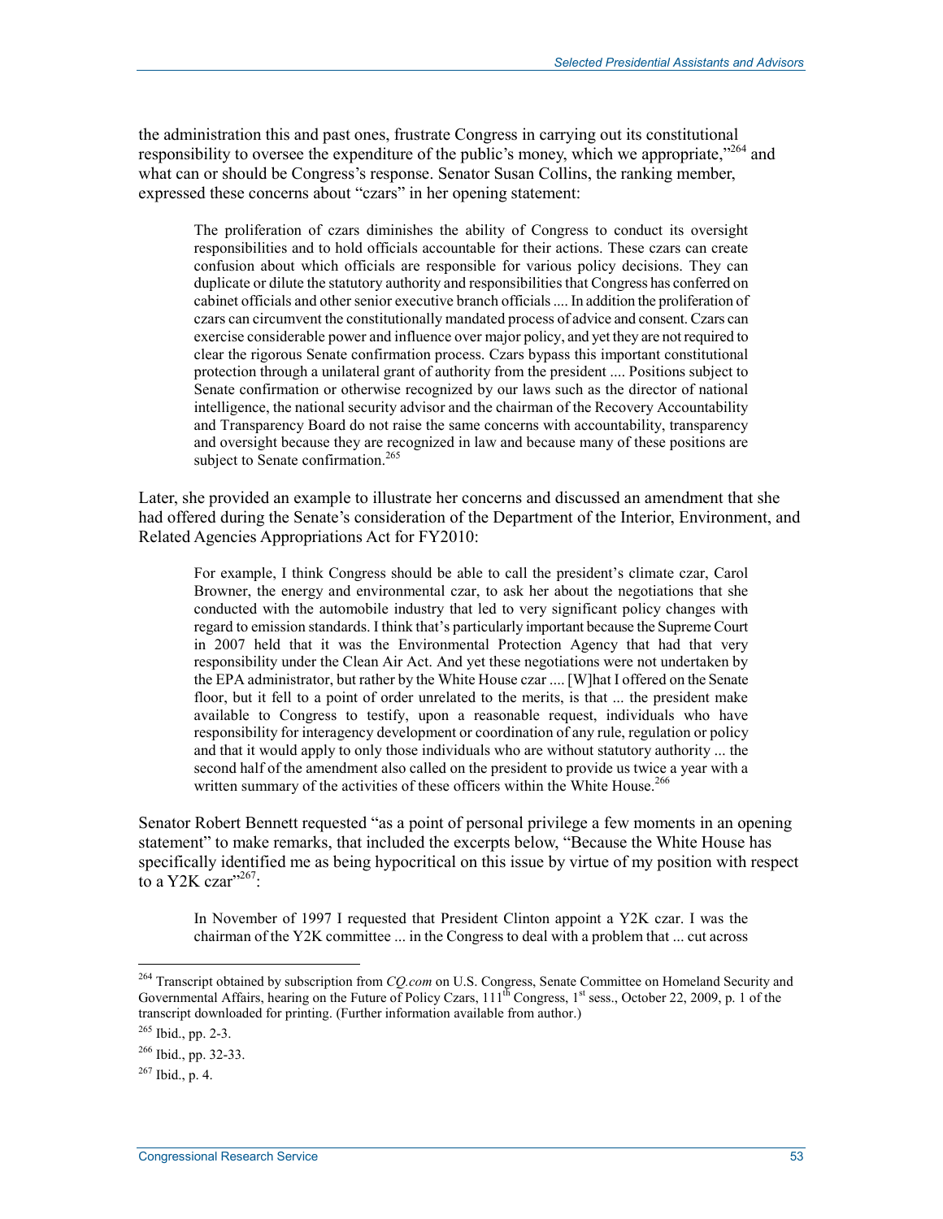the administration this and past ones, frustrate Congress in carrying out its constitutional responsibility to oversee the expenditure of the public's money, which we appropriate,"[264] and what can or should be Congress's response. Senator Susan Collins, the ranking member, expressed these concerns about "czars" in her opening statement:

> The proliferation of czars diminishes the ability of Congress to conduct its oversight responsibilities and to hold officials accountable for their actions. These czars can create confusion about which officials are responsible for various policy decisions. They can duplicate or dilute the statutory authority and responsibilities that Congress has conferred on cabinet officials and other senior executive branch officials .... In addition the proliferation of czars can circumvent the constitutionally mandated process of advice and consent. Czars can exercise considerable power and influence over major policy, and yet they are not required to clear the rigorous Senate confirmation process. Czars bypass this important constitutional protection through a unilateral grant of authority from the president .... Positions subject to Senate confirmation or otherwise recognized by our laws such as the director of national intelligence, the national security advisor and the chairman of the Recovery Accountability and Transparency Board do not raise the same concerns with accountability, transparency and oversight because they are recognized in law and because many of these positions are subject to Senate confirmation.[265]

Later, she provided an example to illustrate her concerns and discussed an amendment that she had offered during the Senate's consideration of the Department of the Interior, Environment, and Related Agencies Appropriations Act for FY2010:

> For example, I think Congress should be able to call the president's climate czar, Carol Browner, the energy and environmental czar, to ask her about the negotiations that she conducted with the automobile industry that led to very significant policy changes with regard to emission standards. I think that's particularly important because the Supreme Court in 2007 held that it was the Environmental Protection Agency that had that very responsibility under the Clean Air Act. And yet these negotiations were not undertaken by the EPA administrator, but rather by the White House czar .... [W]hat I offered on the Senate floor, but it fell to a point of order unrelated to the merits, is that ... the president make available to Congress to testify, upon a reasonable request, individuals who have responsibility for interagency development or coordination of any rule, regulation or policy and that it would apply to only those individuals who are without statutory authority ... the second half of the amendment also called on the president to provide us twice a year with a written summary of the activities of these officers within the White House.[266]

Senator Robert Bennett requested "as a point of personal privilege a few moments in an opening statement" to make remarks, that included the excerpts below, "Because the White House has specifically identified me as being hypocritical on this issue by virtue of my position with respect to a Y2K czar"[267]:

> In November of 1997 I requested that President Clinton appoint a Y2K czar. I was the chairman of the Y2K committee ... in the Congress to deal with a problem that ... cut across

---

[264] Transcript obtained by subscription from *CQ.com* on U.S. Congress, Senate Committee on Homeland Security and Governmental Affairs, hearing on the Future of Policy Czars, 111th Congress, 1st sess., October 22, 2009, p. 1 of the transcript downloaded for printing. (Further information available from author.)

[265] Ibid., pp. 2-3.

[266] Ibid., pp. 32-33.

[267] Ibid., p. 4.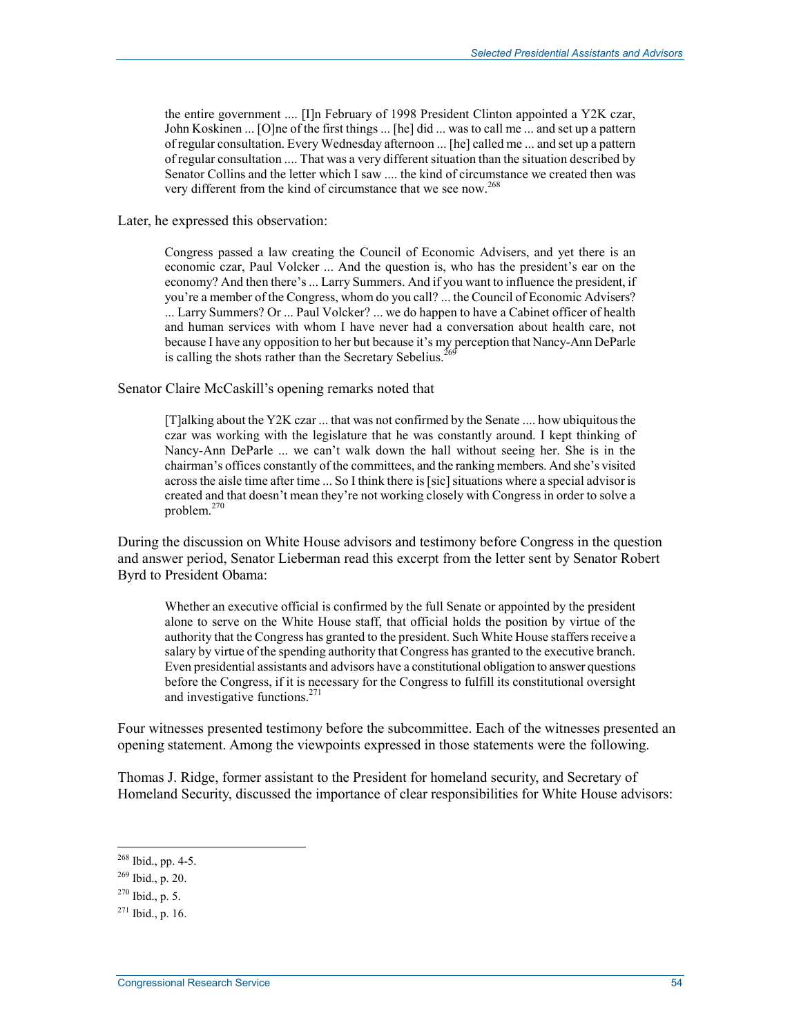> the entire government .... [I]n February of 1998 President Clinton appointed a Y2K czar, John Koskinen ... [O]ne of the first things ... [he] did ... was to call me ... and set up a pattern of regular consultation. Every Wednesday afternoon ... [he] called me ... and set up a pattern of regular consultation .... That was a very different situation than the situation described by Senator Collins and the letter which I saw .... the kind of circumstance we created then was very different from the kind of circumstance that we see now.[268]

Later, he expressed this observation:

> Congress passed a law creating the Council of Economic Advisers, and yet there is an economic czar, Paul Volcker ... And the question is, who has the president's ear on the economy? And then there's ... Larry Summers. And if you want to influence the president, if you're a member of the Congress, whom do you call? ... the Council of Economic Advisers? ... Larry Summers? Or ... Paul Volcker? ... we do happen to have a Cabinet officer of health and human services with whom I have never had a conversation about health care, not because I have any opposition to her but because it's my perception that Nancy-Ann DeParle is calling the shots rather than the Secretary Sebelius.[269]

Senator Claire McCaskill's opening remarks noted that

> [T]alking about the Y2K czar ... that was not confirmed by the Senate .... how ubiquitous the czar was working with the legislature that he was constantly around. I kept thinking of Nancy-Ann DeParle ... we can't walk down the hall without seeing her. She is in the chairman's offices constantly of the committees, and the ranking members. And she's visited across the aisle time after time ... So I think there is [sic] situations where a special advisor is created and that doesn't mean they're not working closely with Congress in order to solve a problem.[270]

During the discussion on White House advisors and testimony before Congress in the question and answer period, Senator Lieberman read this excerpt from the letter sent by Senator Robert Byrd to President Obama:

> Whether an executive official is confirmed by the full Senate or appointed by the president alone to serve on the White House staff, that official holds the position by virtue of the authority that the Congress has granted to the president. Such White House staffers receive a salary by virtue of the spending authority that Congress has granted to the executive branch. Even presidential assistants and advisors have a constitutional obligation to answer questions before the Congress, if it is necessary for the Congress to fulfill its constitutional oversight and investigative functions.[271]

Four witnesses presented testimony before the subcommittee. Each of the witnesses presented an opening statement. Among the viewpoints expressed in those statements were the following.

Thomas J. Ridge, former assistant to the President for homeland security, and Secretary of Homeland Security, discussed the importance of clear responsibilities for White House advisors:

---

[268] Ibid., pp. 4-5.

[269] Ibid., p. 20.

[270] Ibid., p. 5.

[271] Ibid., p. 16.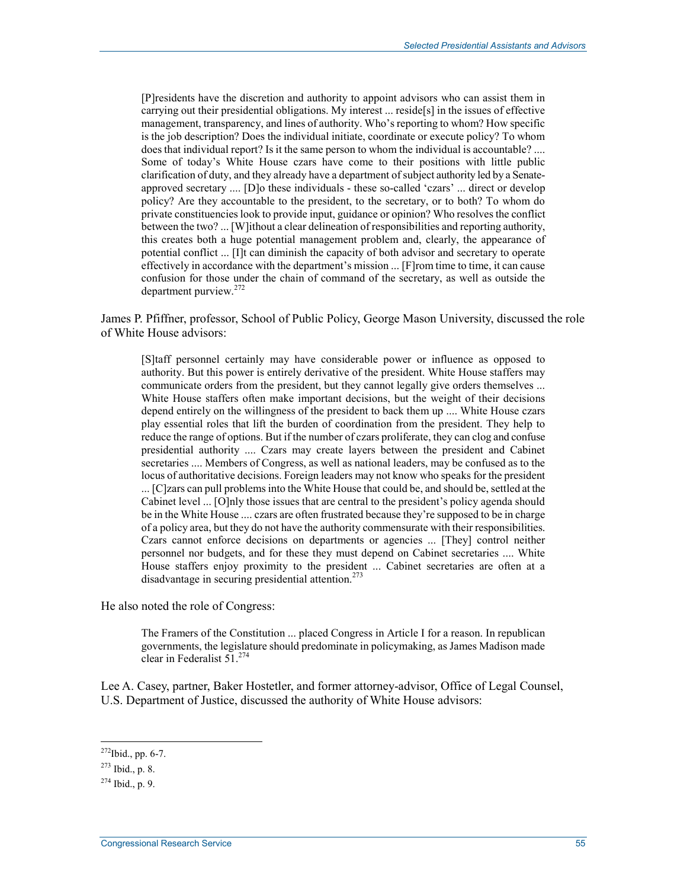> [P]residents have the discretion and authority to appoint advisors who can assist them in carrying out their presidential obligations. My interest ... reside[s] in the issues of effective management, transparency, and lines of authority. Who's reporting to whom? How specific is the job description? Does the individual initiate, coordinate or execute policy? To whom does that individual report? Is it the same person to whom the individual is accountable? .... Some of today's White House czars have come to their positions with little public clarification of duty, and they already have a department of subject authority led by a Senate-approved secretary .... [D]o these individuals - these so-called 'czars' ... direct or develop policy? Are they accountable to the president, to the secretary, or to both? To whom do private constituencies look to provide input, guidance or opinion? Who resolves the conflict between the two? ... [W]ithout a clear delineation of responsibilities and reporting authority, this creates both a huge potential management problem and, clearly, the appearance of potential conflict ... [I]t can diminish the capacity of both advisor and secretary to operate effectively in accordance with the department's mission ... [F]rom time to time, it can cause confusion for those under the chain of command of the secretary, as well as outside the department purview.[272]

James P. Pfiffner, professor, School of Public Policy, George Mason University, discussed the role of White House advisors:

> [S]taff personnel certainly may have considerable power or influence as opposed to authority. But this power is entirely derivative of the president. White House staffers may communicate orders from the president, but they cannot legally give orders themselves ... White House staffers often make important decisions, but the weight of their decisions depend entirely on the willingness of the president to back them up .... White House czars play essential roles that lift the burden of coordination from the president. They help to reduce the range of options. But if the number of czars proliferate, they can clog and confuse presidential authority .... Czars may create layers between the president and Cabinet secretaries .... Members of Congress, as well as national leaders, may be confused as to the locus of authoritative decisions. Foreign leaders may not know who speaks for the president ... [C]zars can pull problems into the White House that could be, and should be, settled at the Cabinet level ... [O]nly those issues that are central to the president's policy agenda should be in the White House .... czars are often frustrated because they're supposed to be in charge of a policy area, but they do not have the authority commensurate with their responsibilities. Czars cannot enforce decisions on departments or agencies ... [They] control neither personnel nor budgets, and for these they must depend on Cabinet secretaries .... White House staffers enjoy proximity to the president ... Cabinet secretaries are often at a disadvantage in securing presidential attention.[273]

He also noted the role of Congress:

> The Framers of the Constitution ... placed Congress in Article I for a reason. In republican governments, the legislature should predominate in policymaking, as James Madison made clear in Federalist 51.[274]

Lee A. Casey, partner, Baker Hostetler, and former attorney-advisor, Office of Legal Counsel, U.S. Department of Justice, discussed the authority of White House advisors:

---

[272] Ibid., pp. 6-7.

[273] Ibid., p. 8.

[274] Ibid., p. 9.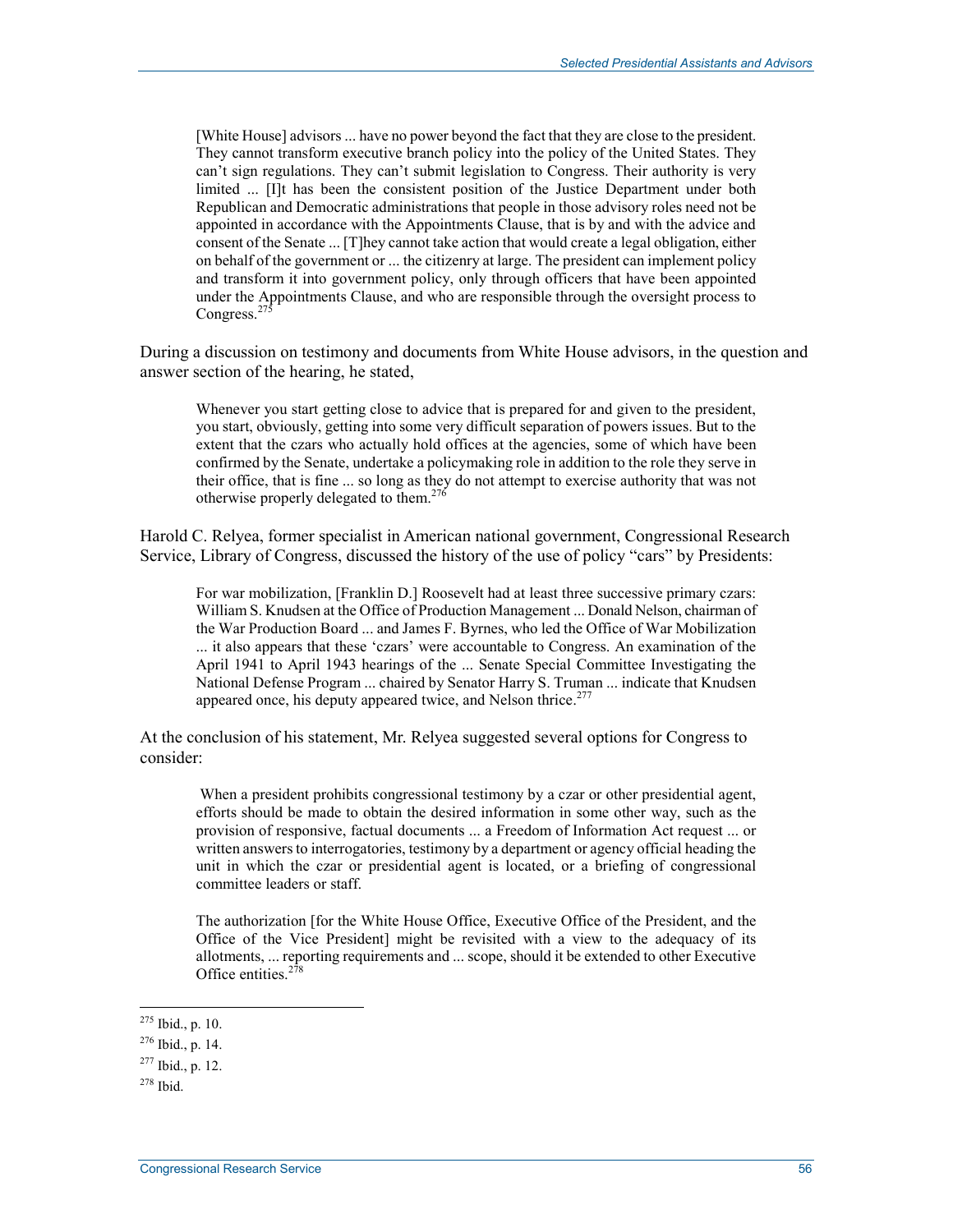> [White House] advisors ... have no power beyond the fact that they are close to the president. They cannot transform executive branch policy into the policy of the United States. They can't sign regulations. They can't submit legislation to Congress. Their authority is very limited ... [I]t has been the consistent position of the Justice Department under both Republican and Democratic administrations that people in those advisory roles need not be appointed in accordance with the Appointments Clause, that is by and with the advice and consent of the Senate ... [T]hey cannot take action that would create a legal obligation, either on behalf of the government or ... the citizenry at large. The president can implement policy and transform it into government policy, only through officers that have been appointed under the Appointments Clause, and who are responsible through the oversight process to Congress.[275]

During a discussion on testimony and documents from White House advisors, in the question and answer section of the hearing, he stated,

> Whenever you start getting close to advice that is prepared for and given to the president, you start, obviously, getting into some very difficult separation of powers issues. But to the extent that the czars who actually hold offices at the agencies, some of which have been confirmed by the Senate, undertake a policymaking role in addition to the role they serve in their office, that is fine ... so long as they do not attempt to exercise authority that was not otherwise properly delegated to them.[276]

Harold C. Relyea, former specialist in American national government, Congressional Research Service, Library of Congress, discussed the history of the use of policy "cars" by Presidents:

> For war mobilization, [Franklin D.] Roosevelt had at least three successive primary czars: William S. Knudsen at the Office of Production Management ... Donald Nelson, chairman of the War Production Board ... and James F. Byrnes, who led the Office of War Mobilization ... it also appears that these 'czars' were accountable to Congress. An examination of the April 1941 to April 1943 hearings of the ... Senate Special Committee Investigating the National Defense Program ... chaired by Senator Harry S. Truman ... indicate that Knudsen appeared once, his deputy appeared twice, and Nelson thrice.[277]

At the conclusion of his statement, Mr. Relyea suggested several options for Congress to consider:

> When a president prohibits congressional testimony by a czar or other presidential agent, efforts should be made to obtain the desired information in some other way, such as the provision of responsive, factual documents ... a Freedom of Information Act request ... or written answers to interrogatories, testimony by a department or agency official heading the unit in which the czar or presidential agent is located, or a briefing of congressional committee leaders or staff.
>
> The authorization [for the White House Office, Executive Office of the President, and the Office of the Vice President] might be revisited with a view to the adequacy of its allotments, ... reporting requirements and ... scope, should it be extended to other Executive Office entities.[278]

---

[275] Ibid., p. 10.

[276] Ibid., p. 14.

[277] Ibid., p. 12.

[278] Ibid.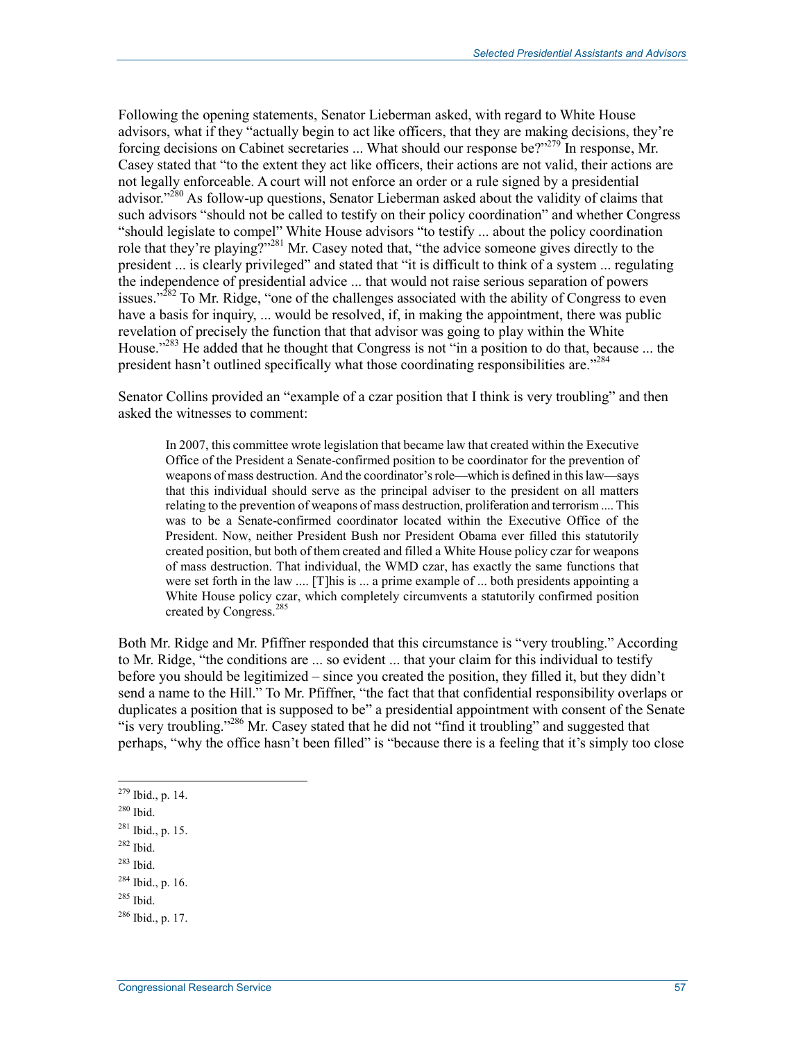Following the opening statements, Senator Lieberman asked, with regard to White House advisors, what if they "actually begin to act like officers, that they are making decisions, they're forcing decisions on Cabinet secretaries ... What should our response be?"[279] In response, Mr. Casey stated that "to the extent they act like officers, their actions are not valid, their actions are not legally enforceable. A court will not enforce an order or a rule signed by a presidential advisor."[280] As follow-up questions, Senator Lieberman asked about the validity of claims that such advisors "should not be called to testify on their policy coordination" and whether Congress "should legislate to compel" White House advisors "to testify ... about the policy coordination role that they're playing?"[281] Mr. Casey noted that, "the advice someone gives directly to the president ... is clearly privileged" and stated that "it is difficult to think of a system ... regulating the independence of presidential advice ... that would not raise serious separation of powers issues."[282] To Mr. Ridge, "one of the challenges associated with the ability of Congress to even have a basis for inquiry, ... would be resolved, if, in making the appointment, there was public revelation of precisely the function that that advisor was going to play within the White House."[283] He added that he thought that Congress is not "in a position to do that, because ... the president hasn't outlined specifically what those coordinating responsibilities are."[284]

Senator Collins provided an "example of a czar position that I think is very troubling" and then asked the witnesses to comment:

> In 2007, this committee wrote legislation that became law that created within the Executive Office of the President a Senate-confirmed position to be coordinator for the prevention of weapons of mass destruction. And the coordinator's role—which is defined in this law—says that this individual should serve as the principal adviser to the president on all matters relating to the prevention of weapons of mass destruction, proliferation and terrorism .... This was to be a Senate-confirmed coordinator located within the Executive Office of the President. Now, neither President Bush nor President Obama ever filled this statutorily created position, but both of them created and filled a White House policy czar for weapons of mass destruction. That individual, the WMD czar, has exactly the same functions that were set forth in the law .... [T]his is ... a prime example of ... both presidents appointing a White House policy czar, which completely circumvents a statutorily confirmed position created by Congress.[285]

Both Mr. Ridge and Mr. Pfiffner responded that this circumstance is "very troubling." According to Mr. Ridge, "the conditions are ... so evident ... that your claim for this individual to testify before you should be legitimized – since you created the position, they filled it, but they didn't send a name to the Hill." To Mr. Pfiffner, "the fact that that confidential responsibility overlaps or duplicates a position that is supposed to be" a presidential appointment with consent of the Senate "is very troubling."[286] Mr. Casey stated that he did not "find it troubling" and suggested that perhaps, "why the office hasn't been filled" is "because there is a feeling that it's simply too close

---

[279] Ibid., p. 14.

[280] Ibid.

[281] Ibid., p. 15.

[282] Ibid.

[283] Ibid.

[284] Ibid., p. 16.

[285] Ibid.

[286] Ibid., p. 17.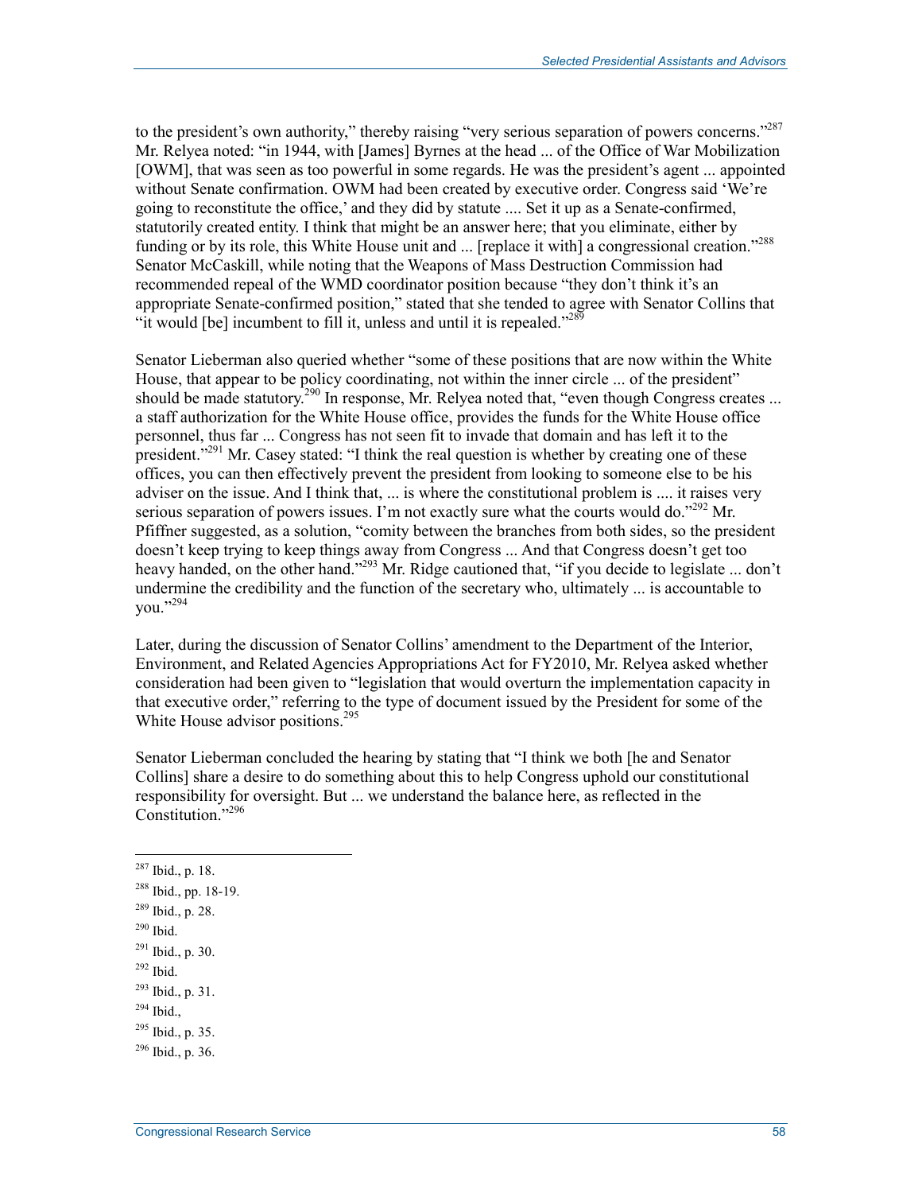to the president's own authority," thereby raising "very serious separation of powers concerns."[287] Mr. Relyea noted: "in 1944, with [James] Byrnes at the head ... of the Office of War Mobilization [OWM], that was seen as too powerful in some regards. He was the president's agent ... appointed without Senate confirmation. OWM had been created by executive order. Congress said 'We're going to reconstitute the office,' and they did by statute .... Set it up as a Senate-confirmed, statutorily created entity. I think that might be an answer here; that you eliminate, either by funding or by its role, this White House unit and ... [replace it with] a congressional creation."[288] Senator McCaskill, while noting that the Weapons of Mass Destruction Commission had recommended repeal of the WMD coordinator position because "they don't think it's an appropriate Senate-confirmed position," stated that she tended to agree with Senator Collins that "it would [be] incumbent to fill it, unless and until it is repealed."[289]

Senator Lieberman also queried whether "some of these positions that are now within the White House, that appear to be policy coordinating, not within the inner circle ... of the president" should be made statutory.[290] In response, Mr. Relyea noted that, "even though Congress creates ... a staff authorization for the White House office, provides the funds for the White House office personnel, thus far ... Congress has not seen fit to invade that domain and has left it to the president."[291] Mr. Casey stated: "I think the real question is whether by creating one of these offices, you can then effectively prevent the president from looking to someone else to be his adviser on the issue. And I think that, ... is where the constitutional problem is .... it raises very serious separation of powers issues. I'm not exactly sure what the courts would do."[292] Mr. Pfiffner suggested, as a solution, "comity between the branches from both sides, so the president doesn't keep trying to keep things away from Congress ... And that Congress doesn't get too heavy handed, on the other hand."[293] Mr. Ridge cautioned that, "if you decide to legislate ... don't undermine the credibility and the function of the secretary who, ultimately ... is accountable to you."[294]

Later, during the discussion of Senator Collins' amendment to the Department of the Interior, Environment, and Related Agencies Appropriations Act for FY2010, Mr. Relyea asked whether consideration had been given to "legislation that would overturn the implementation capacity in that executive order," referring to the type of document issued by the President for some of the White House advisor positions.[295]

Senator Lieberman concluded the hearing by stating that "I think we both [he and Senator Collins] share a desire to do something about this to help Congress uphold our constitutional responsibility for oversight. But ... we understand the balance here, as reflected in the Constitution."[296]

---

[287] Ibid., p. 18.

[288] Ibid., pp. 18-19.

[289] Ibid., p. 28.

[290] Ibid.

[291] Ibid., p. 30.

[292] Ibid.

[293] Ibid., p. 31.

[294] Ibid.,

[295] Ibid., p. 35.

[296] Ibid., p. 36.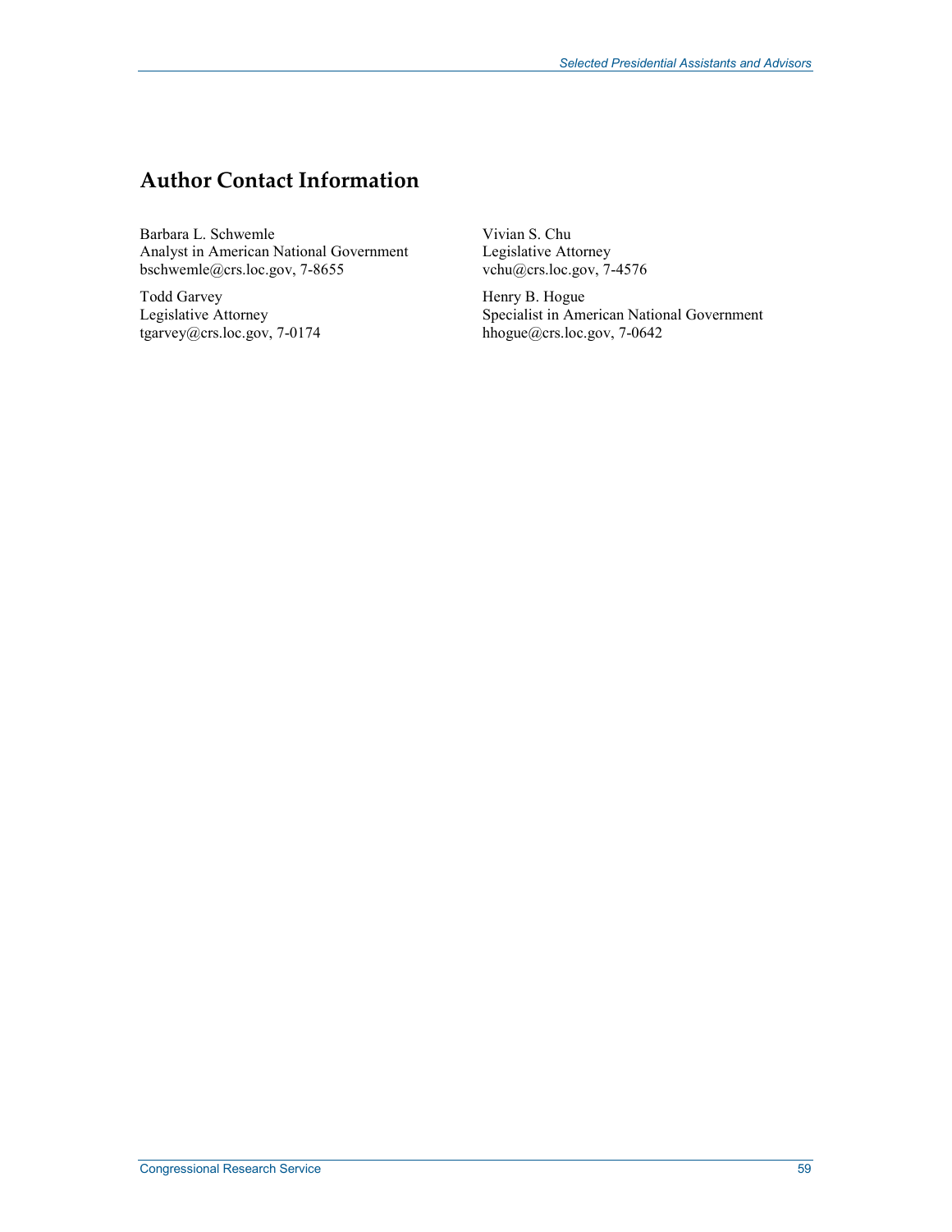## Author Contact Information

Barbara L. Schwemle
Analyst in American National Government
bschwemle@crs.loc.gov, 7-8655

Todd Garvey
Legislative Attorney
tgarvey@crs.loc.gov, 7-0174

Vivian S. Chu
Legislative Attorney
vchu@crs.loc.gov, 7-4576

Henry B. Hogue
Specialist in American National Government
hhogue@crs.loc.gov, 7-0642